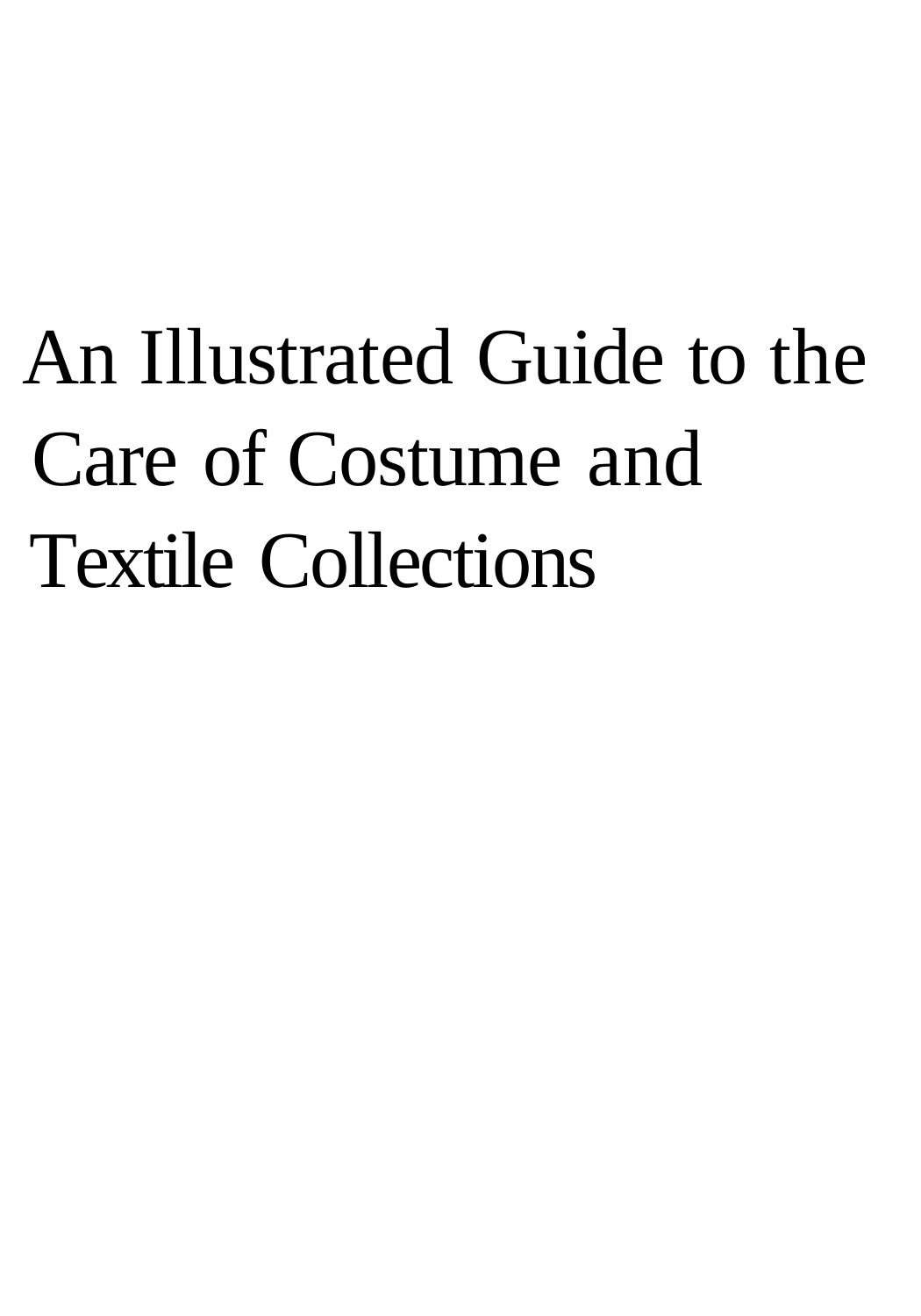# An Illustrated Guide to the Care of Costume and Textile Collections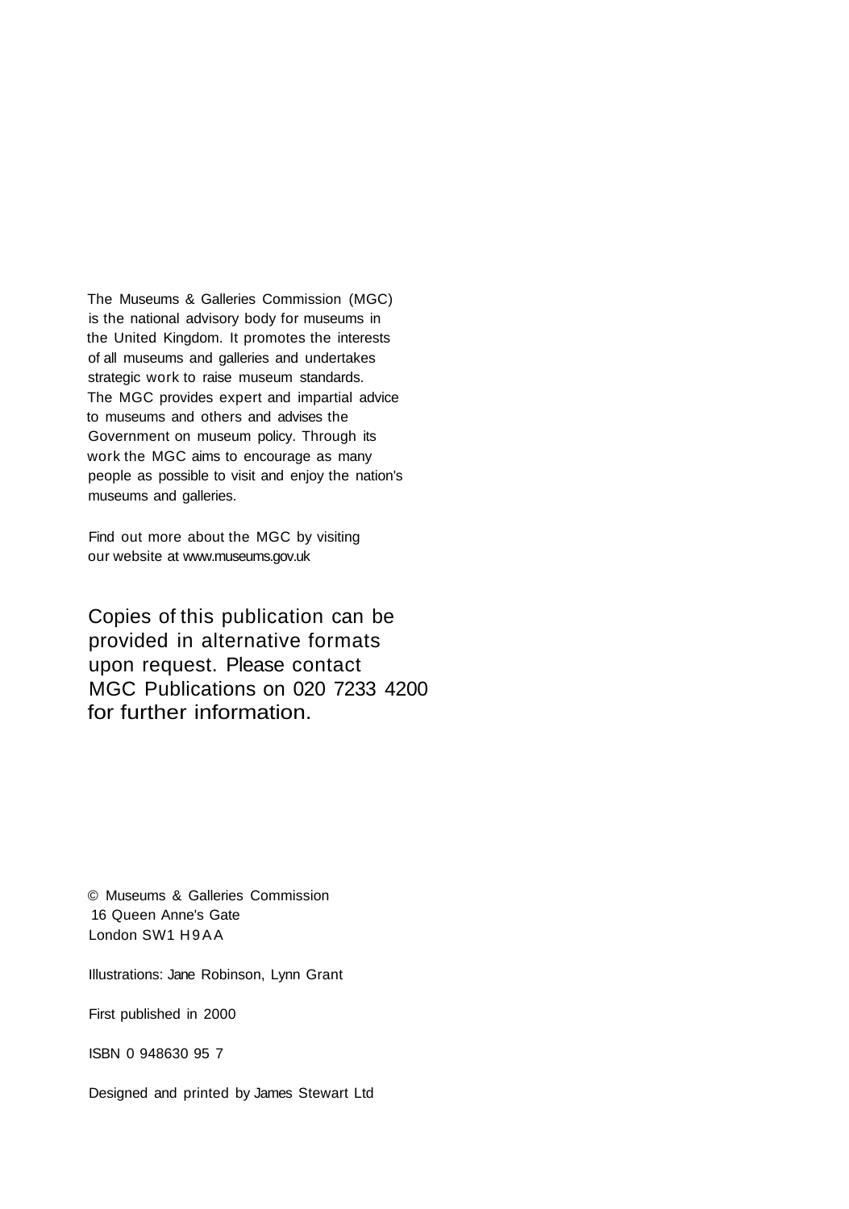The Museums & Galleries Commission (MGC) is the national advisory body for museums in the United Kingdom. It promotes the interests of all museums and galleries and undertakes strategic work to raise museum standards. The MGC provides expert and impartial advice to museums and others and advises the Government on museum policy. Through its work the MGC aims to encourage as many people as possible to visit and enjoy the nation's museums and galleries.

Find out more about the MGC by visiting our website at www.museums.gov.uk

Copies of this publication can be provided in alternative formats upon request. Please contact MGC Publications on 020 7233 4200 for further information.

© Museums & Galleries Commission
16 Queen Anne's Gate
London SW1 H9AA

Illustrations: Jane Robinson, Lynn Grant

First published in 2000

ISBN 0 948630 95 7

Designed and printed by James Stewart Ltd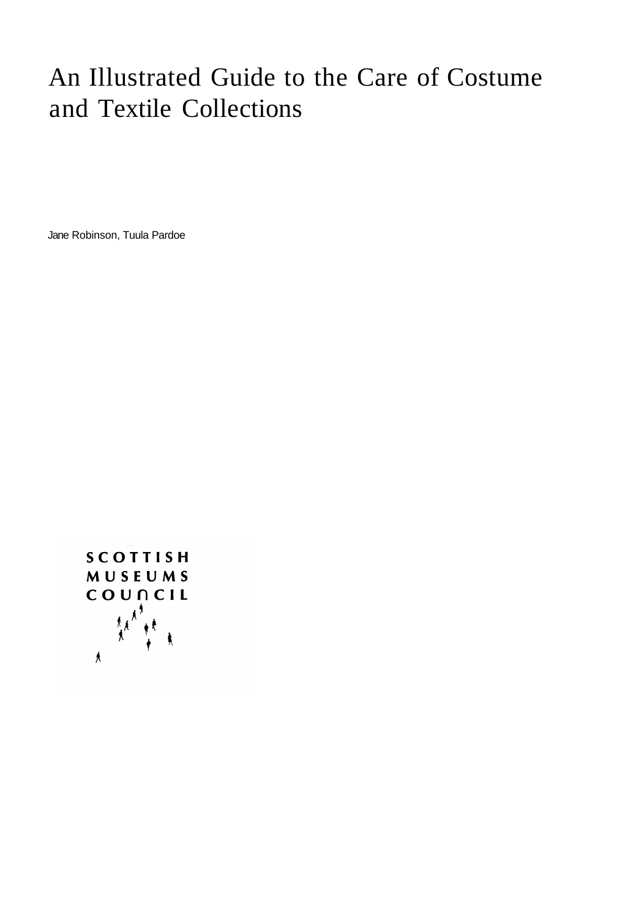# An Illustrated Guide to the Care of Costume and Textile Collections

Jane Robinson, Tuula Pardoe

SCOTTISH
MUSEUMS
COUNCIL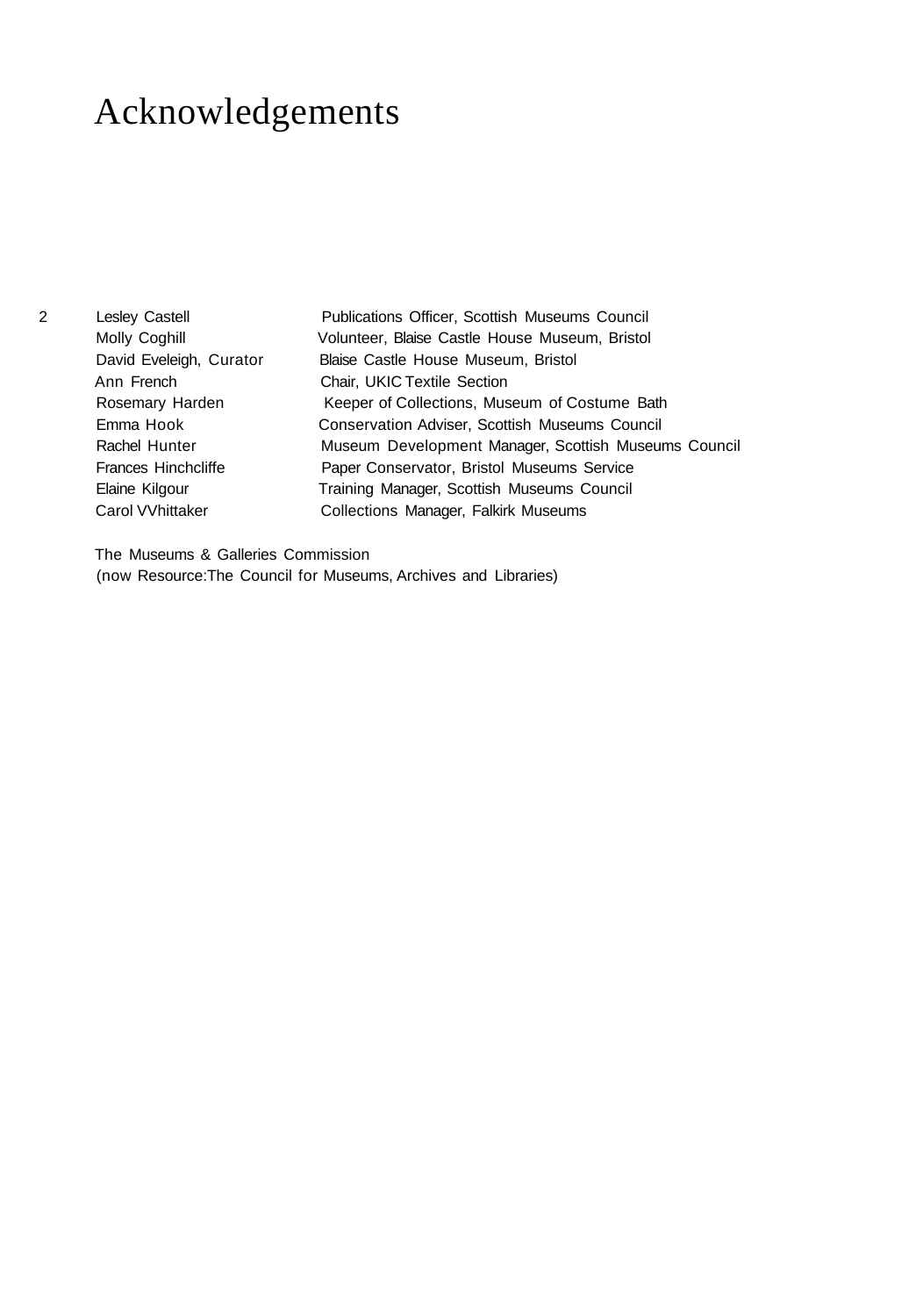# Acknowledgements

| | |
|---|---|
| Lesley Castell | Publications Officer, Scottish Museums Council |
| Molly Coghill | Volunteer, Blaise Castle House Museum, Bristol |
| David Eveleigh, Curator | Blaise Castle House Museum, Bristol |
| Ann French | Chair, UKIC Textile Section |
| Rosemary Harden | Keeper of Collections, Museum of Costume Bath |
| Emma Hook | Conservation Adviser, Scottish Museums Council |
| Rachel Hunter | Museum Development Manager, Scottish Museums Council |
| Frances Hinchcliffe | Paper Conservator, Bristol Museums Service |
| Elaine Kilgour | Training Manager, Scottish Museums Council |
| Carol VVhittaker | Collections Manager, Falkirk Museums |

The Museums & Galleries Commission
(now Resource:The Council for Museums, Archives and Libraries)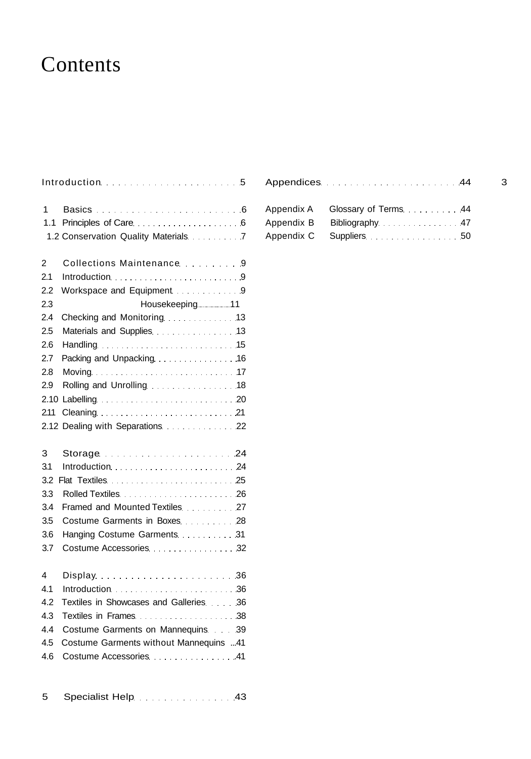# Contents

Introduction . . . . . . . . . . . . . . . . . . . . . . . . 5

1 Basics . . . . . . . . . . . . . . . . . . . . . . . . 6
1.1 Principles of Care . . . . . . . . . . . . . . . . . . . . 6
1.2 Conservation Quality Materials . . . . . . . . . . 7

2 Collections Maintenance . . . . . . . . . 9
2.1 Introduction . . . . . . . . . . . . . . . . . . . . . . . . 9
2.2 Workspace and Equipment . . . . . . . . . . . . 9
2.3 Housekeeping . . . . . . . . . 11
2.4 Checking and Monitoring . . . . . . . . . . . . . 13
2.5 Materials and Supplies . . . . . . . . . . . . . . . 13
2.6 Handling . . . . . . . . . . . . . . . . . . . . . . . . . . 15
2.7 Packing and Unpacking . . . . . . . . . . . . . . . 16
2.8 Moving . . . . . . . . . . . . . . . . . . . . . . . . . . . 17
2.9 Rolling and Unrolling . . . . . . . . . . . . . . . . 18
2.10 Labelling . . . . . . . . . . . . . . . . . . . . . . . . . 20
2.11 Cleaning . . . . . . . . . . . . . . . . . . . . . . . . . 21
2.12 Dealing with Separations . . . . . . . . . . . . . 22

3 Storage . . . . . . . . . . . . . . . . . . . . . . . 24
3.1 Introduction . . . . . . . . . . . . . . . . . . . . . . . 24
3.2 Flat Textiles . . . . . . . . . . . . . . . . . . . . . . . 25
3.3 Rolled Textiles . . . . . . . . . . . . . . . . . . . . . 26
3.4 Framed and Mounted Textiles . . . . . . . . . . 27
3.5 Costume Garments in Boxes . . . . . . . . . . 28
3.6 Hanging Costume Garments . . . . . . . . . . . 31
3.7 Costume Accessories . . . . . . . . . . . . . . . . . 32

4 Display . . . . . . . . . . . . . . . . . . . . . . . 36
4.1 Introduction . . . . . . . . . . . . . . . . . . . . . . . 36
4.2 Textiles in Showcases and Galleries . . . . . 36
4.3 Textiles in Frames . . . . . . . . . . . . . . . . . . . 38
4.4 Costume Garments on Mannequins . . . . 39
4.5 Costume Garments without Mannequins ...41
4.6 Costume Accessories . . . . . . . . . . . . . . . . 41

5 Specialist Help . . . . . . . . . . . . . . . . 43

Appendices . . . . . . . . . . . . . . . . . . . . . . . . 44

Appendix A Glossary of Terms . . . . . . . . . . 44
Appendix B Bibliography . . . . . . . . . . . . . . . . 47
Appendix C Suppliers . . . . . . . . . . . . . . . . . 50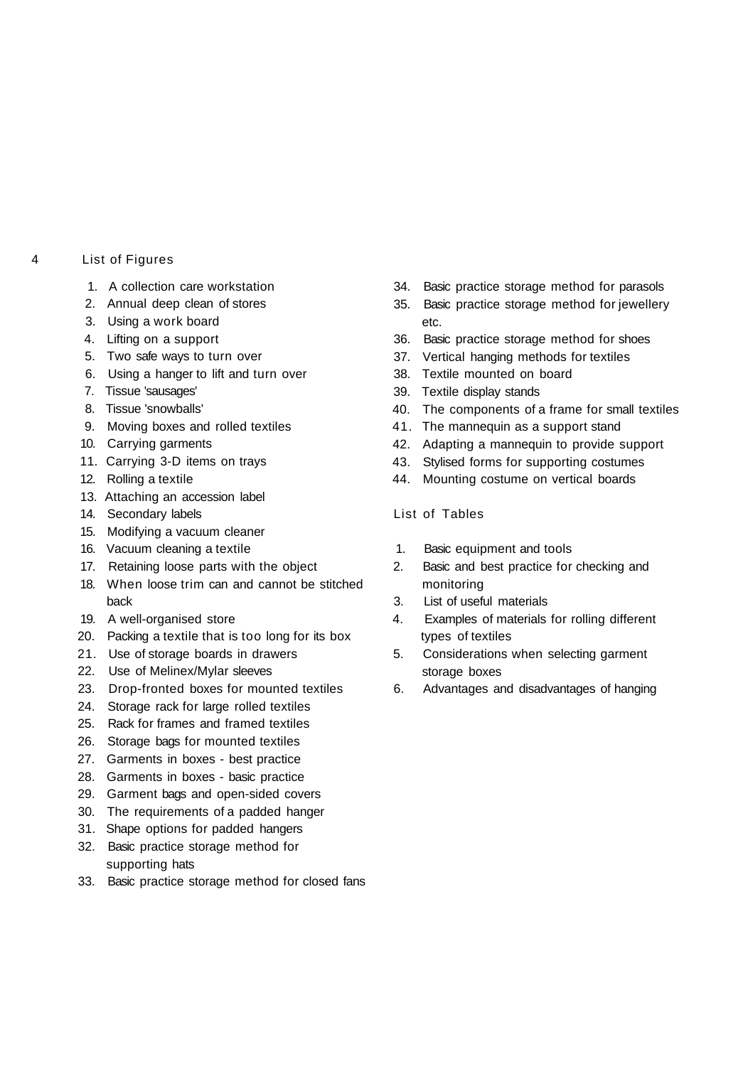## List of Figures

1. A collection care workstation
2. Annual deep clean of stores
3. Using a work board
4. Lifting on a support
5. Two safe ways to turn over
6. Using a hanger to lift and turn over
7. Tissue 'sausages'
8. Tissue 'snowballs'
9. Moving boxes and rolled textiles
10. Carrying garments
11. Carrying 3-D items on trays
12. Rolling a textile
13. Attaching an accession label
14. Secondary labels
15. Modifying a vacuum cleaner
16. Vacuum cleaning a textile
17. Retaining loose parts with the object
18. When loose trim can and cannot be stitched back
19. A well-organised store
20. Packing a textile that is too long for its box
21. Use of storage boards in drawers
22. Use of Melinex/Mylar sleeves
23. Drop-fronted boxes for mounted textiles
24. Storage rack for large rolled textiles
25. Rack for frames and framed textiles
26. Storage bags for mounted textiles
27. Garments in boxes - best practice
28. Garments in boxes - basic practice
29. Garment bags and open-sided covers
30. The requirements of a padded hanger
31. Shape options for padded hangers
32. Basic practice storage method for supporting hats
33. Basic practice storage method for closed fans
34. Basic practice storage method for parasols
35. Basic practice storage method for jewellery etc.
36. Basic practice storage method for shoes
37. Vertical hanging methods for textiles
38. Textile mounted on board
39. Textile display stands
40. The components of a frame for small textiles
41. The mannequin as a support stand
42. Adapting a mannequin to provide support
43. Stylised forms for supporting costumes
44. Mounting costume on vertical boards

## List of Tables

1. Basic equipment and tools
2. Basic and best practice for checking and monitoring
3. List of useful materials
4. Examples of materials for rolling different types of textiles
5. Considerations when selecting garment storage boxes
6. Advantages and disadvantages of hanging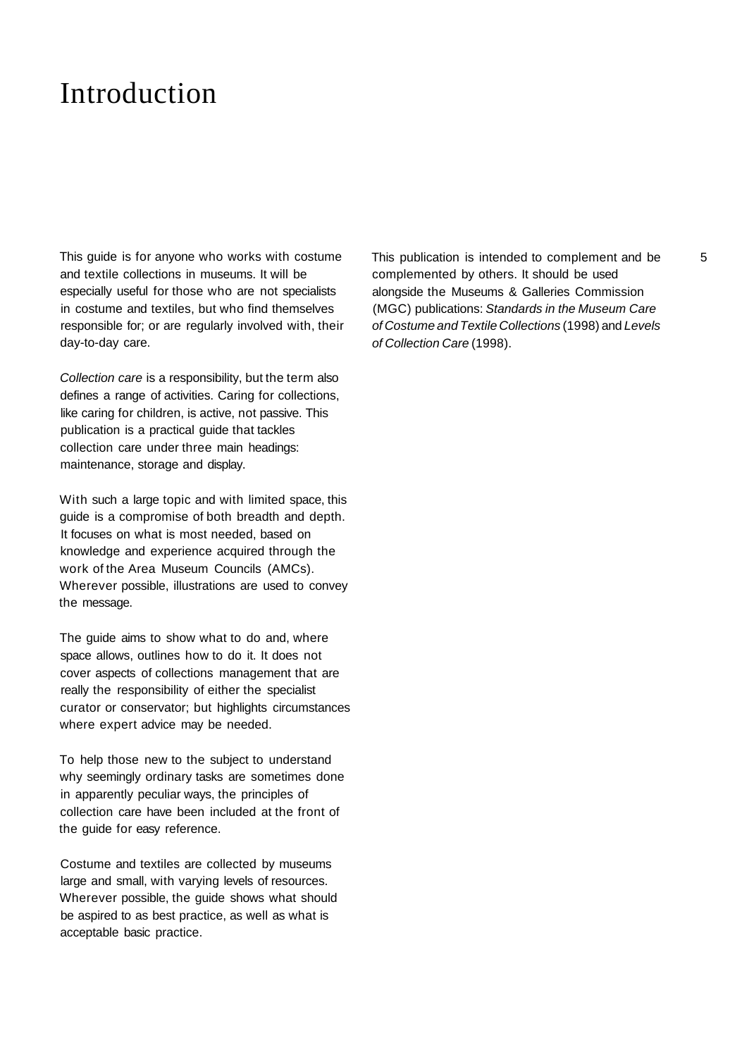# Introduction

This guide is for anyone who works with costume and textile collections in museums. It will be especially useful for those who are not specialists in costume and textiles, but who find themselves responsible for; or are regularly involved with, their day-to-day care.

*Collection care* is a responsibility, but the term also defines a range of activities. Caring for collections, like caring for children, is active, not passive. This publication is a practical guide that tackles collection care under three main headings: maintenance, storage and display.

With such a large topic and with limited space, this guide is a compromise of both breadth and depth. It focuses on what is most needed, based on knowledge and experience acquired through the work of the Area Museum Councils (AMCs). Wherever possible, illustrations are used to convey the message.

The guide aims to show what to do and, where space allows, outlines how to do it. It does not cover aspects of collections management that are really the responsibility of either the specialist curator or conservator; but highlights circumstances where expert advice may be needed.

To help those new to the subject to understand why seemingly ordinary tasks are sometimes done in apparently peculiar ways, the principles of collection care have been included at the front of the guide for easy reference.

Costume and textiles are collected by museums large and small, with varying levels of resources. Wherever possible, the guide shows what should be aspired to as best practice, as well as what is acceptable basic practice.

This publication is intended to complement and be complemented by others. It should be used alongside the Museums & Galleries Commission (MGC) publications: *Standards in the Museum Care of Costume and Textile Collections* (1998) and *Levels of Collection Care* (1998).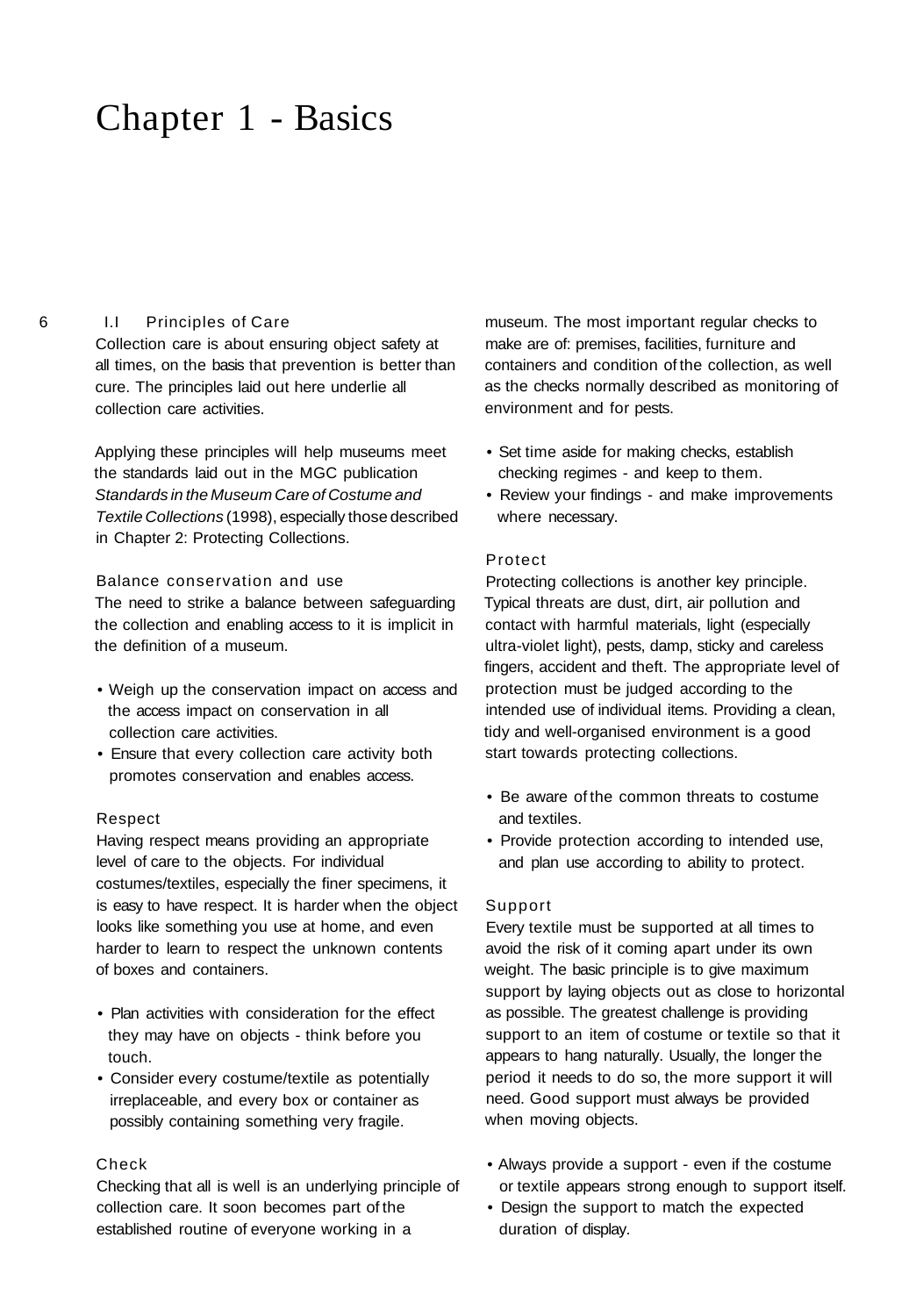# Chapter 1 - Basics

## 1.1 Principles of Care

Collection care is about ensuring object safety at all times, on the basis that prevention is better than cure. The principles laid out here underlie all collection care activities.

Applying these principles will help museums meet the standards laid out in the MGC publication *Standards in the Museum Care of Costume and Textile Collections* (1998), especially those described in Chapter 2: Protecting Collections.

### Balance conservation and use

The need to strike a balance between safeguarding the collection and enabling access to it is implicit in the definition of a museum.

- Weigh up the conservation impact on access and the access impact on conservation in all collection care activities.
- Ensure that every collection care activity both promotes conservation and enables access.

### Respect

Having respect means providing an appropriate level of care to the objects. For individual costumes/textiles, especially the finer specimens, it is easy to have respect. It is harder when the object looks like something you use at home, and even harder to learn to respect the unknown contents of boxes and containers.

- Plan activities with consideration for the effect they may have on objects - think before you touch.
- Consider every costume/textile as potentially irreplaceable, and every box or container as possibly containing something very fragile.

### Check

Checking that all is well is an underlying principle of collection care. It soon becomes part of the established routine of everyone working in a museum. The most important regular checks to make are of: premises, facilities, furniture and containers and condition of the collection, as well as the checks normally described as monitoring of environment and for pests.

- Set time aside for making checks, establish checking regimes - and keep to them.
- Review your findings - and make improvements where necessary.

### Protect

Protecting collections is another key principle. Typical threats are dust, dirt, air pollution and contact with harmful materials, light (especially ultra-violet light), pests, damp, sticky and careless fingers, accident and theft. The appropriate level of protection must be judged according to the intended use of individual items. Providing a clean, tidy and well-organised environment is a good start towards protecting collections.

- Be aware of the common threats to costume and textiles.
- Provide protection according to intended use, and plan use according to ability to protect.

### Support

Every textile must be supported at all times to avoid the risk of it coming apart under its own weight. The basic principle is to give maximum support by laying objects out as close to horizontal as possible. The greatest challenge is providing support to an item of costume or textile so that it appears to hang naturally. Usually, the longer the period it needs to do so, the more support it will need. Good support must always be provided when moving objects.

- Always provide a support - even if the costume or textile appears strong enough to support itself.
- Design the support to match the expected duration of display.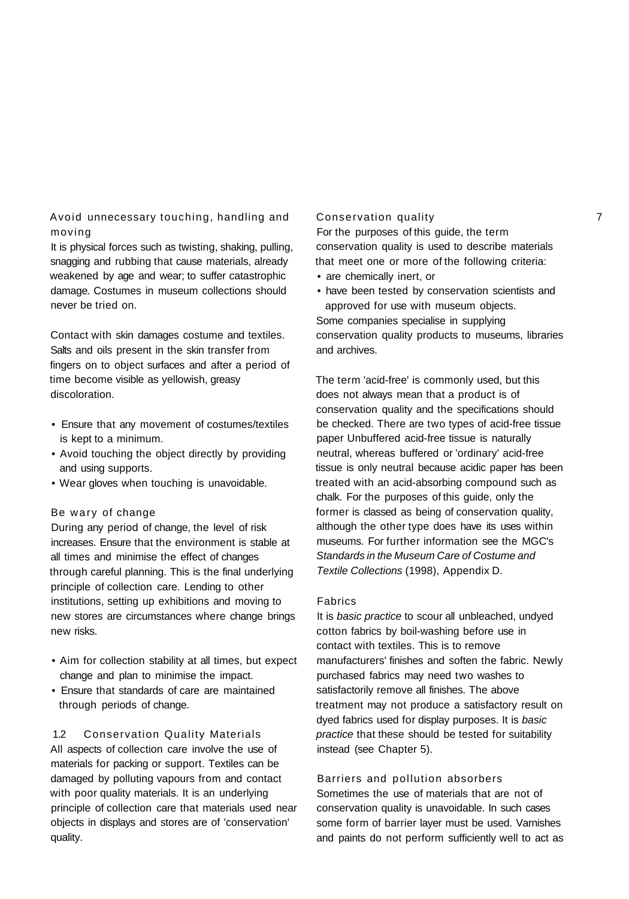### Avoid unnecessary touching, handling and moving

It is physical forces such as twisting, shaking, pulling, snagging and rubbing that cause materials, already weakened by age and wear; to suffer catastrophic damage. Costumes in museum collections should never be tried on.

Contact with skin damages costume and textiles. Salts and oils present in the skin transfer from fingers on to object surfaces and after a period of time become visible as yellowish, greasy discoloration.

- Ensure that any movement of costumes/textiles is kept to a minimum.
- Avoid touching the object directly by providing and using supports.
- Wear gloves when touching is unavoidable.

### Be wary of change

During any period of change, the level of risk increases. Ensure that the environment is stable at all times and minimise the effect of changes through careful planning. This is the final underlying principle of collection care. Lending to other institutions, setting up exhibitions and moving to new stores are circumstances where change brings new risks.

- Aim for collection stability at all times, but expect change and plan to minimise the impact.
- Ensure that standards of care are maintained through periods of change.

## 1.2 Conservation Quality Materials

All aspects of collection care involve the use of materials for packing or support. Textiles can be damaged by polluting vapours from and contact with poor quality materials. It is an underlying principle of collection care that materials used near objects in displays and stores are of 'conservation' quality.

### Conservation quality

For the purposes of this guide, the term conservation quality is used to describe materials that meet one or more of the following criteria:

- are chemically inert, or
- have been tested by conservation scientists and approved for use with museum objects.

Some companies specialise in supplying conservation quality products to museums, libraries and archives.

The term 'acid-free' is commonly used, but this does not always mean that a product is of conservation quality and the specifications should be checked. There are two types of acid-free tissue paper Unbuffered acid-free tissue is naturally neutral, whereas buffered or 'ordinary' acid-free tissue is only neutral because acidic paper has been treated with an acid-absorbing compound such as chalk. For the purposes of this guide, only the former is classed as being of conservation quality, although the other type does have its uses within museums. For further information see the MGC's *Standards in the Museum Care of Costume and Textile Collections* (1998), Appendix D.

### Fabrics

It is *basic practice* to scour all unbleached, undyed cotton fabrics by boil-washing before use in contact with textiles. This is to remove manufacturers' finishes and soften the fabric. Newly purchased fabrics may need two washes to satisfactorily remove all finishes. The above treatment may not produce a satisfactory result on dyed fabrics used for display purposes. It is *basic practice* that these should be tested for suitability instead (see Chapter 5).

### Barriers and pollution absorbers

Sometimes the use of materials that are not of conservation quality is unavoidable. In such cases some form of barrier layer must be used. Varnishes and paints do not perform sufficiently well to act as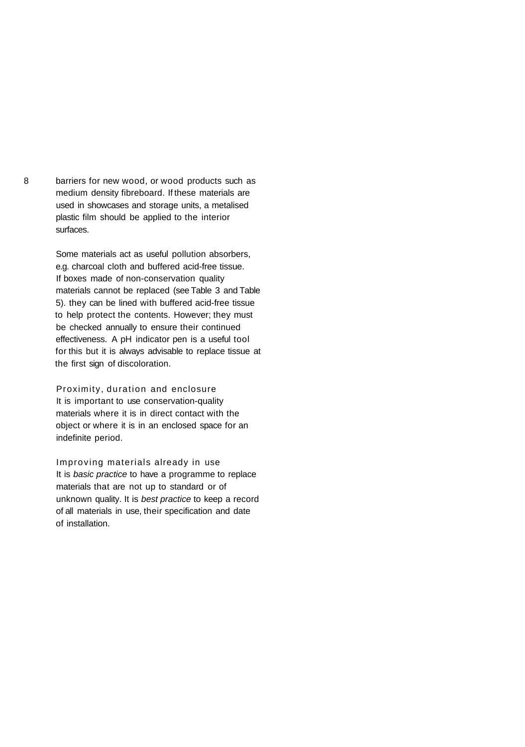barriers for new wood, or wood products such as medium density fibreboard. If these materials are used in showcases and storage units, a metalised plastic film should be applied to the interior surfaces.

Some materials act as useful pollution absorbers, e.g. charcoal cloth and buffered acid-free tissue. If boxes made of non-conservation quality materials cannot be replaced (see Table 3 and Table 5). they can be lined with buffered acid-free tissue to help protect the contents. However; they must be checked annually to ensure their continued effectiveness. A pH indicator pen is a useful tool for this but it is always advisable to replace tissue at the first sign of discoloration.

### Proximity, duration and enclosure

It is important to use conservation-quality materials where it is in direct contact with the object or where it is in an enclosed space for an indefinite period.

### Improving materials already in use

It is *basic practice* to have a programme to replace materials that are not up to standard or of unknown quality. It is *best practice* to keep a record of all materials in use, their specification and date of installation.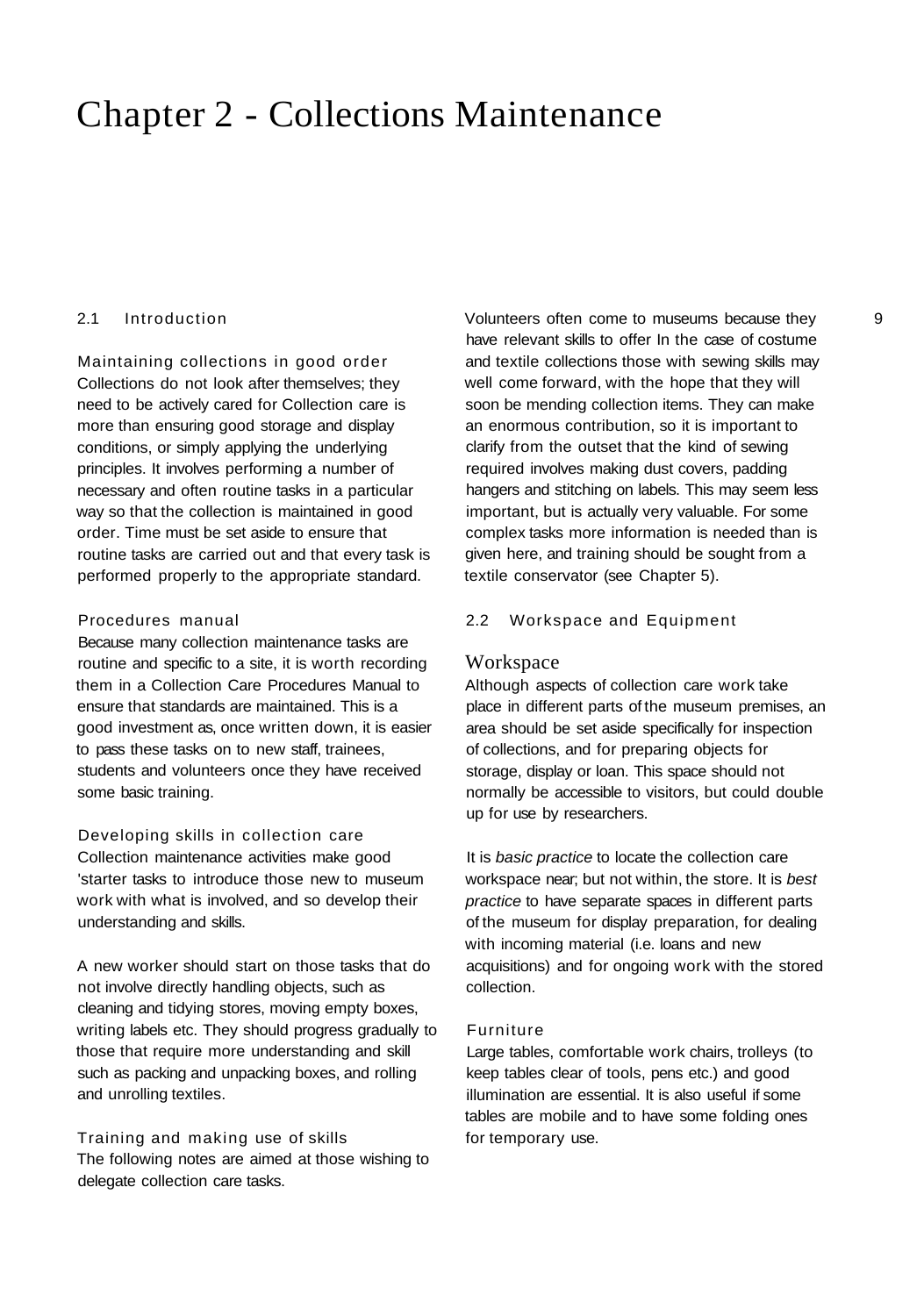# Chapter 2 - Collections Maintenance

## 2.1 Introduction

### Maintaining collections in good order

Collections do not look after themselves; they need to be actively cared for Collection care is more than ensuring good storage and display conditions, or simply applying the underlying principles. It involves performing a number of necessary and often routine tasks in a particular way so that the collection is maintained in good order. Time must be set aside to ensure that routine tasks are carried out and that every task is performed properly to the appropriate standard.

### Procedures manual

Because many collection maintenance tasks are routine and specific to a site, it is worth recording them in a Collection Care Procedures Manual to ensure that standards are maintained. This is a good investment as, once written down, it is easier to pass these tasks on to new staff, trainees, students and volunteers once they have received some basic training.

### Developing skills in collection care

Collection maintenance activities make good 'starter tasks to introduce those new to museum work with what is involved, and so develop their understanding and skills.

A new worker should start on those tasks that do not involve directly handling objects, such as cleaning and tidying stores, moving empty boxes, writing labels etc. They should progress gradually to those that require more understanding and skill such as packing and unpacking boxes, and rolling and unrolling textiles.

### Training and making use of skills

The following notes are aimed at those wishing to delegate collection care tasks.

Volunteers often come to museums because they have relevant skills to offer In the case of costume and textile collections those with sewing skills may well come forward, with the hope that they will soon be mending collection items. They can make an enormous contribution, so it is important to clarify from the outset that the kind of sewing required involves making dust covers, padding hangers and stitching on labels. This may seem less important, but is actually very valuable. For some complex tasks more information is needed than is given here, and training should be sought from a textile conservator (see Chapter 5).

## 2.2 Workspace and Equipment

### Workspace

Although aspects of collection care work take place in different parts of the museum premises, an area should be set aside specifically for inspection of collections, and for preparing objects for storage, display or loan. This space should not normally be accessible to visitors, but could double up for use by researchers.

It is *basic practice* to locate the collection care workspace near; but not within, the store. It is *best practice* to have separate spaces in different parts of the museum for display preparation, for dealing with incoming material (i.e. loans and new acquisitions) and for ongoing work with the stored collection.

### Furniture

Large tables, comfortable work chairs, trolleys (to keep tables clear of tools, pens etc.) and good illumination are essential. It is also useful if some tables are mobile and to have some folding ones for temporary use.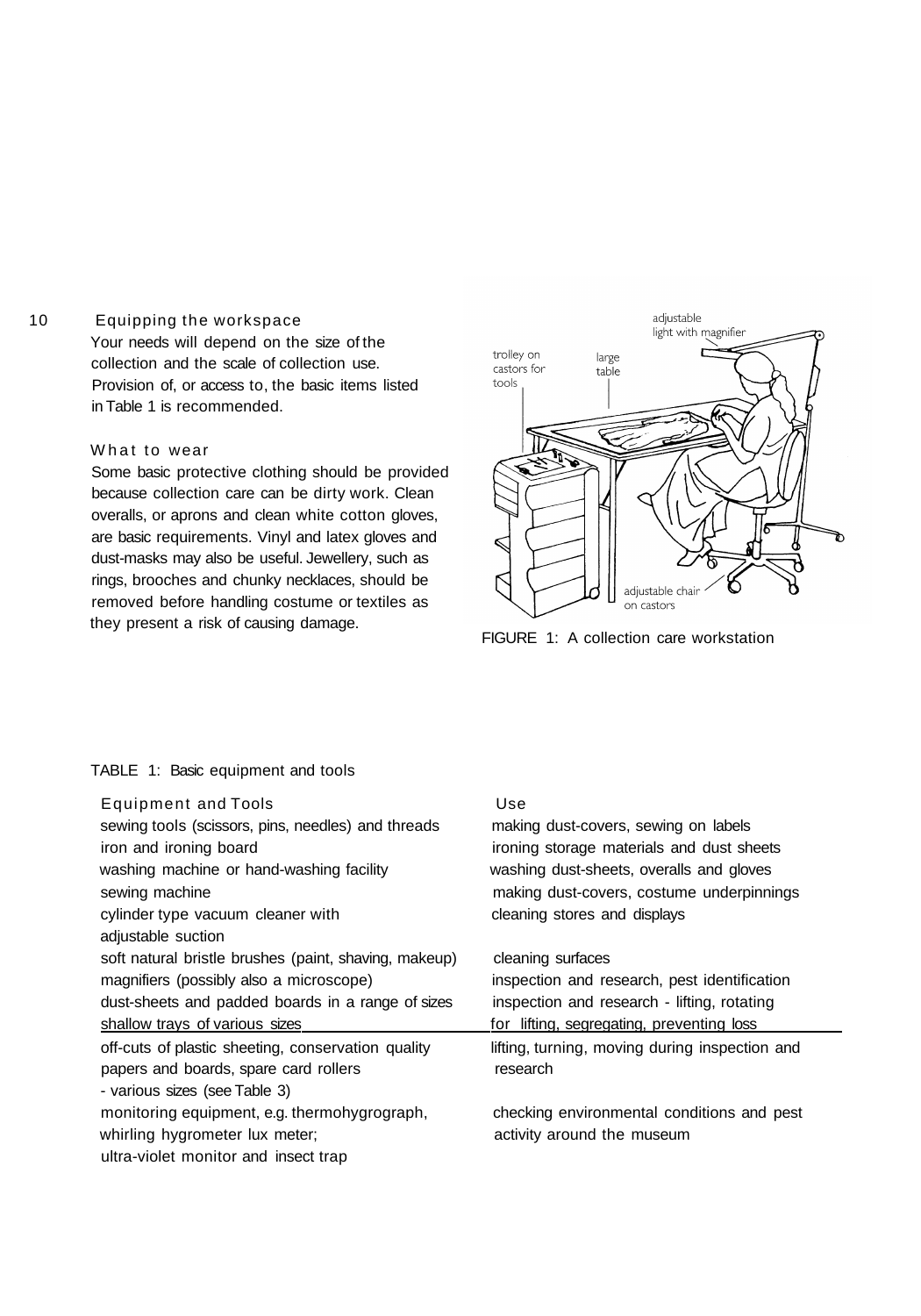## 10 Equipping the workspace

Your needs will depend on the size of the collection and the scale of collection use. Provision of, or access to, the basic items listed in Table 1 is recommended.

### What to wear

Some basic protective clothing should be provided because collection care can be dirty work. Clean overalls, or aprons and clean white cotton gloves, are basic requirements. Vinyl and latex gloves and dust-masks may also be useful. Jewellery, such as rings, brooches and chunky necklaces, should be removed before handling costume or textiles as they present a risk of causing damage.

FIGURE 1: A collection care workstation

TABLE 1: Basic equipment and tools

| Equipment and Tools | Use |
| --- | --- |
| sewing tools (scissors, pins, needles) and threads | making dust-covers, sewing on labels |
| iron and ironing board | ironing storage materials and dust sheets |
| washing machine or hand-washing facility | washing dust-sheets, overalls and gloves |
| sewing machine | making dust-covers, costume underpinnings |
| cylinder type vacuum cleaner with adjustable suction | cleaning stores and displays |
| soft natural bristle brushes (paint, shaving, makeup) | cleaning surfaces |
| magnifiers (possibly also a microscope) | inspection and research, pest identification |
| dust-sheets and padded boards in a range of sizes | inspection and research - lifting, rotating |
| shallow trays of various sizes | for lifting, segregating, preventing loss |
| off-cuts of plastic sheeting, conservation quality papers and boards, spare card rollers - various sizes (see Table 3) | lifting, turning, moving during inspection and research |
| monitoring equipment, e.g. thermohygrograph, whirling hygrometer lux meter; ultra-violet monitor and insect trap | checking environmental conditions and pest activity around the museum |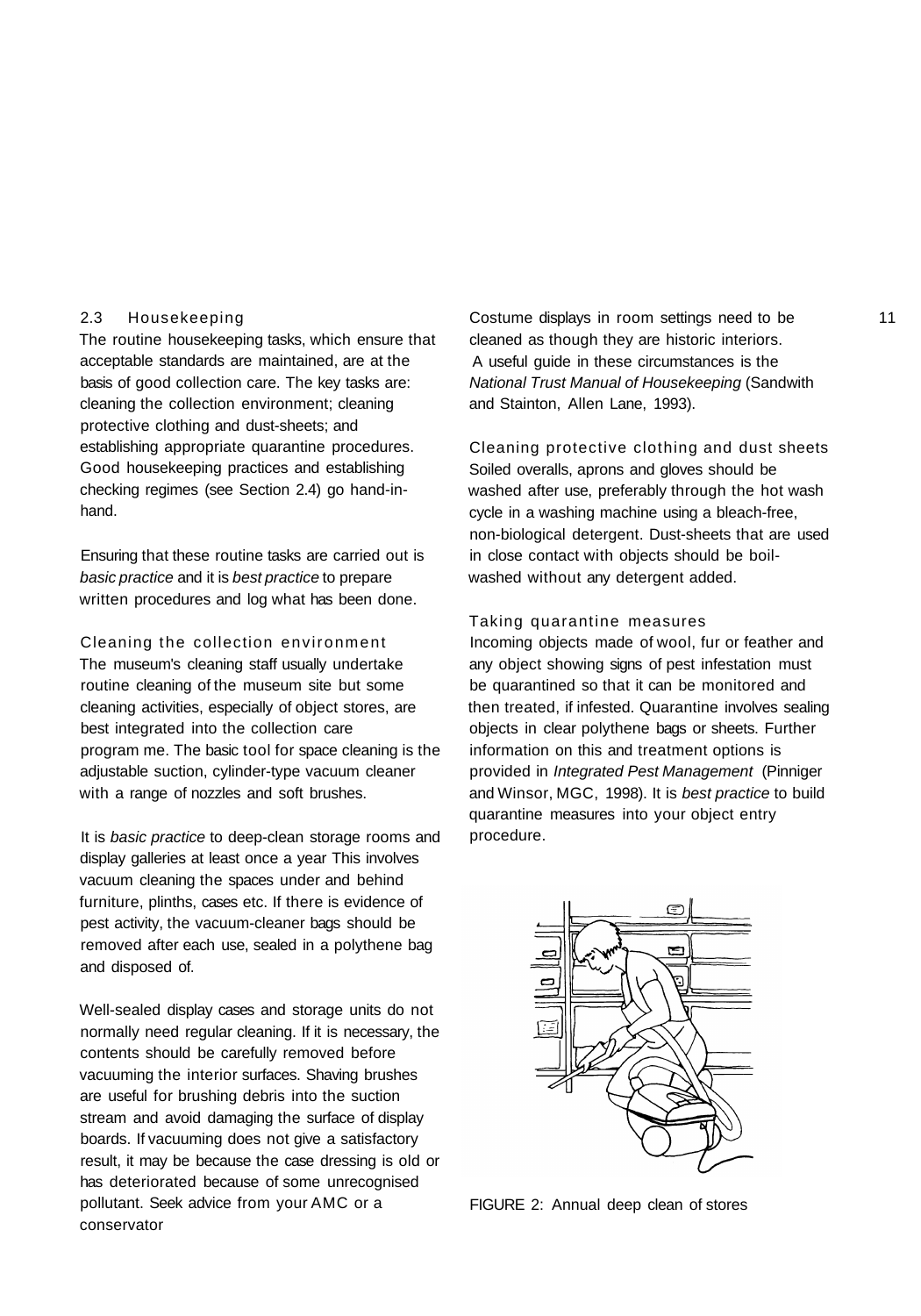## 2.3 Housekeeping

The routine housekeeping tasks, which ensure that acceptable standards are maintained, are at the basis of good collection care. The key tasks are: cleaning the collection environment; cleaning protective clothing and dust-sheets; and establishing appropriate quarantine procedures. Good housekeeping practices and establishing checking regimes (see Section 2.4) go hand-in-hand.

Ensuring that these routine tasks are carried out is *basic practice* and it is *best practice* to prepare written procedures and log what has been done.

### Cleaning the collection environment

The museum's cleaning staff usually undertake routine cleaning of the museum site but some cleaning activities, especially of object stores, are best integrated into the collection care programme. The basic tool for space cleaning is the adjustable suction, cylinder-type vacuum cleaner with a range of nozzles and soft brushes.

It is *basic practice* to deep-clean storage rooms and display galleries at least once a year This involves vacuum cleaning the spaces under and behind furniture, plinths, cases etc. If there is evidence of pest activity, the vacuum-cleaner bags should be removed after each use, sealed in a polythene bag and disposed of.

Well-sealed display cases and storage units do not normally need regular cleaning. If it is necessary, the contents should be carefully removed before vacuuming the interior surfaces. Shaving brushes are useful for brushing debris into the suction stream and avoid damaging the surface of display boards. If vacuuming does not give a satisfactory result, it may be because the case dressing is old or has deteriorated because of some unrecognised pollutant. Seek advice from your AMC or a conservator

Costume displays in room settings need to be cleaned as though they are historic interiors. A useful guide in these circumstances is the *National Trust Manual of Housekeeping* (Sandwith and Stainton, Allen Lane, 1993).

### Cleaning protective clothing and dust sheets

Soiled overalls, aprons and gloves should be washed after use, preferably through the hot wash cycle in a washing machine using a bleach-free, non-biological detergent. Dust-sheets that are used in close contact with objects should be boil-washed without any detergent added.

### Taking quarantine measures

Incoming objects made of wool, fur or feather and any object showing signs of pest infestation must be quarantined so that it can be monitored and then treated, if infested. Quarantine involves sealing objects in clear polythene bags or sheets. Further information on this and treatment options is provided in *Integrated Pest Management* (Pinniger and Winsor, MGC, 1998). It is *best practice* to build quarantine measures into your object entry procedure.

FIGURE 2: Annual deep clean of stores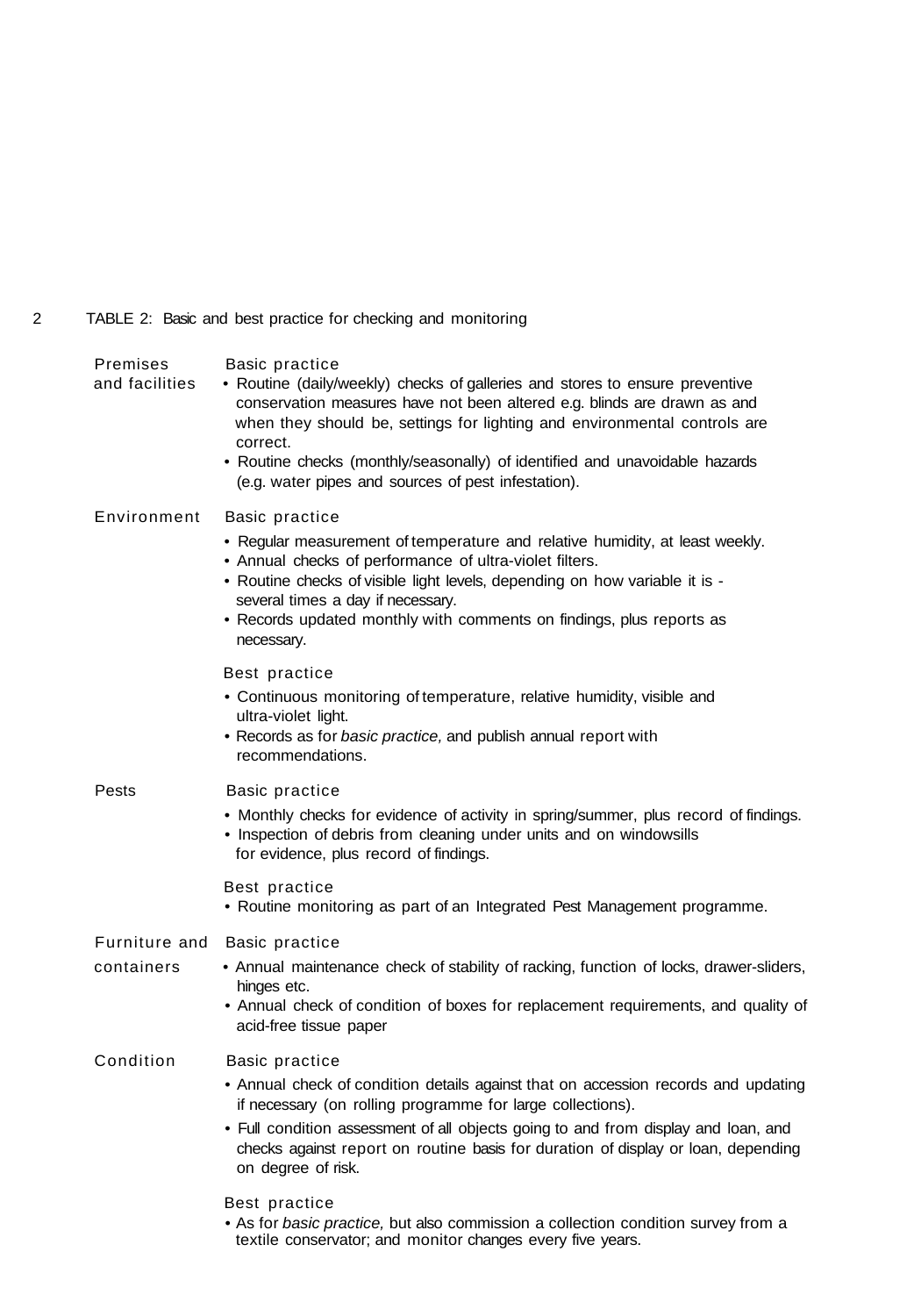## TABLE 2: Basic and best practice for checking and monitoring

| | |
|---|---|
| **Premises and facilities** | **Basic practice**<br>• Routine (daily/weekly) checks of galleries and stores to ensure preventive conservation measures have not been altered e.g. blinds are drawn as and when they should be, settings for lighting and environmental controls are correct.<br>• Routine checks (monthly/seasonally) of identified and unavoidable hazards (e.g. water pipes and sources of pest infestation). |
| **Environment** | **Basic practice**<br>• Regular measurement of temperature and relative humidity, at least weekly.<br>• Annual checks of performance of ultra-violet filters.<br>• Routine checks of visible light levels, depending on how variable it is - several times a day if necessary.<br>• Records updated monthly with comments on findings, plus reports as necessary.<br><br>**Best practice**<br>• Continuous monitoring of temperature, relative humidity, visible and ultra-violet light.<br>• Records as for *basic practice,* and publish annual report with recommendations. |
| **Pests** | **Basic practice**<br>• Monthly checks for evidence of activity in spring/summer, plus record of findings.<br>• Inspection of debris from cleaning under units and on windowsills for evidence, plus record of findings.<br><br>**Best practice**<br>• Routine monitoring as part of an Integrated Pest Management programme. |
| **Furniture and containers** | **Basic practice**<br>• Annual maintenance check of stability of racking, function of locks, drawer-sliders, hinges etc.<br>• Annual check of condition of boxes for replacement requirements, and quality of acid-free tissue paper |
| **Condition** | **Basic practice**<br>• Annual check of condition details against that on accession records and updating if necessary (on rolling programme for large collections).<br>• Full condition assessment of all objects going to and from display and loan, and checks against report on routine basis for duration of display or loan, depending on degree of risk.<br><br>**Best practice**<br>• As for *basic practice,* but also commission a collection condition survey from a textile conservator; and monitor changes every five years. |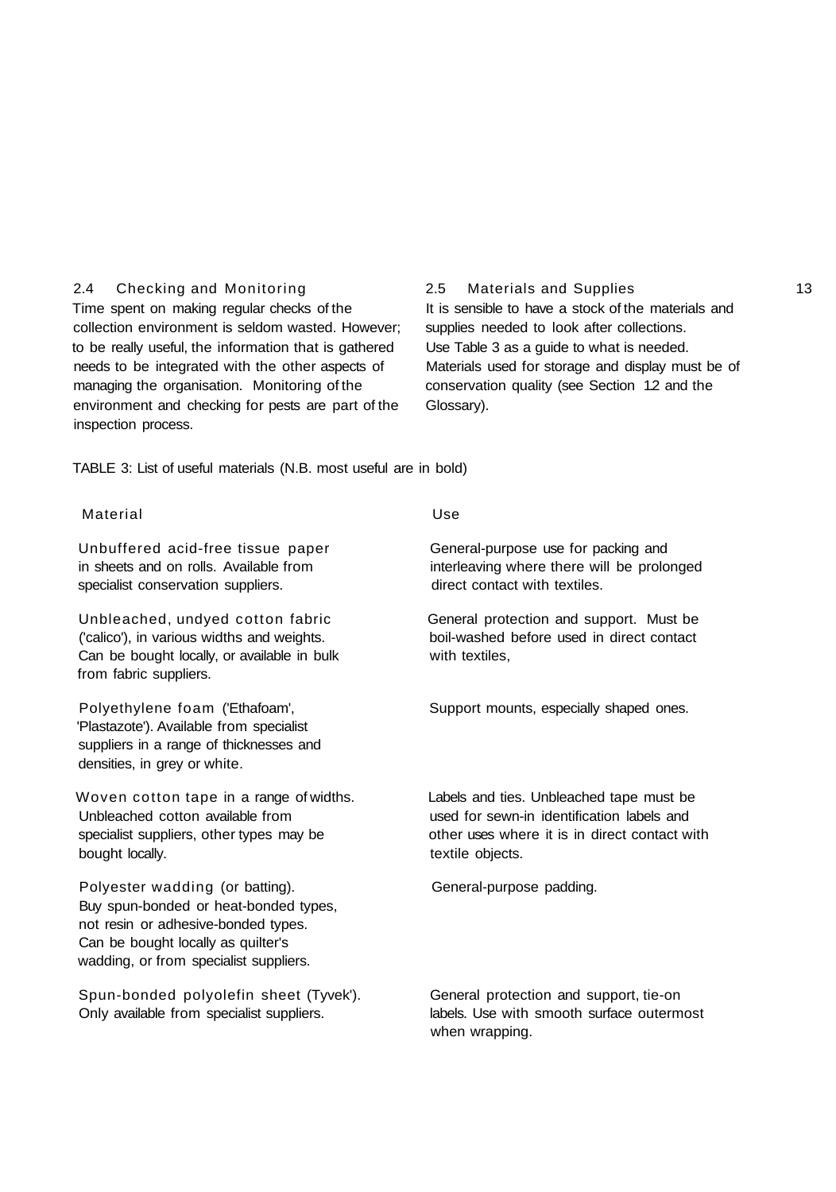## 2.4 Checking and Monitoring

Time spent on making regular checks of the collection environment is seldom wasted. However; to be really useful, the information that is gathered needs to be integrated with the other aspects of managing the organisation. Monitoring of the environment and checking for pests are part of the inspection process.

## 2.5 Materials and Supplies

It is sensible to have a stock of the materials and supplies needed to look after collections. Use Table 3 as a guide to what is needed. Materials used for storage and display must be of conservation quality (see Section 1.2 and the Glossary).

TABLE 3: List of useful materials (N.B. most useful are in bold)

| Material | Use |
| --- | --- |
| Unbuffered acid-free tissue paper in sheets and on rolls. Available from specialist conservation suppliers. | General-purpose use for packing and interleaving where there will be prolonged direct contact with textiles. |
| Unbleached, undyed cotton fabric ('calico'), in various widths and weights. Can be bought locally, or available in bulk from fabric suppliers. | General protection and support. Must be boil-washed before used in direct contact with textiles, |
| Polyethylene foam ('Ethafoam', 'Plastazote'). Available from specialist suppliers in a range of thicknesses and densities, in grey or white. | Support mounts, especially shaped ones. |
| Woven cotton tape in a range of widths. Unbleached cotton available from specialist suppliers, other types may be bought locally. | Labels and ties. Unbleached tape must be used for sewn-in identification labels and other uses where it is in direct contact with textile objects. |
| Polyester wadding (or batting). Buy spun-bonded or heat-bonded types, not resin or adhesive-bonded types. Can be bought locally as quilter's wadding, or from specialist suppliers. | General-purpose padding. |
| Spun-bonded polyolefin sheet (Tyvek'). Only available from specialist suppliers. | General protection and support, tie-on labels. Use with smooth surface outermost when wrapping. |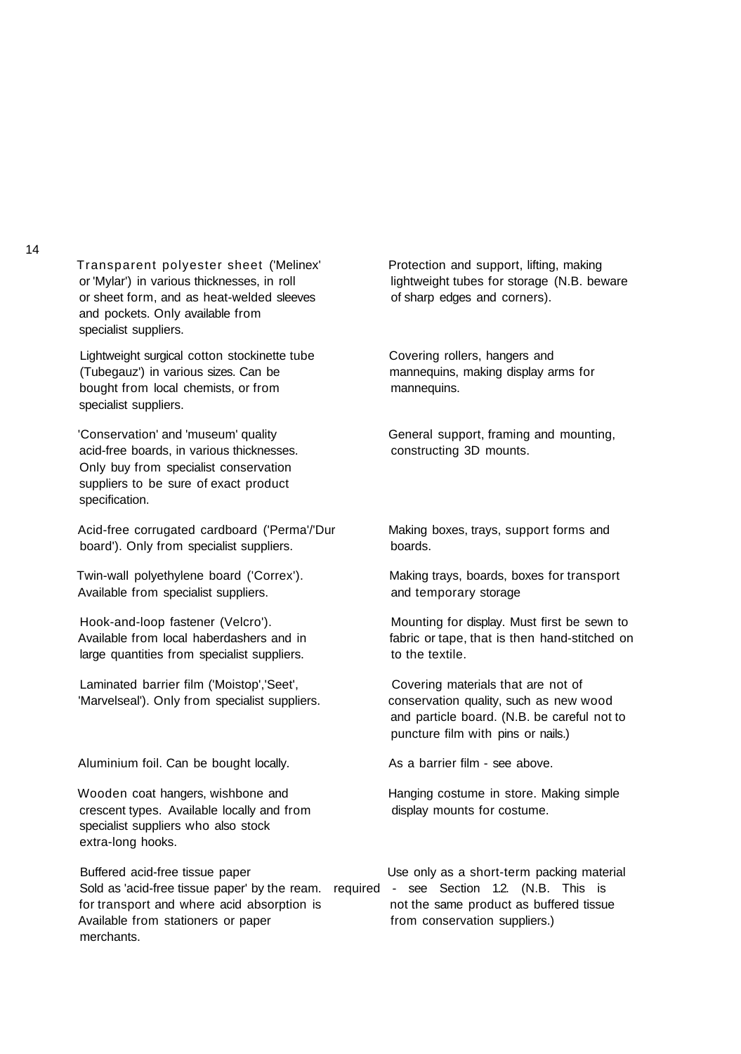| | |
|---|---|
| Transparent polyester sheet ('Melinex' or 'Mylar') in various thicknesses, in roll or sheet form, and as heat-welded sleeves and pockets. Only available from specialist suppliers. | Protection and support, lifting, making lightweight tubes for storage (N.B. beware of sharp edges and corners). |
| Lightweight surgical cotton stockinette tube (Tubegauz') in various sizes. Can be bought from local chemists, or from specialist suppliers. | Covering rollers, hangers and mannequins, making display arms for mannequins. |
| 'Conservation' and 'museum' quality acid-free boards, in various thicknesses. Only buy from specialist conservation suppliers to be sure of exact product specification. | General support, framing and mounting, constructing 3D mounts. |
| Acid-free corrugated cardboard ('Perma'/'Dur board'). Only from specialist suppliers. | Making boxes, trays, support forms and boards. |
| Twin-wall polyethylene board ('Correx'). Available from specialist suppliers. | Making trays, boards, boxes for transport and temporary storage |
| Hook-and-loop fastener (Velcro'). Available from local haberdashers and in large quantities from specialist suppliers. | Mounting for display. Must first be sewn to fabric or tape, that is then hand-stitched on to the textile. |
| Laminated barrier film ('Moistop','Seet', 'Marvelseal'). Only from specialist suppliers. | Covering materials that are not of conservation quality, such as new wood and particle board. (N.B. be careful not to puncture film with pins or nails.) |
| Aluminium foil. Can be bought locally. | As a barrier film - see above. |
| Wooden coat hangers, wishbone and crescent types. Available locally and from specialist suppliers who also stock extra-long hooks. | Hanging costume in store. Making simple display mounts for costume. |
| Buffered acid-free tissue paper Sold as 'acid-free tissue paper' by the ream. Available from stationers or paper merchants. | Use only as a short-term packing material for transport and where acid absorption is required - see Section 1.2. (N.B. This is not the same product as buffered tissue from conservation suppliers.) |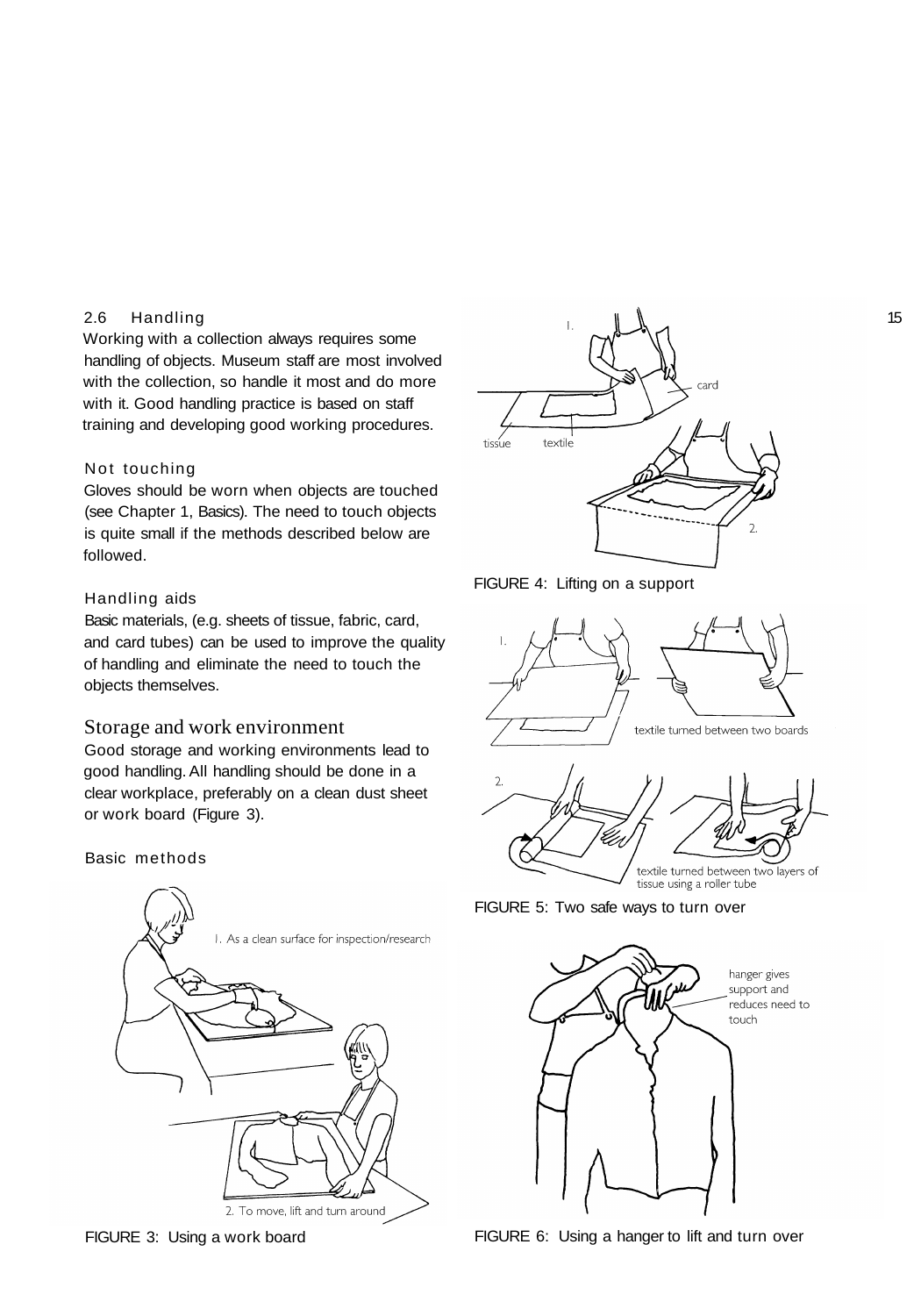## 2.6 Handling

Working with a collection always requires some handling of objects. Museum staff are most involved with the collection, so handle it most and do more with it. Good handling practice is based on staff training and developing good working procedures.

### Not touching

Gloves should be worn when objects are touched (see Chapter 1, Basics). The need to touch objects is quite small if the methods described below are followed.

### Handling aids

Basic materials, (e.g. sheets of tissue, fabric, card, and card tubes) can be used to improve the quality of handling and eliminate the need to touch the objects themselves.

### Storage and work environment

Good storage and working environments lead to good handling. All handling should be done in a clear workplace, preferably on a clean dust sheet or work board (Figure 3).

### Basic methods

FIGURE 3: Using a work board

FIGURE 4: Lifting on a support

FIGURE 5: Two safe ways to turn over

FIGURE 6: Using a hanger to lift and turn over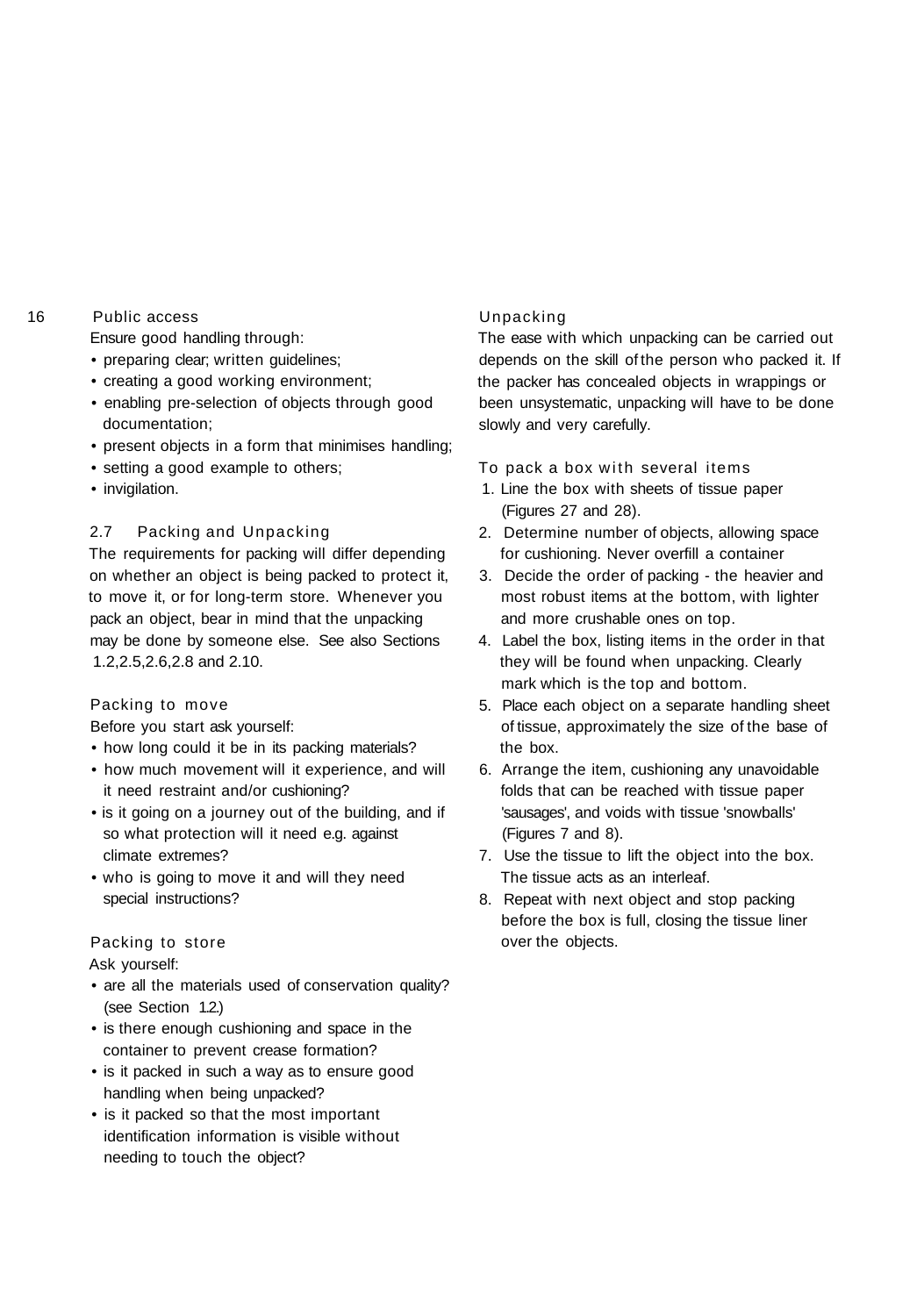### Public access

Ensure good handling through:

- preparing clear; written guidelines;
- creating a good working environment;
- enabling pre-selection of objects through good documentation;
- present objects in a form that minimises handling;
- setting a good example to others;
- invigilation.

## 2.7 Packing and Unpacking

The requirements for packing will differ depending on whether an object is being packed to protect it, to move it, or for long-term store. Whenever you pack an object, bear in mind that the unpacking may be done by someone else. See also Sections 1.2,2.5,2.6,2.8 and 2.10.

### Packing to move

Before you start ask yourself:

- how long could it be in its packing materials?
- how much movement will it experience, and will it need restraint and/or cushioning?
- is it going on a journey out of the building, and if so what protection will it need e.g. against climate extremes?
- who is going to move it and will they need special instructions?

### Packing to store

Ask yourself:

- are all the materials used of conservation quality? (see Section 1.2.)
- is there enough cushioning and space in the container to prevent crease formation?
- is it packed in such a way as to ensure good handling when being unpacked?
- is it packed so that the most important identification information is visible without needing to touch the object?

### Unpacking

The ease with which unpacking can be carried out depends on the skill of the person who packed it. If the packer has concealed objects in wrappings or been unsystematic, unpacking will have to be done slowly and very carefully.

### To pack a box with several items

1. Line the box with sheets of tissue paper (Figures 27 and 28).
2. Determine number of objects, allowing space for cushioning. Never overfill a container
3. Decide the order of packing - the heavier and most robust items at the bottom, with lighter and more crushable ones on top.
4. Label the box, listing items in the order in that they will be found when unpacking. Clearly mark which is the top and bottom.
5. Place each object on a separate handling sheet of tissue, approximately the size of the base of the box.
6. Arrange the item, cushioning any unavoidable folds that can be reached with tissue paper 'sausages', and voids with tissue 'snowballs' (Figures 7 and 8).
7. Use the tissue to lift the object into the box. The tissue acts as an interleaf.
8. Repeat with next object and stop packing before the box is full, closing the tissue liner over the objects.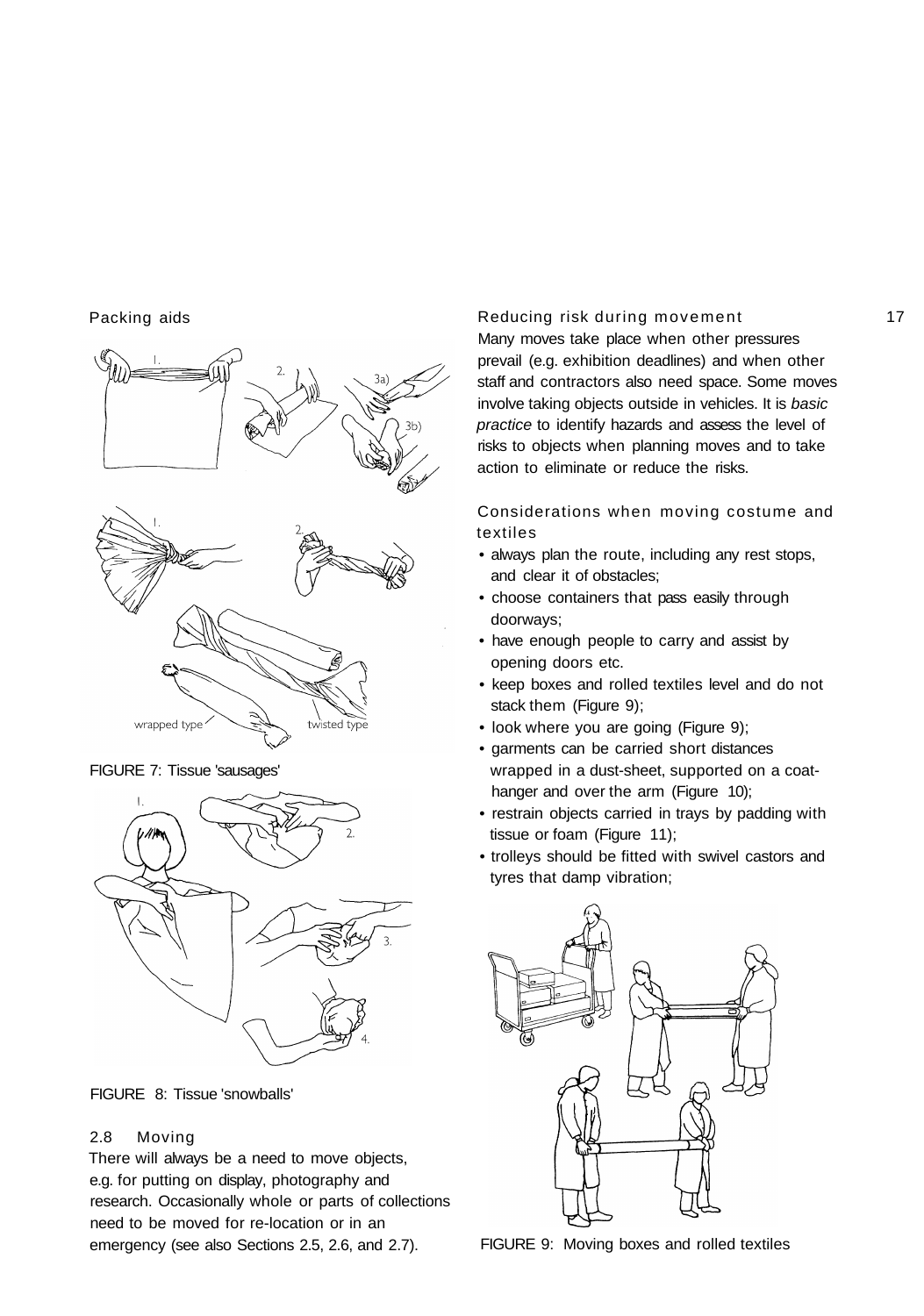## Packing aids

FIGURE 7: Tissue 'sausages'

FIGURE 8: Tissue 'snowballs'

## 2.8 Moving

There will always be a need to move objects, e.g. for putting on display, photography and research. Occasionally whole or parts of collections need to be moved for re-location or in an emergency (see also Sections 2.5, 2.6, and 2.7).

### Reducing risk during movement

Many moves take place when other pressures prevail (e.g. exhibition deadlines) and when other staff and contractors also need space. Some moves involve taking objects outside in vehicles. It is *basic practice* to identify hazards and assess the level of risks to objects when planning moves and to take action to eliminate or reduce the risks.

### Considerations when moving costume and textiles

- always plan the route, including any rest stops, and clear it of obstacles;
- choose containers that pass easily through doorways;
- have enough people to carry and assist by opening doors etc.
- keep boxes and rolled textiles level and do not stack them (Figure 9);
- look where you are going (Figure 9);
- garments can be carried short distances wrapped in a dust-sheet, supported on a coat-hanger and over the arm (Figure 10);
- restrain objects carried in trays by padding with tissue or foam (Figure 11);
- trolleys should be fitted with swivel castors and tyres that damp vibration;

FIGURE 9: Moving boxes and rolled textiles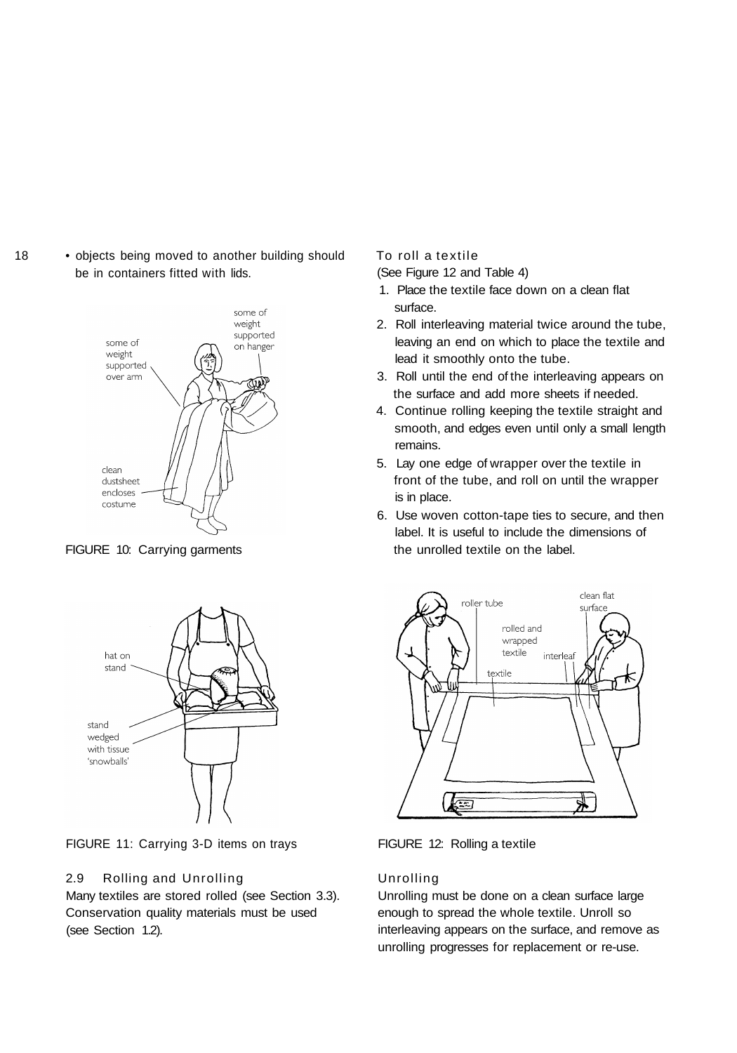- objects being moved to another building should be in containers fitted with lids.

FIGURE 10: Carrying garments

FIGURE 11: Carrying 3-D items on trays

## 2.9 Rolling and Unrolling

Many textiles are stored rolled (see Section 3.3). Conservation quality materials must be used (see Section 1.2).

### To roll a textile

(See Figure 12 and Table 4)

1. Place the textile face down on a clean flat surface.
2. Roll interleaving material twice around the tube, leaving an end on which to place the textile and lead it smoothly onto the tube.
3. Roll until the end of the interleaving appears on the surface and add more sheets if needed.
4. Continue rolling keeping the textile straight and smooth, and edges even until only a small length remains.
5. Lay one edge of wrapper over the textile in front of the tube, and roll on until the wrapper is in place.
6. Use woven cotton-tape ties to secure, and then label. It is useful to include the dimensions of the unrolled textile on the label.

FIGURE 12: Rolling a textile

### Unrolling

Unrolling must be done on a clean surface large enough to spread the whole textile. Unroll so interleaving appears on the surface, and remove as unrolling progresses for replacement or re-use.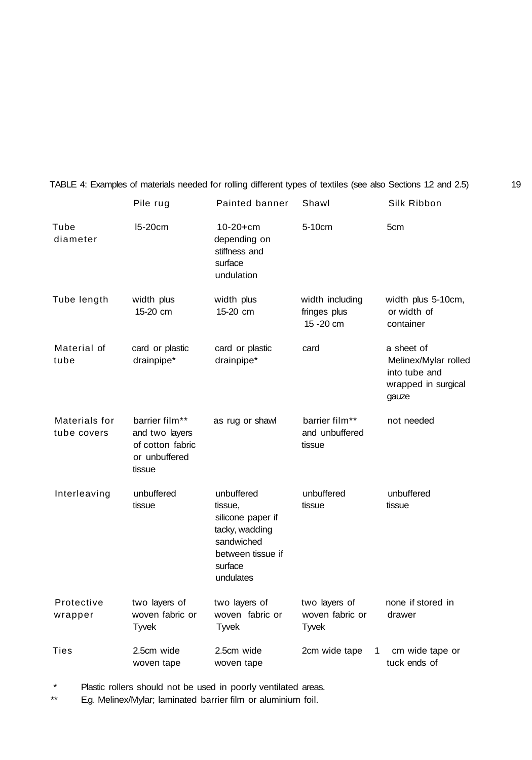TABLE 4: Examples of materials needed for rolling different types of textiles (see also Sections 1.2 and 2.5)

| | Pile rug | Painted banner | Shawl | Silk Ribbon |
|---|---|---|---|---|
| Tube diameter | l5-20cm | 10-20+cm depending on stiffness and surface undulation | 5-10cm | 5cm |
| Tube length | width plus 15-20 cm | width plus 15-20 cm | width including fringes plus 15 -20 cm | width plus 5-10cm, or width of container |
| Material of tube | card or plastic drainpipe* | card or plastic drainpipe* | card | a sheet of Melinex/Mylar rolled into tube and wrapped in surgical gauze |
| Materials for tube covers | barrier film** and two layers of cotton fabric or unbuffered tissue | as rug or shawl | barrier film** and unbuffered tissue | not needed |
| Interleaving | unbuffered tissue | unbuffered tissue, silicone paper if tacky, wadding sandwiched between tissue if surface undulates | unbuffered tissue | unbuffered tissue |
| Protective wrapper | two layers of woven fabric or Tyvek | two layers of woven fabric or Tyvek | two layers of woven fabric or Tyvek | none if stored in drawer |
| Ties | 2.5cm wide woven tape | 2.5cm wide woven tape | 2cm wide tape | 1 cm wide tape or tuck ends of |

\* Plastic rollers should not be used in poorly ventilated areas.

\*\* E.g. Melinex/Mylar; laminated barrier film or aluminium foil.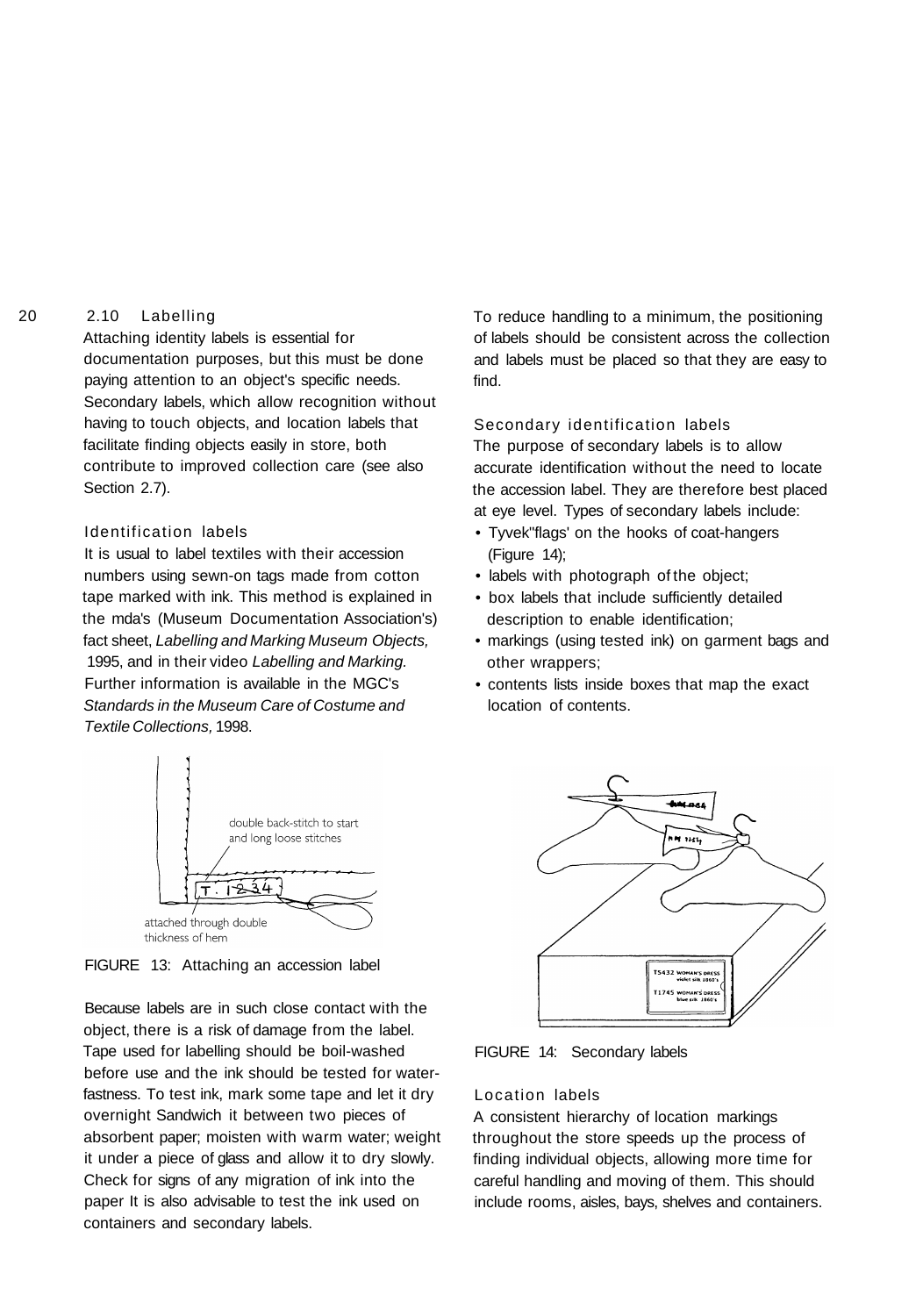## 2.10 Labelling

Attaching identity labels is essential for documentation purposes, but this must be done paying attention to an object's specific needs. Secondary labels, which allow recognition without having to touch objects, and location labels that facilitate finding objects easily in store, both contribute to improved collection care (see also Section 2.7).

### Identification labels

It is usual to label textiles with their accession numbers using sewn-on tags made from cotton tape marked with ink. This method is explained in the mda's (Museum Documentation Association's) fact sheet, *Labelling and Marking Museum Objects,* 1995, and in their video *Labelling and Marking.* Further information is available in the MGC's *Standards in the Museum Care of Costume and Textile Collections,* 1998.

FIGURE 13: Attaching an accession label

Because labels are in such close contact with the object, there is a risk of damage from the label. Tape used for labelling should be boil-washed before use and the ink should be tested for water-fastness. To test ink, mark some tape and let it dry overnight Sandwich it between two pieces of absorbent paper; moisten with warm water; weight it under a piece of glass and allow it to dry slowly. Check for signs of any migration of ink into the paper It is also advisable to test the ink used on containers and secondary labels.

To reduce handling to a minimum, the positioning of labels should be consistent across the collection and labels must be placed so that they are easy to find.

### Secondary identification labels

The purpose of secondary labels is to allow accurate identification without the need to locate the accession label. They are therefore best placed at eye level. Types of secondary labels include:

- Tyvek"flags' on the hooks of coat-hangers (Figure 14);
- labels with photograph of the object;
- box labels that include sufficiently detailed description to enable identification;
- markings (using tested ink) on garment bags and other wrappers;
- contents lists inside boxes that map the exact location of contents.

FIGURE 14: Secondary labels

### Location labels

A consistent hierarchy of location markings throughout the store speeds up the process of finding individual objects, allowing more time for careful handling and moving of them. This should include rooms, aisles, bays, shelves and containers.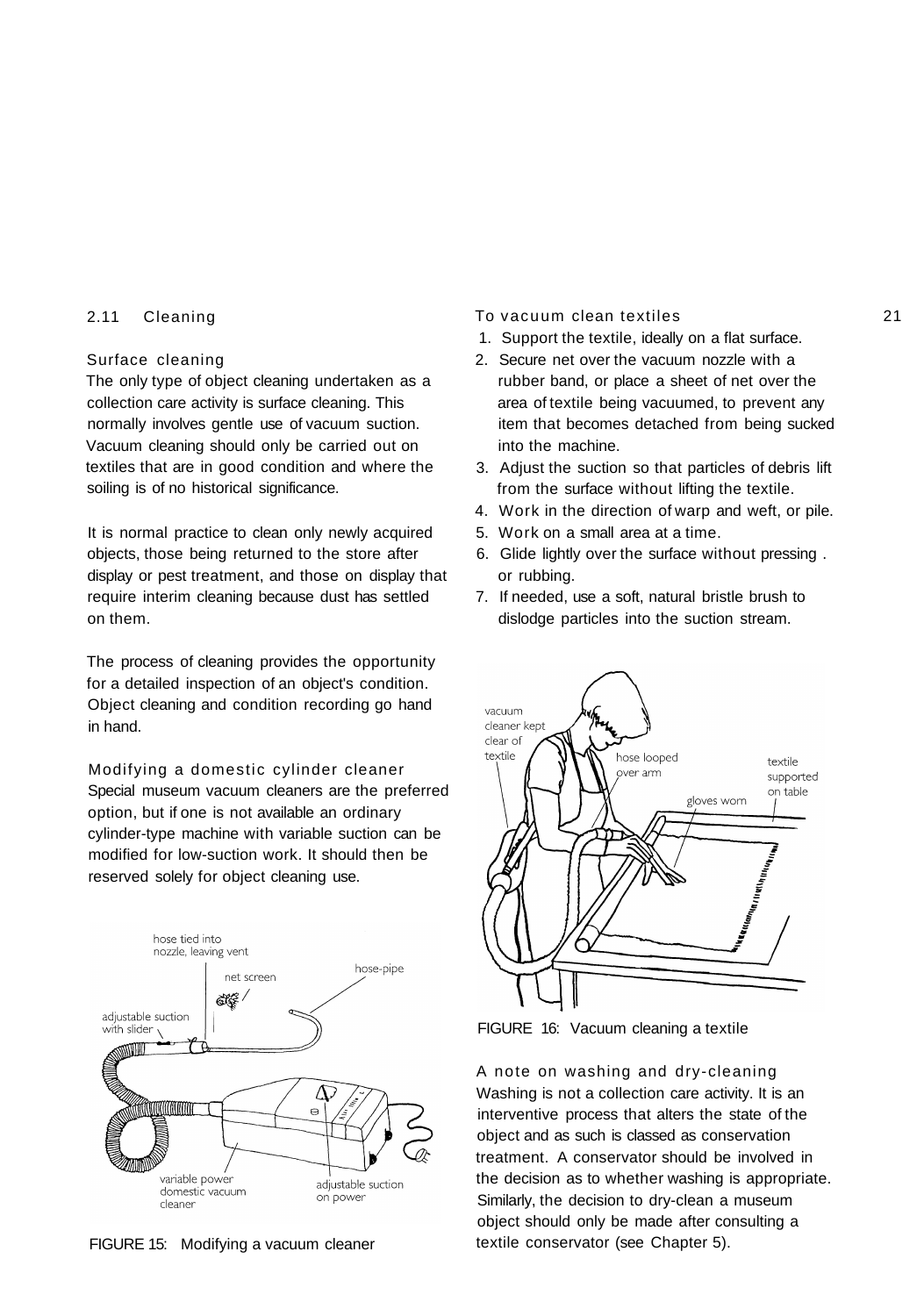## 2.11 Cleaning

### Surface cleaning

The only type of object cleaning undertaken as a collection care activity is surface cleaning. This normally involves gentle use of vacuum suction. Vacuum cleaning should only be carried out on textiles that are in good condition and where the soiling is of no historical significance.

It is normal practice to clean only newly acquired objects, those being returned to the store after display or pest treatment, and those on display that require interim cleaning because dust has settled on them.

The process of cleaning provides the opportunity for a detailed inspection of an object's condition. Object cleaning and condition recording go hand in hand.

### Modifying a domestic cylinder cleaner

Special museum vacuum cleaners are the preferred option, but if one is not available an ordinary cylinder-type machine with variable suction can be modified for low-suction work. It should then be reserved solely for object cleaning use.

FIGURE 15: Modifying a vacuum cleaner

### To vacuum clean textiles

1. Support the textile, ideally on a flat surface.
2. Secure net over the vacuum nozzle with a rubber band, or place a sheet of net over the area of textile being vacuumed, to prevent any item that becomes detached from being sucked into the machine.
3. Adjust the suction so that particles of debris lift from the surface without lifting the textile.
4. Work in the direction of warp and weft, or pile.
5. Work on a small area at a time.
6. Glide lightly over the surface without pressing or rubbing.
7. If needed, use a soft, natural bristle brush to dislodge particles into the suction stream.

FIGURE 16: Vacuum cleaning a textile

### A note on washing and dry-cleaning

Washing is not a collection care activity. It is an interventive process that alters the state of the object and as such is classed as conservation treatment. A conservator should be involved in the decision as to whether washing is appropriate. Similarly, the decision to dry-clean a museum object should only be made after consulting a textile conservator (see Chapter 5).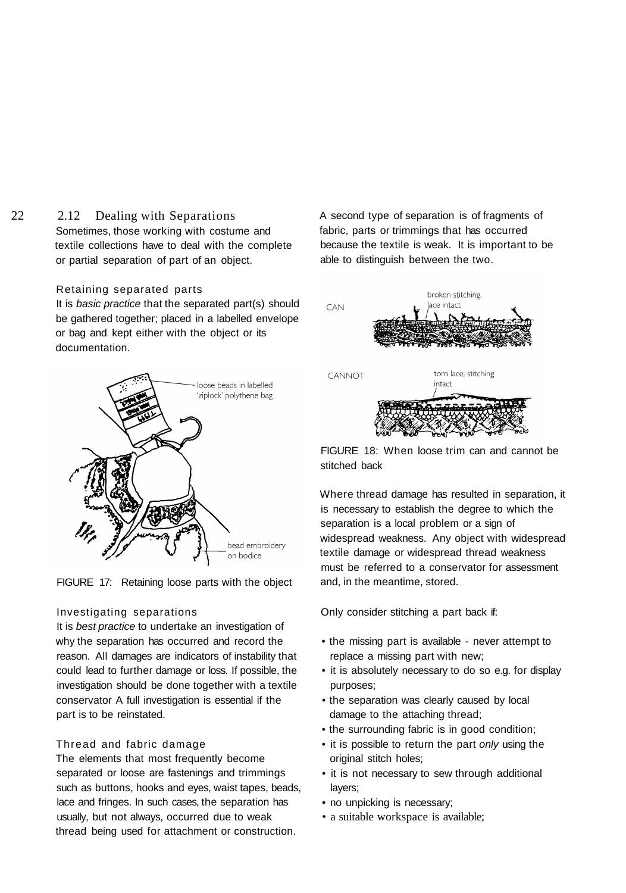## 2.12 Dealing with Separations

Sometimes, those working with costume and textile collections have to deal with the complete or partial separation of part of an object.

### Retaining separated parts

It is *basic practice* that the separated part(s) should be gathered together; placed in a labelled envelope or bag and kept either with the object or its documentation.

FIGURE 17: Retaining loose parts with the object

### Investigating separations

It is *best practice* to undertake an investigation of why the separation has occurred and record the reason. All damages are indicators of instability that could lead to further damage or loss. If possible, the investigation should be done together with a textile conservator A full investigation is essential if the part is to be reinstated.

### Thread and fabric damage

The elements that most frequently become separated or loose are fastenings and trimmings such as buttons, hooks and eyes, waist tapes, beads, lace and fringes. In such cases, the separation has usually, but not always, occurred due to weak thread being used for attachment or construction.

A second type of separation is of fragments of fabric, parts or trimmings that has occurred because the textile is weak. It is important to be able to distinguish between the two.

FIGURE 18: When loose trim can and cannot be stitched back

Where thread damage has resulted in separation, it is necessary to establish the degree to which the separation is a local problem or a sign of widespread weakness. Any object with widespread textile damage or widespread thread weakness must be referred to a conservator for assessment and, in the meantime, stored.

Only consider stitching a part back if:

- the missing part is available - never attempt to replace a missing part with new;
- it is absolutely necessary to do so e.g. for display purposes;
- the separation was clearly caused by local damage to the attaching thread;
- the surrounding fabric is in good condition;
- it is possible to return the part *only* using the original stitch holes;
- it is not necessary to sew through additional layers;
- no unpicking is necessary;
- a suitable workspace is available;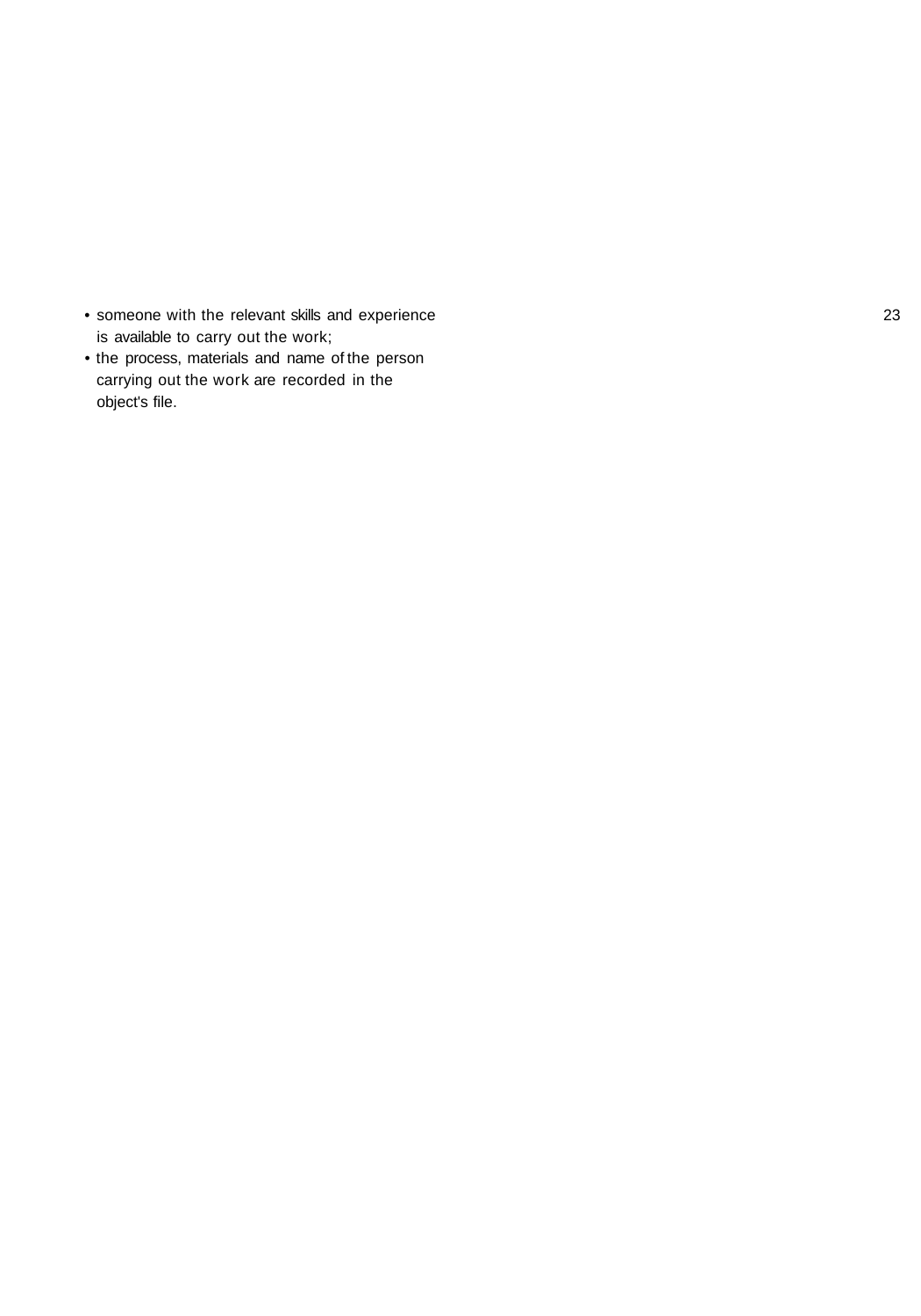- someone with the relevant skills and experience is available to carry out the work;
- the process, materials and name of the person carrying out the work are recorded in the object's file.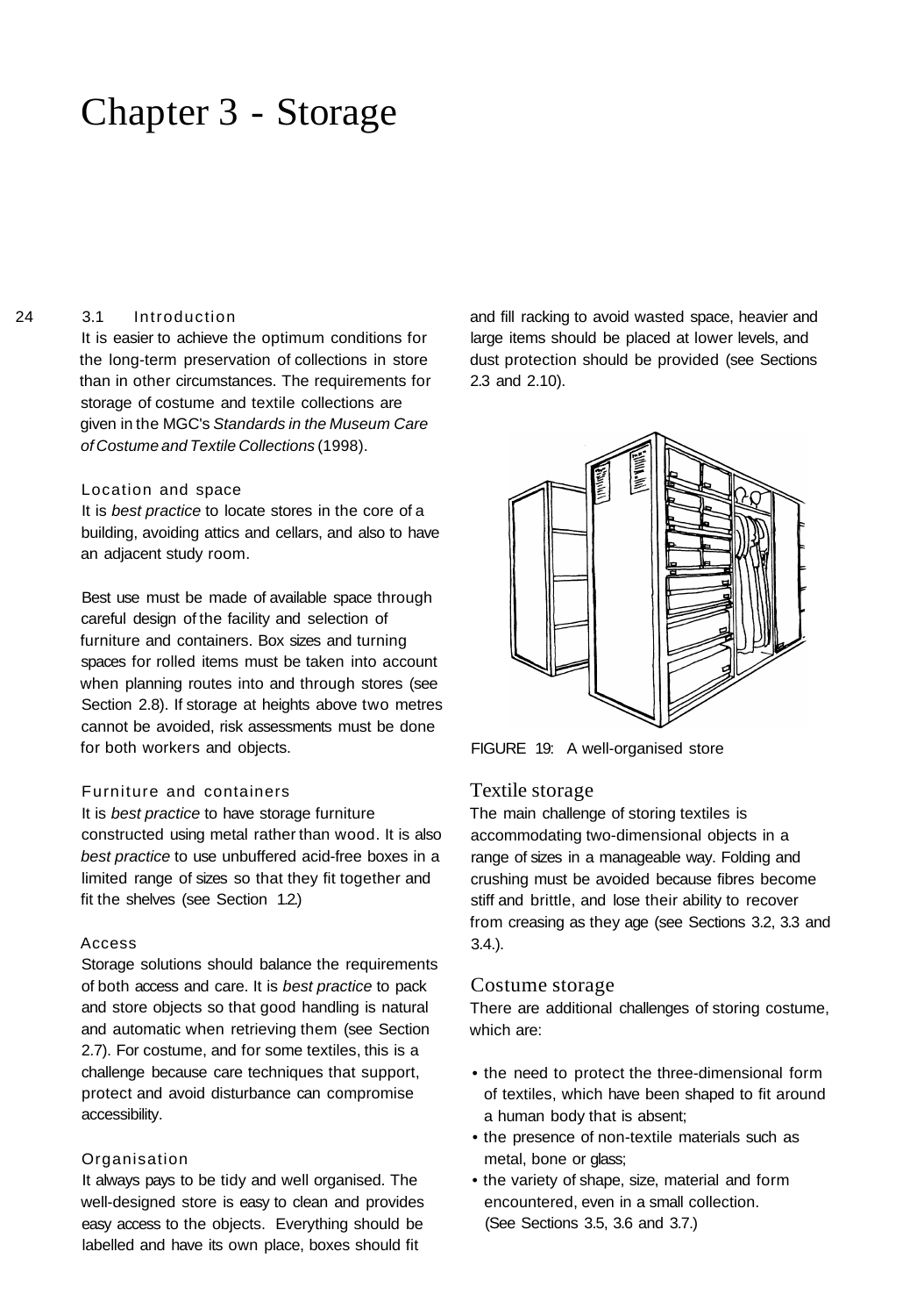# Chapter 3 - Storage

## 3.1 Introduction

It is easier to achieve the optimum conditions for the long-term preservation of collections in store than in other circumstances. The requirements for storage of costume and textile collections are given in the MGC's *Standards in the Museum Care of Costume and Textile Collections* (1998).

### Location and space

It is *best practice* to locate stores in the core of a building, avoiding attics and cellars, and also to have an adjacent study room.

Best use must be made of available space through careful design of the facility and selection of furniture and containers. Box sizes and turning spaces for rolled items must be taken into account when planning routes into and through stores (see Section 2.8). If storage at heights above two metres cannot be avoided, risk assessments must be done for both workers and objects.

### Furniture and containers

It is *best practice* to have storage furniture constructed using metal rather than wood. It is also *best practice* to use unbuffered acid-free boxes in a limited range of sizes so that they fit together and fit the shelves (see Section 1.2.)

### Access

Storage solutions should balance the requirements of both access and care. It is *best practice* to pack and store objects so that good handling is natural and automatic when retrieving them (see Section 2.7). For costume, and for some textiles, this is a challenge because care techniques that support, protect and avoid disturbance can compromise accessibility.

### Organisation

It always pays to be tidy and well organised. The well-designed store is easy to clean and provides easy access to the objects. Everything should be labelled and have its own place, boxes should fit and fill racking to avoid wasted space, heavier and large items should be placed at lower levels, and dust protection should be provided (see Sections 2.3 and 2.10).

FIGURE 19: A well-organised store

### Textile storage

The main challenge of storing textiles is accommodating two-dimensional objects in a range of sizes in a manageable way. Folding and crushing must be avoided because fibres become stiff and brittle, and lose their ability to recover from creasing as they age (see Sections 3.2, 3.3 and 3.4.).

### Costume storage

There are additional challenges of storing costume, which are:

- the need to protect the three-dimensional form of textiles, which have been shaped to fit around a human body that is absent;
- the presence of non-textile materials such as metal, bone or glass;
- the variety of shape, size, material and form encountered, even in a small collection.

(See Sections 3.5, 3.6 and 3.7.)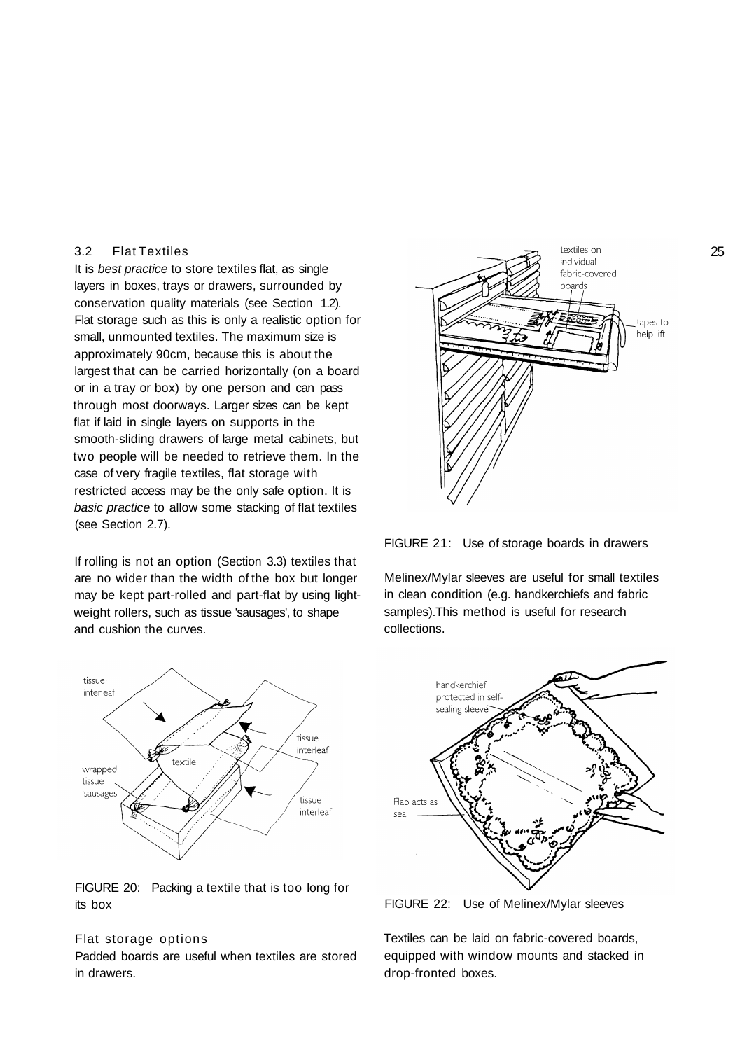## 3.2 Flat Textiles

It is *best practice* to store textiles flat, as single layers in boxes, trays or drawers, surrounded by conservation quality materials (see Section 1.2). Flat storage such as this is only a realistic option for small, unmounted textiles. The maximum size is approximately 90cm, because this is about the largest that can be carried horizontally (on a board or in a tray or box) by one person and can pass through most doorways. Larger sizes can be kept flat if laid in single layers on supports in the smooth-sliding drawers of large metal cabinets, but two people will be needed to retrieve them. In the case of very fragile textiles, flat storage with restricted access may be the only safe option. It is *basic practice* to allow some stacking of flat textiles (see Section 2.7).

If rolling is not an option (Section 3.3) textiles that are no wider than the width of the box but longer may be kept part-rolled and part-flat by using light-weight rollers, such as tissue 'sausages', to shape and cushion the curves.

FIGURE 20: Packing a textile that is too long for its box

### Flat storage options

Padded boards are useful when textiles are stored in drawers.

FIGURE 21: Use of storage boards in drawers

Melinex/Mylar sleeves are useful for small textiles in clean condition (e.g. handkerchiefs and fabric samples).This method is useful for research collections.

FIGURE 22: Use of Melinex/Mylar sleeves

Textiles can be laid on fabric-covered boards, equipped with window mounts and stacked in drop-fronted boxes.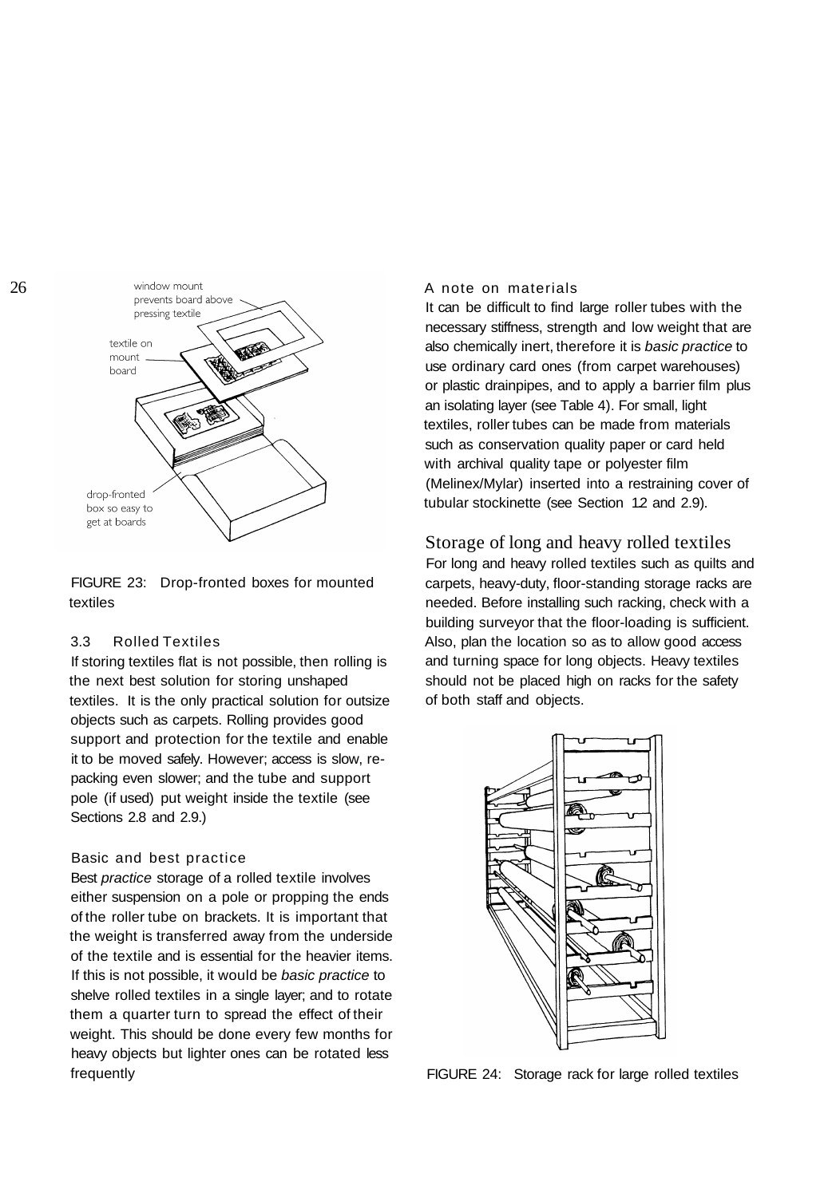FIGURE 23: Drop-fronted boxes for mounted textiles

### 3.3 Rolled Textiles

If storing textiles flat is not possible, then rolling is the next best solution for storing unshaped textiles. It is the only practical solution for outsize objects such as carpets. Rolling provides good support and protection for the textile and enable it to be moved safely. However; access is slow, re-packing even slower; and the tube and support pole (if used) put weight inside the textile (see Sections 2.8 and 2.9.)

#### Basic and best practice

Best *practice* storage of a rolled textile involves either suspension on a pole or propping the ends of the roller tube on brackets. It is important that the weight is transferred away from the underside of the textile and is essential for the heavier items. If this is not possible, it would be *basic practice* to shelve rolled textiles in a single layer; and to rotate them a quarter turn to spread the effect of their weight. This should be done every few months for heavy objects but lighter ones can be rotated less frequently

#### A note on materials

It can be difficult to find large roller tubes with the necessary stiffness, strength and low weight that are also chemically inert, therefore it is *basic practice* to use ordinary card ones (from carpet warehouses) or plastic drainpipes, and to apply a barrier film plus an isolating layer (see Table 4). For small, light textiles, roller tubes can be made from materials such as conservation quality paper or card held with archival quality tape or polyester film (Melinex/Mylar) inserted into a restraining cover of tubular stockinette (see Section 1.2 and 2.9).

#### Storage of long and heavy rolled textiles

For long and heavy rolled textiles such as quilts and carpets, heavy-duty, floor-standing storage racks are needed. Before installing such racking, check with a building surveyor that the floor-loading is sufficient. Also, plan the location so as to allow good access and turning space for long objects. Heavy textiles should not be placed high on racks for the safety of both staff and objects.

FIGURE 24: Storage rack for large rolled textiles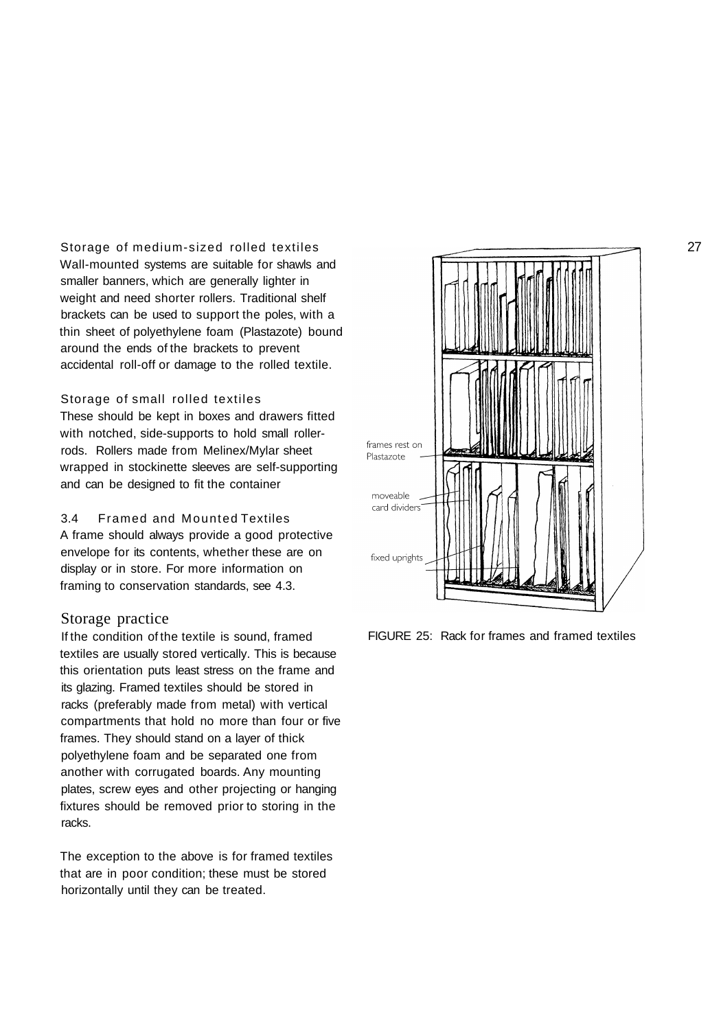### Storage of medium-sized rolled textiles

Wall-mounted systems are suitable for shawls and smaller banners, which are generally lighter in weight and need shorter rollers. Traditional shelf brackets can be used to support the poles, with a thin sheet of polyethylene foam (Plastazote) bound around the ends of the brackets to prevent accidental roll-off or damage to the rolled textile.

### Storage of small rolled textiles

These should be kept in boxes and drawers fitted with notched, side-supports to hold small roller-rods. Rollers made from Melinex/Mylar sheet wrapped in stockinette sleeves are self-supporting and can be designed to fit the container

## 3.4 Framed and Mounted Textiles

A frame should always provide a good protective envelope for its contents, whether these are on display or in store. For more information on framing to conservation standards, see 4.3.

### Storage practice

If the condition of the textile is sound, framed textiles are usually stored vertically. This is because this orientation puts least stress on the frame and its glazing. Framed textiles should be stored in racks (preferably made from metal) with vertical compartments that hold no more than four or five frames. They should stand on a layer of thick polyethylene foam and be separated one from another with corrugated boards. Any mounting plates, screw eyes and other projecting or hanging fixtures should be removed prior to storing in the racks.

The exception to the above is for framed textiles that are in poor condition; these must be stored horizontally until they can be treated.

frames rest on Plastazote

moveable card dividers

fixed uprights

FIGURE 25: Rack for frames and framed textiles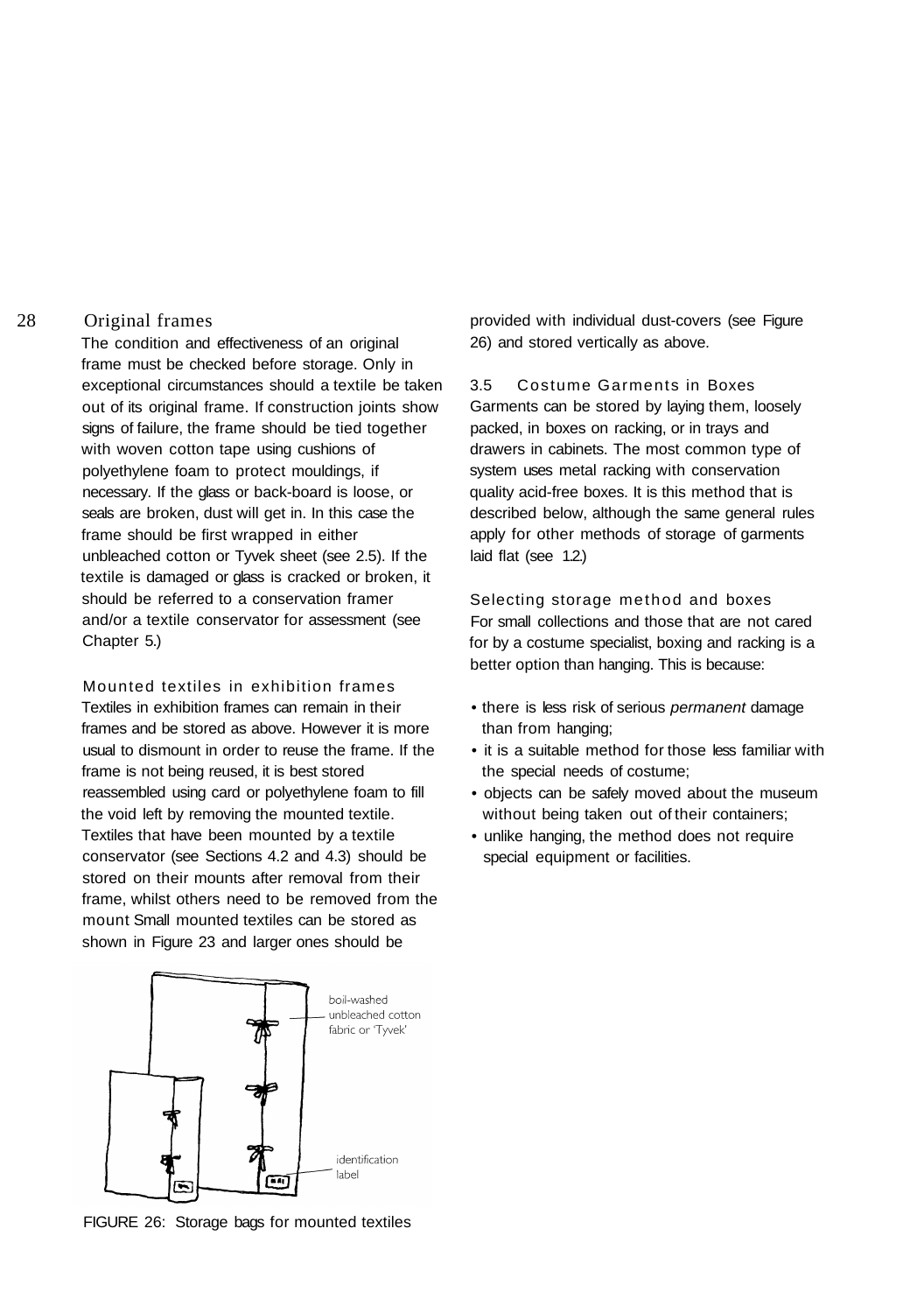### Original frames

The condition and effectiveness of an original frame must be checked before storage. Only in exceptional circumstances should a textile be taken out of its original frame. If construction joints show signs of failure, the frame should be tied together with woven cotton tape using cushions of polyethylene foam to protect mouldings, if necessary. If the glass or back-board is loose, or seals are broken, dust will get in. In this case the frame should be first wrapped in either unbleached cotton or Tyvek sheet (see 2.5). If the textile is damaged or glass is cracked or broken, it should be referred to a conservation framer and/or a textile conservator for assessment (see Chapter 5.)

### Mounted textiles in exhibition frames

Textiles in exhibition frames can remain in their frames and be stored as above. However it is more usual to dismount in order to reuse the frame. If the frame is not being reused, it is best stored reassembled using card or polyethylene foam to fill the void left by removing the mounted textile. Textiles that have been mounted by a textile conservator (see Sections 4.2 and 4.3) should be stored on their mounts after removal from their frame, whilst others need to be removed from the mount Small mounted textiles can be stored as shown in Figure 23 and larger ones should be provided with individual dust-covers (see Figure 26) and stored vertically as above.

FIGURE 26: Storage bags for mounted textiles

## 3.5 Costume Garments in Boxes

Garments can be stored by laying them, loosely packed, in boxes on racking, or in trays and drawers in cabinets. The most common type of system uses metal racking with conservation quality acid-free boxes. It is this method that is described below, although the same general rules apply for other methods of storage of garments laid flat (see 1.2.)

### Selecting storage method and boxes

For small collections and those that are not cared for by a costume specialist, boxing and racking is a better option than hanging. This is because:

- there is less risk of serious *permanent* damage than from hanging;
- it is a suitable method for those less familiar with the special needs of costume;
- objects can be safely moved about the museum without being taken out of their containers;
- unlike hanging, the method does not require special equipment or facilities.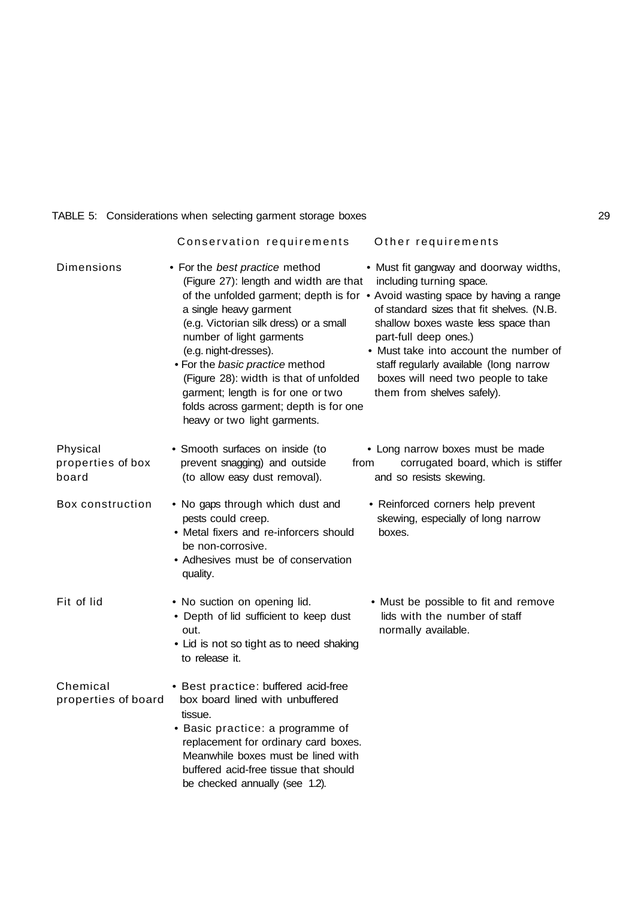TABLE 5: Considerations when selecting garment storage boxes

| | Conservation requirements | Other requirements |
|---|---|---|
| Dimensions | • For the *best practice* method (Figure 27): length and width are that of the unfolded garment; depth is for a single heavy garment (e.g. Victorian silk dress) or a small number of light garments (e.g. night-dresses).<br>• For the *basic practice* method (Figure 28): width is that of unfolded garment; length is for one or two folds across garment; depth is for one heavy or two light garments. | • Must fit gangway and doorway widths, including turning space.<br>• Avoid wasting space by having a range of standard sizes that fit shelves. (N.B. shallow boxes waste less space than part-full deep ones.)<br>• Must take into account the number of staff regularly available (long narrow boxes will need two people to take them from shelves safely). |
| Physical properties of box board | • Smooth surfaces on inside (to prevent snagging) and outside (to allow easy dust removal). | • Long narrow boxes must be made from corrugated board, which is stiffer and so resists skewing. |
| Box construction | • No gaps through which dust and pests could creep.<br>• Metal fixers and re-inforcers should be non-corrosive.<br>• Adhesives must be of conservation quality. | • Reinforced corners help prevent skewing, especially of long narrow boxes. |
| Fit of lid | • No suction on opening lid.<br>• Depth of lid sufficient to keep dust out.<br>• Lid is not so tight as to need shaking to release it. | • Must be possible to fit and remove lids with the number of staff normally available. |
| Chemical properties of board | • Best practice: buffered acid-free box board lined with unbuffered tissue.<br>• Basic practice: a programme of replacement for ordinary card boxes. Meanwhile boxes must be lined with buffered acid-free tissue that should be checked annually (see 1.2). | |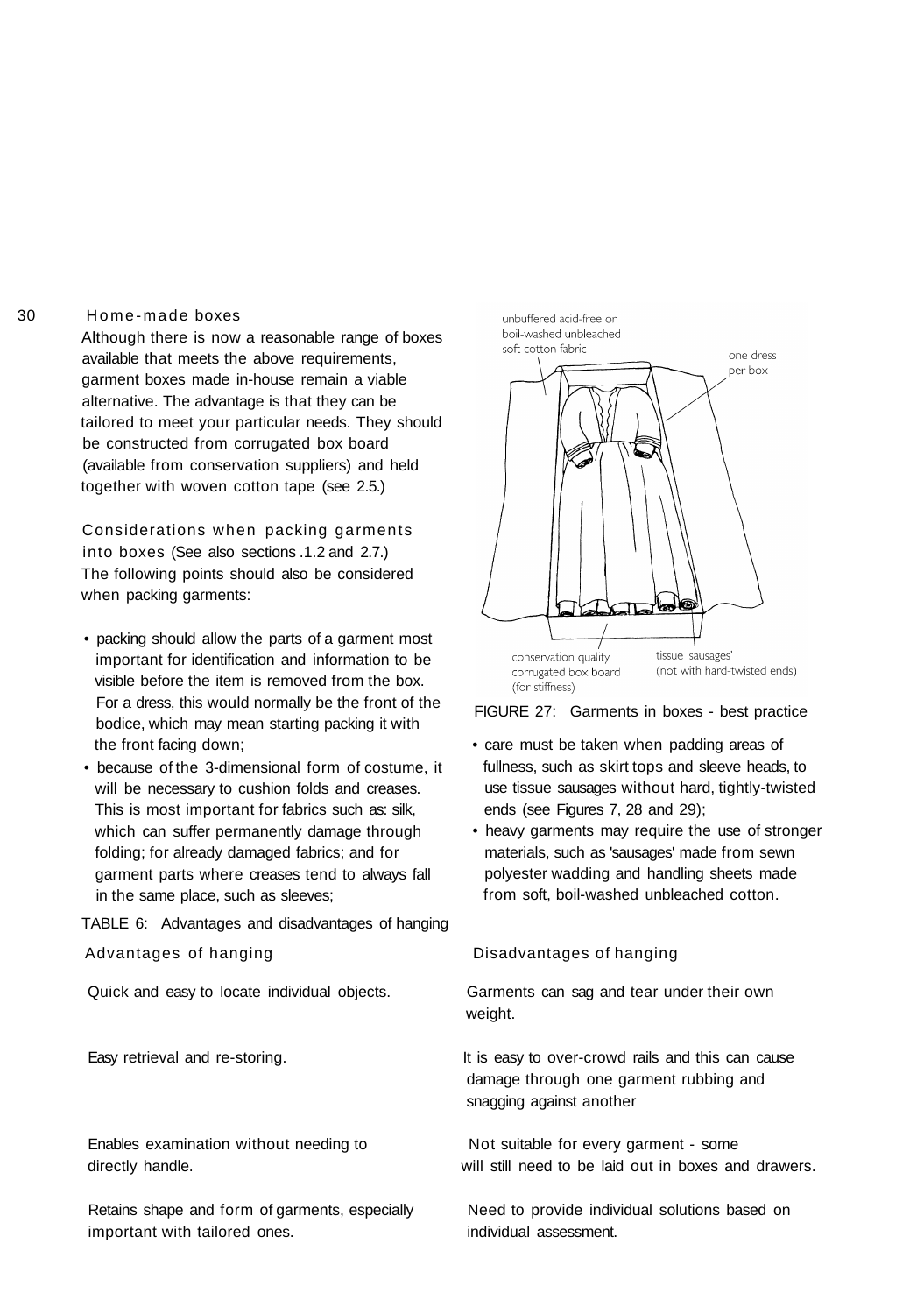### Home-made boxes

Although there is now a reasonable range of boxes available that meets the above requirements, garment boxes made in-house remain a viable alternative. The advantage is that they can be tailored to meet your particular needs. They should be constructed from corrugated box board (available from conservation suppliers) and held together with woven cotton tape (see 2.5.)

### Considerations when packing garments into boxes (See also sections .1.2 and 2.7.)

The following points should also be considered when packing garments:

- packing should allow the parts of a garment most important for identification and information to be visible before the item is removed from the box. For a dress, this would normally be the front of the bodice, which may mean starting packing it with the front facing down;
- because of the 3-dimensional form of costume, it will be necessary to cushion folds and creases. This is most important for fabrics such as: silk, which can suffer permanently damage through folding; for already damaged fabrics; and for garment parts where creases tend to always fall in the same place, such as sleeves;

unbuffered acid-free or boil-washed unbleached soft cotton fabric

one dress per box

conservation quality corrugated box board (for stiffness)

tissue 'sausages' (not with hard-twisted ends)

FIGURE 27: Garments in boxes - best practice

- care must be taken when padding areas of fullness, such as skirt tops and sleeve heads, to use tissue sausages without hard, tightly-twisted ends (see Figures 7, 28 and 29);
- heavy garments may require the use of stronger materials, such as 'sausages' made from sewn polyester wadding and handling sheets made from soft, boil-washed unbleached cotton.

TABLE 6: Advantages and disadvantages of hanging

| Advantages of hanging | Disadvantages of hanging |
|---|---|
| Quick and easy to locate individual objects. | Garments can sag and tear under their own weight. |
| Easy retrieval and re-storing. | It is easy to over-crowd rails and this can cause damage through one garment rubbing and snagging against another |
| Enables examination without needing to directly handle. | Not suitable for every garment - some will still need to be laid out in boxes and drawers. |
| Retains shape and form of garments, especially important with tailored ones. | Need to provide individual solutions based on individual assessment. |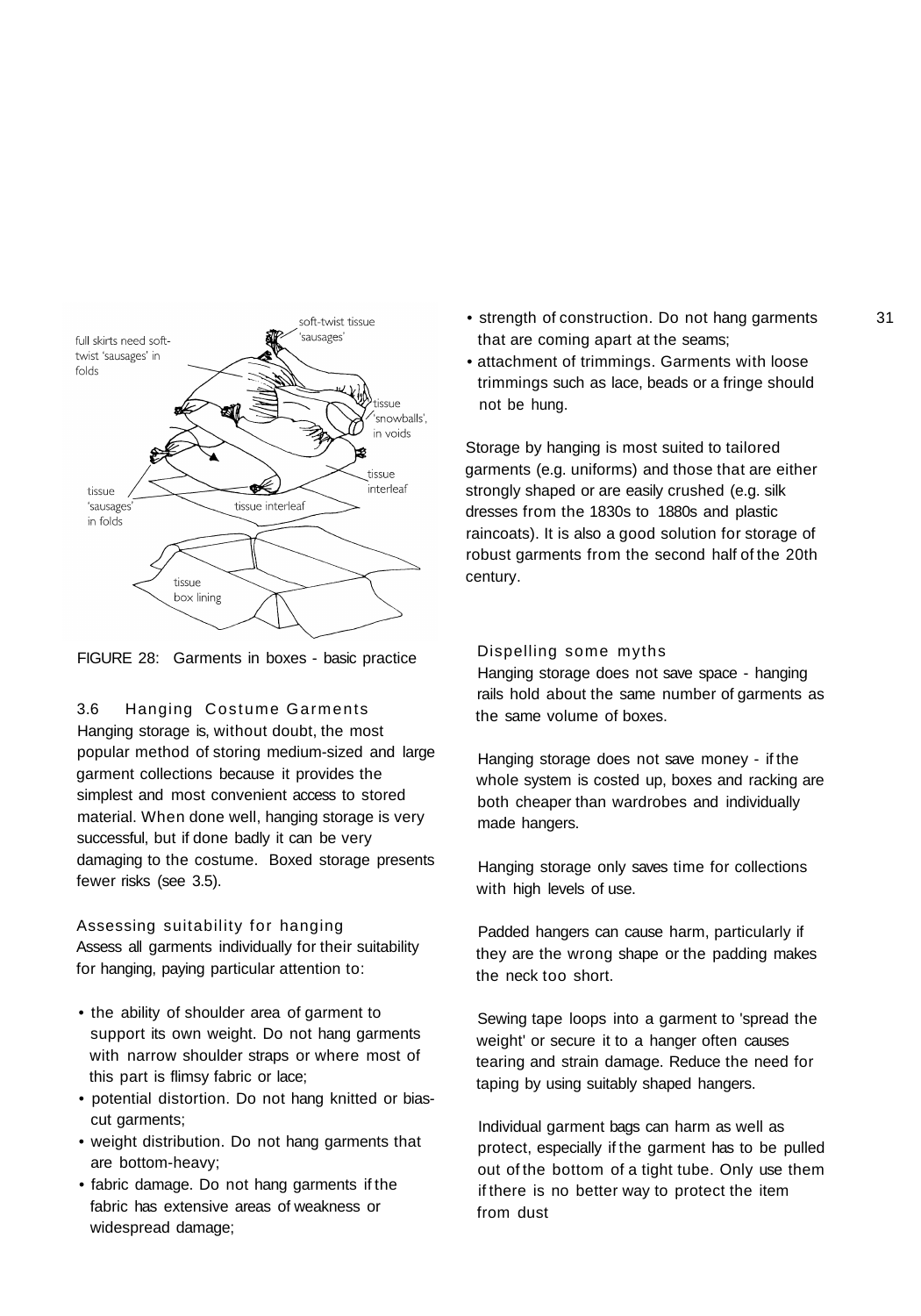FIGURE 28: Garments in boxes - basic practice

## 3.6 Hanging Costume Garments

Hanging storage is, without doubt, the most popular method of storing medium-sized and large garment collections because it provides the simplest and most convenient access to stored material. When done well, hanging storage is very successful, but if done badly it can be very damaging to the costume. Boxed storage presents fewer risks (see 3.5).

### Assessing suitability for hanging

Assess all garments individually for their suitability for hanging, paying particular attention to:

- the ability of shoulder area of garment to support its own weight. Do not hang garments with narrow shoulder straps or where most of this part is flimsy fabric or lace;
- potential distortion. Do not hang knitted or bias-cut garments;
- weight distribution. Do not hang garments that are bottom-heavy;
- fabric damage. Do not hang garments if the fabric has extensive areas of weakness or widespread damage;
- strength of construction. Do not hang garments that are coming apart at the seams;
- attachment of trimmings. Garments with loose trimmings such as lace, beads or a fringe should not be hung.

Storage by hanging is most suited to tailored garments (e.g. uniforms) and those that are either strongly shaped or are easily crushed (e.g. silk dresses from the 1830s to 1880s and plastic raincoats). It is also a good solution for storage of robust garments from the second half of the 20th century.

### Dispelling some myths

Hanging storage does not save space - hanging rails hold about the same number of garments as the same volume of boxes.

Hanging storage does not save money - if the whole system is costed up, boxes and racking are both cheaper than wardrobes and individually made hangers.

Hanging storage only saves time for collections with high levels of use.

Padded hangers can cause harm, particularly if they are the wrong shape or the padding makes the neck too short.

Sewing tape loops into a garment to 'spread the weight' or secure it to a hanger often causes tearing and strain damage. Reduce the need for taping by using suitably shaped hangers.

Individual garment bags can harm as well as protect, especially if the garment has to be pulled out of the bottom of a tight tube. Only use them if there is no better way to protect the item from dust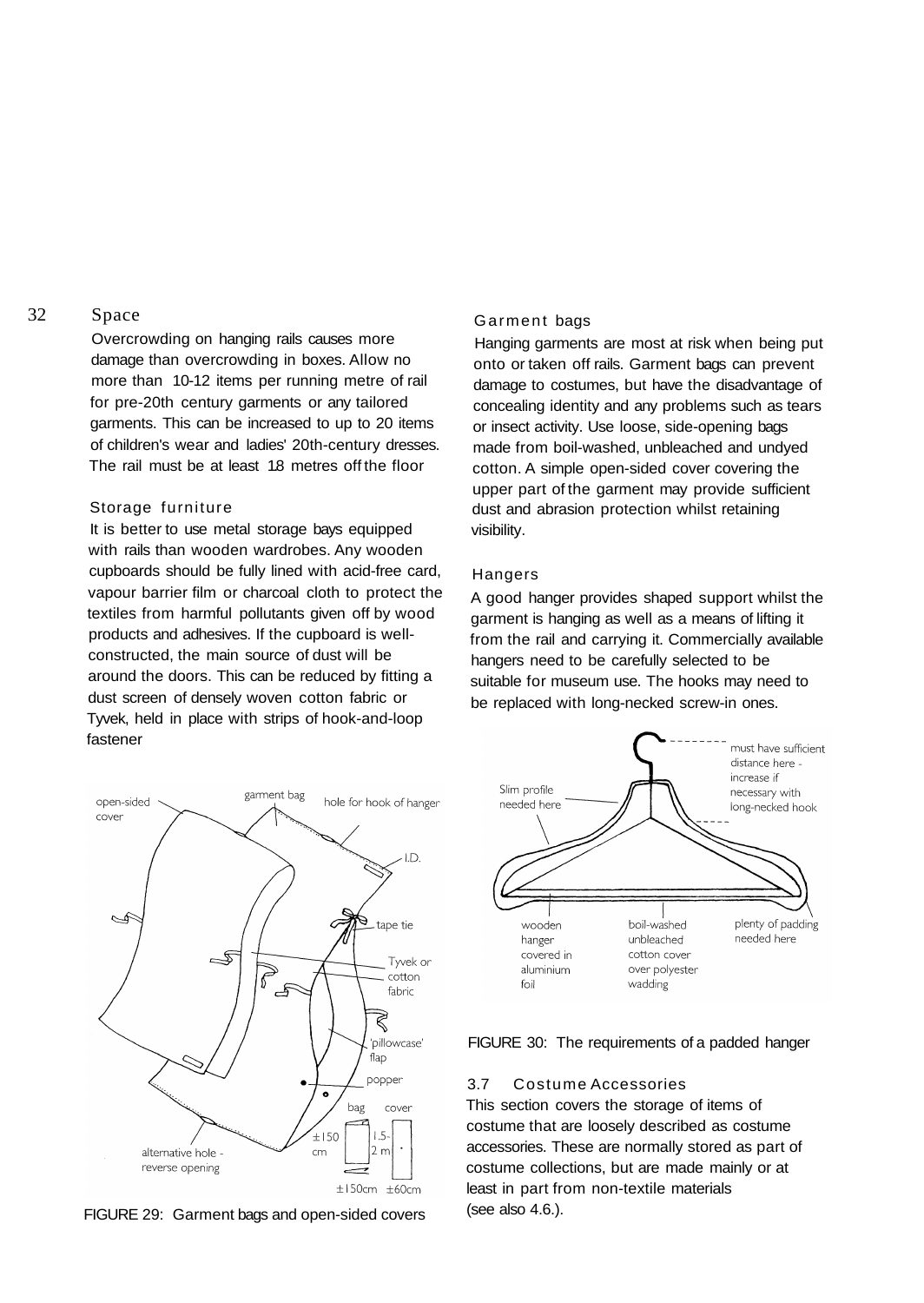## Space

Overcrowding on hanging rails causes more damage than overcrowding in boxes. Allow no more than 10-12 items per running metre of rail for pre-20th century garments or any tailored garments. This can be increased to up to 20 items of children's wear and ladies' 20th-century dresses. The rail must be at least 1.8 metres off the floor

## Storage furniture

It is better to use metal storage bays equipped with rails than wooden wardrobes. Any wooden cupboards should be fully lined with acid-free card, vapour barrier film or charcoal cloth to protect the textiles from harmful pollutants given off by wood products and adhesives. If the cupboard is well-constructed, the main source of dust will be around the doors. This can be reduced by fitting a dust screen of densely woven cotton fabric or Tyvek, held in place with strips of hook-and-loop fastener

FIGURE 29: Garment bags and open-sided covers

## Garment bags

Hanging garments are most at risk when being put onto or taken off rails. Garment bags can prevent damage to costumes, but have the disadvantage of concealing identity and any problems such as tears or insect activity. Use loose, side-opening bags made from boil-washed, unbleached and undyed cotton. A simple open-sided cover covering the upper part of the garment may provide sufficient dust and abrasion protection whilst retaining visibility.

## Hangers

A good hanger provides shaped support whilst the garment is hanging as well as a means of lifting it from the rail and carrying it. Commercially available hangers need to be carefully selected to be suitable for museum use. The hooks may need to be replaced with long-necked screw-in ones.

FIGURE 30: The requirements of a padded hanger

## 3.7 Costume Accessories

This section covers the storage of items of costume that are loosely described as costume accessories. These are normally stored as part of costume collections, but are made mainly or at least in part from non-textile materials (see also 4.6.).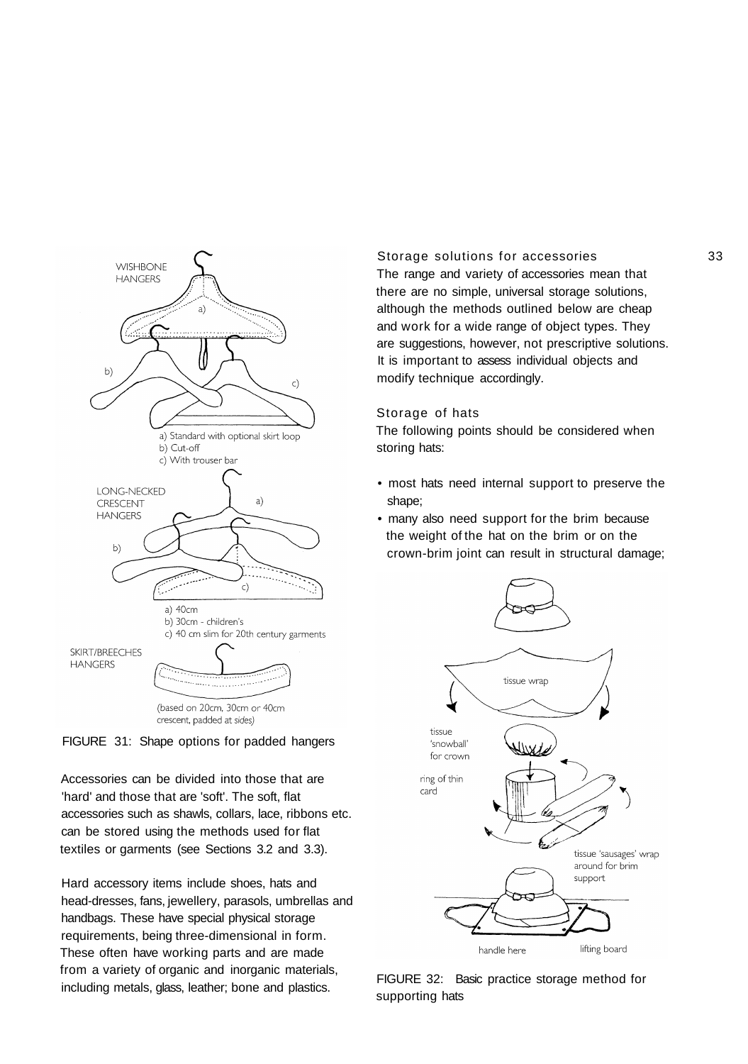FIGURE 31: Shape options for padded hangers

Accessories can be divided into those that are 'hard' and those that are 'soft'. The soft, flat accessories such as shawls, collars, lace, ribbons etc. can be stored using the methods used for flat textiles or garments (see Sections 3.2 and 3.3).

Hard accessory items include shoes, hats and head-dresses, fans, jewellery, parasols, umbrellas and handbags. These have special physical storage requirements, being three-dimensional in form. These often have working parts and are made from a variety of organic and inorganic materials, including metals, glass, leather; bone and plastics.

## Storage solutions for accessories

The range and variety of accessories mean that there are no simple, universal storage solutions, although the methods outlined below are cheap and work for a wide range of object types. They are suggestions, however, not prescriptive solutions. It is important to assess individual objects and modify technique accordingly.

### Storage of hats

The following points should be considered when storing hats:

- most hats need internal support to preserve the shape;
- many also need support for the brim because the weight of the hat on the brim or on the crown-brim joint can result in structural damage;

FIGURE 32: Basic practice storage method for supporting hats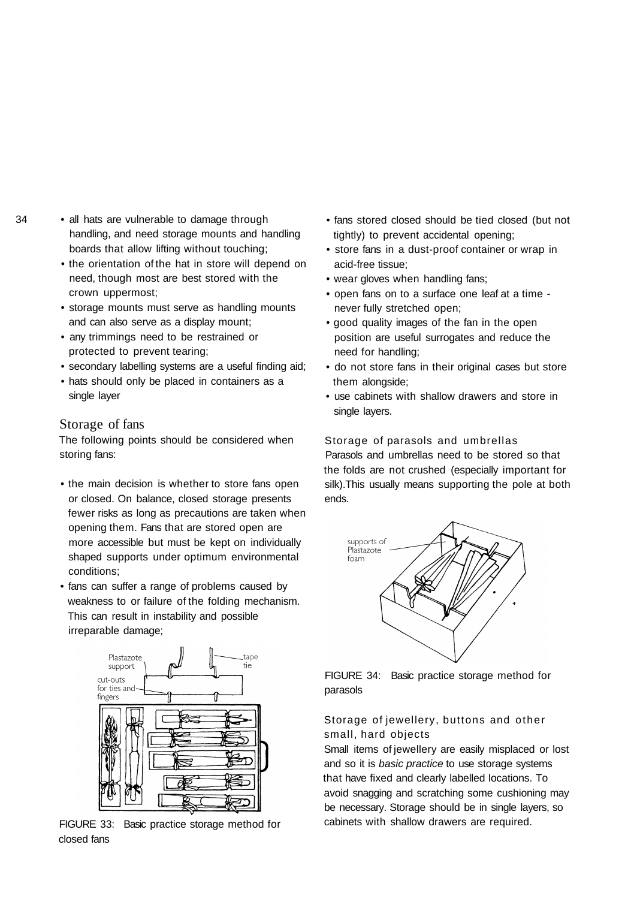- all hats are vulnerable to damage through handling, and need storage mounts and handling boards that allow lifting without touching;
- the orientation of the hat in store will depend on need, though most are best stored with the crown uppermost;
- storage mounts must serve as handling mounts and can also serve as a display mount;
- any trimmings need to be restrained or protected to prevent tearing;
- secondary labelling systems are a useful finding aid;
- hats should only be placed in containers as a single layer

## Storage of fans

The following points should be considered when storing fans:

- the main decision is whether to store fans open or closed. On balance, closed storage presents fewer risks as long as precautions are taken when opening them. Fans that are stored open are more accessible but must be kept on individually shaped supports under optimum environmental conditions;
- fans can suffer a range of problems caused by weakness to or failure of the folding mechanism. This can result in instability and possible irreparable damage;

FIGURE 33: Basic practice storage method for closed fans

- fans stored closed should be tied closed (but not tightly) to prevent accidental opening;
- store fans in a dust-proof container or wrap in acid-free tissue;
- wear gloves when handling fans;
- open fans on to a surface one leaf at a time - never fully stretched open;
- good quality images of the fan in the open position are useful surrogates and reduce the need for handling;
- do not store fans in their original cases but store them alongside;
- use cabinets with shallow drawers and store in single layers.

## Storage of parasols and umbrellas

Parasols and umbrellas need to be stored so that the folds are not crushed (especially important for silk).This usually means supporting the pole at both ends.

FIGURE 34: Basic practice storage method for parasols

## Storage of jewellery, buttons and other small, hard objects

Small items of jewellery are easily misplaced or lost and so it is *basic practice* to use storage systems that have fixed and clearly labelled locations. To avoid snagging and scratching some cushioning may be necessary. Storage should be in single layers, so cabinets with shallow drawers are required.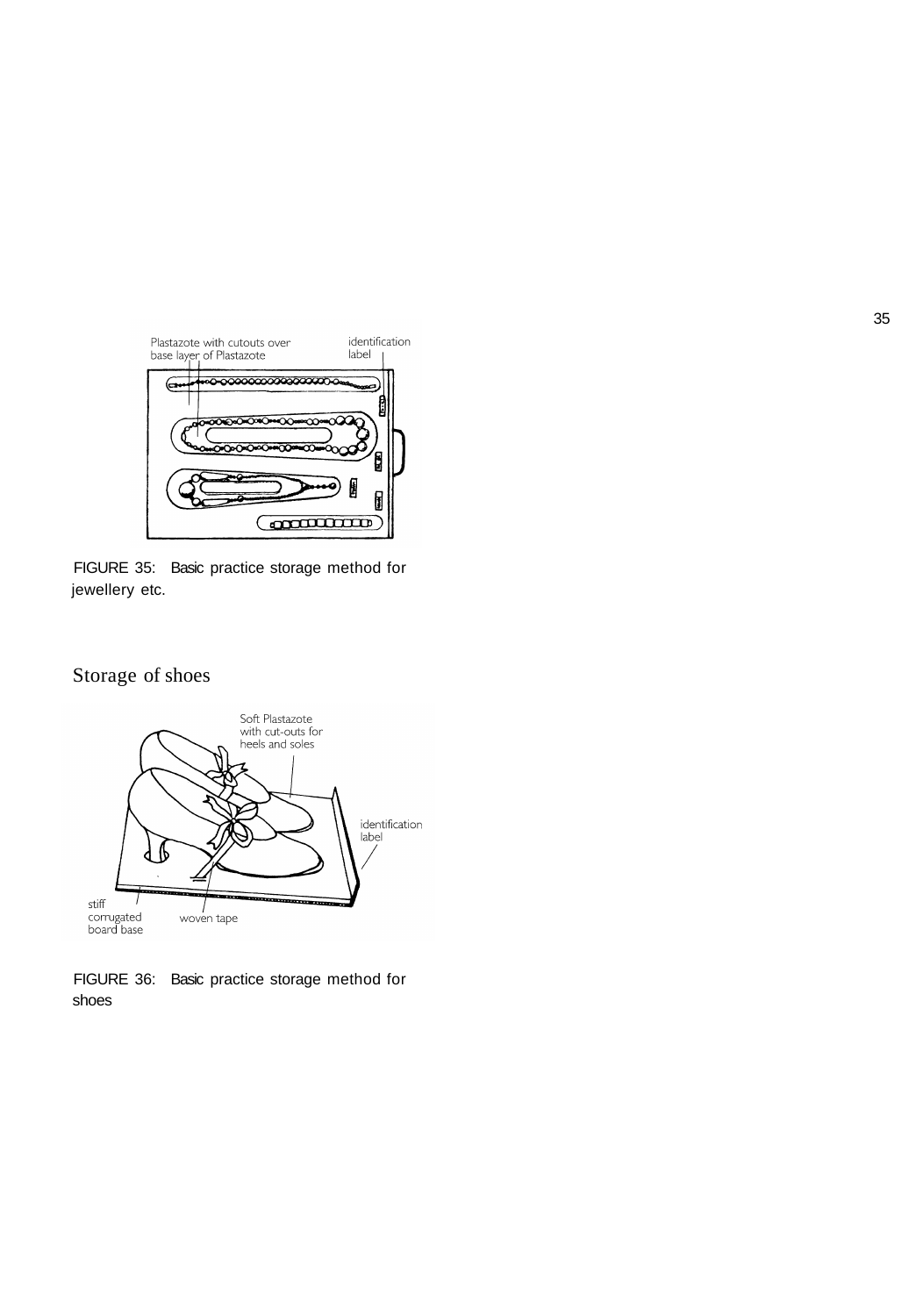FIGURE 35: Basic practice storage method for jewellery etc.

## Storage of shoes

FIGURE 36: Basic practice storage method for shoes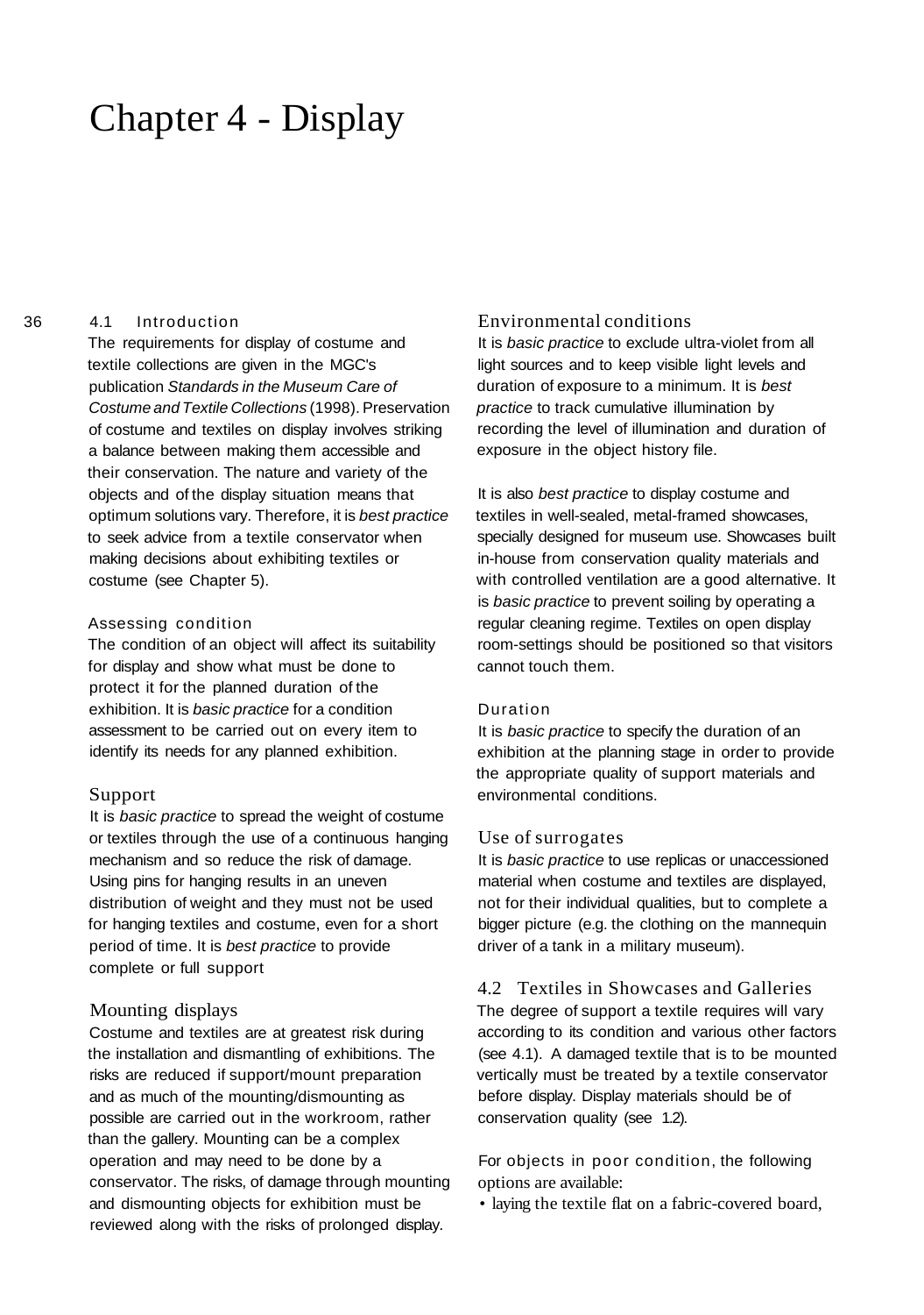# Chapter 4 - Display

## 4.1 Introduction

The requirements for display of costume and textile collections are given in the MGC's publication *Standards in the Museum Care of Costume and Textile Collections* (1998). Preservation of costume and textiles on display involves striking a balance between making them accessible and their conservation. The nature and variety of the objects and of the display situation means that optimum solutions vary. Therefore, it is *best practice* to seek advice from a textile conservator when making decisions about exhibiting textiles or costume (see Chapter 5).

### Assessing condition

The condition of an object will affect its suitability for display and show what must be done to protect it for the planned duration of the exhibition. It is *basic practice* for a condition assessment to be carried out on every item to identify its needs for any planned exhibition.

### Support

It is *basic practice* to spread the weight of costume or textiles through the use of a continuous hanging mechanism and so reduce the risk of damage. Using pins for hanging results in an uneven distribution of weight and they must not be used for hanging textiles and costume, even for a short period of time. It is *best practice* to provide complete or full support

### Mounting displays

Costume and textiles are at greatest risk during the installation and dismantling of exhibitions. The risks are reduced if support/mount preparation and as much of the mounting/dismounting as possible are carried out in the workroom, rather than the gallery. Mounting can be a complex operation and may need to be done by a conservator. The risks, of damage through mounting and dismounting objects for exhibition must be reviewed along with the risks of prolonged display.

### Environmental conditions

It is *basic practice* to exclude ultra-violet from all light sources and to keep visible light levels and duration of exposure to a minimum. It is *best practice* to track cumulative illumination by recording the level of illumination and duration of exposure in the object history file.

It is also *best practice* to display costume and textiles in well-sealed, metal-framed showcases, specially designed for museum use. Showcases built in-house from conservation quality materials and with controlled ventilation are a good alternative. It is *basic practice* to prevent soiling by operating a regular cleaning regime. Textiles on open display room-settings should be positioned so that visitors cannot touch them.

### Duration

It is *basic practice* to specify the duration of an exhibition at the planning stage in order to provide the appropriate quality of support materials and environmental conditions.

### Use of surrogates

It is *basic practice* to use replicas or unaccessioned material when costume and textiles are displayed, not for their individual qualities, but to complete a bigger picture (e.g. the clothing on the mannequin driver of a tank in a military museum).

## 4.2 Textiles in Showcases and Galleries

The degree of support a textile requires will vary according to its condition and various other factors (see 4.1). A damaged textile that is to be mounted vertically must be treated by a textile conservator before display. Display materials should be of conservation quality (see 1.2).

For objects in poor condition, the following options are available:

- laying the textile flat on a fabric-covered board,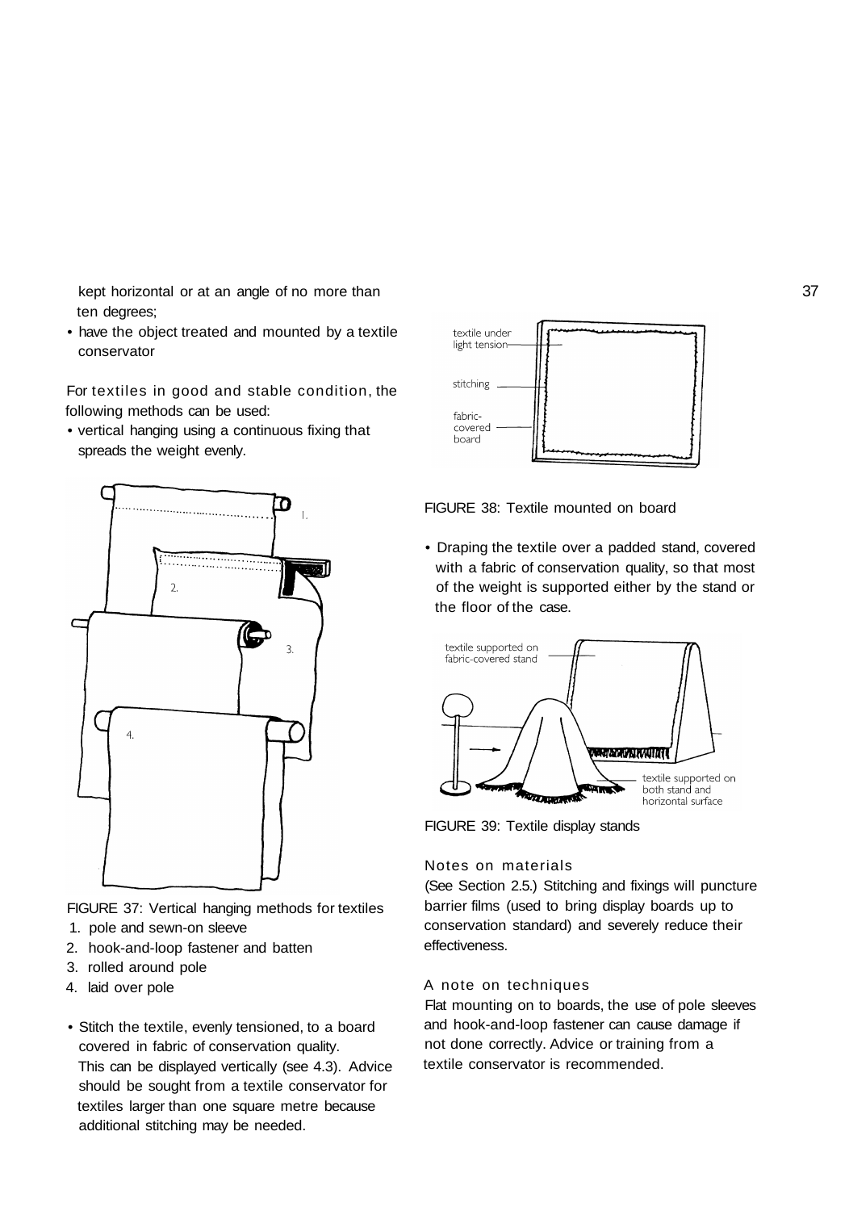kept horizontal or at an angle of no more than ten degrees;
- have the object treated and mounted by a textile conservator

For textiles in good and stable condition, the following methods can be used:
- vertical hanging using a continuous fixing that spreads the weight evenly.

FIGURE 37: Vertical hanging methods for textiles
1. pole and sewn-on sleeve
2. hook-and-loop fastener and batten
3. rolled around pole
4. laid over pole

- Stitch the textile, evenly tensioned, to a board covered in fabric of conservation quality. This can be displayed vertically (see 4.3). Advice should be sought from a textile conservator for textiles larger than one square metre because additional stitching may be needed.

FIGURE 38: Textile mounted on board

- Draping the textile over a padded stand, covered with a fabric of conservation quality, so that most of the weight is supported either by the stand or the floor of the case.

FIGURE 39: Textile display stands

### Notes on materials

(See Section 2.5.) Stitching and fixings will puncture barrier films (used to bring display boards up to conservation standard) and severely reduce their effectiveness.

### A note on techniques

Flat mounting on to boards, the use of pole sleeves and hook-and-loop fastener can cause damage if not done correctly. Advice or training from a textile conservator is recommended.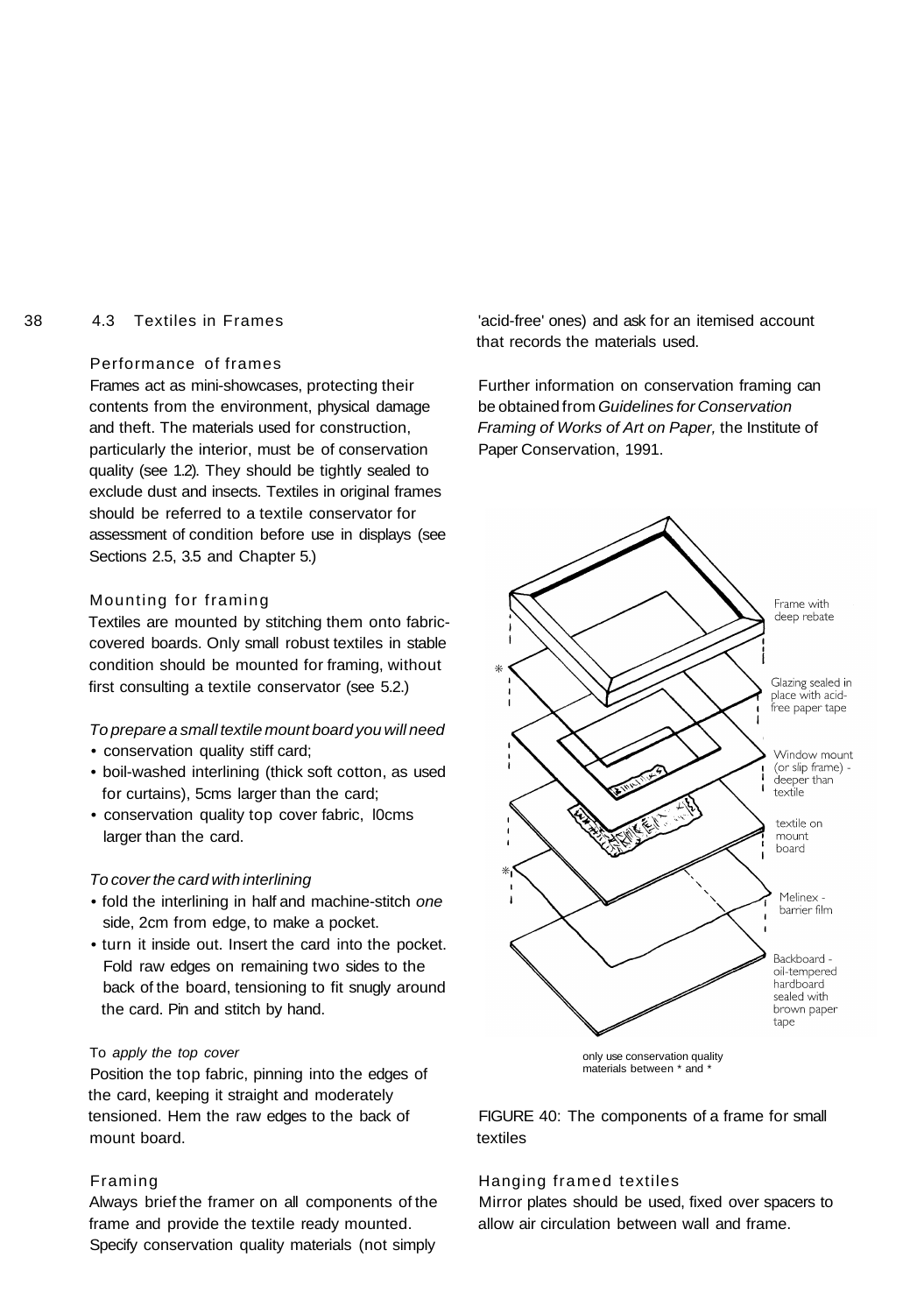## 4.3 Textiles in Frames

### Performance of frames

Frames act as mini-showcases, protecting their contents from the environment, physical damage and theft. The materials used for construction, particularly the interior, must be of conservation quality (see 1.2). They should be tightly sealed to exclude dust and insects. Textiles in original frames should be referred to a textile conservator for assessment of condition before use in displays (see Sections 2.5, 3.5 and Chapter 5.)

### Mounting for framing

Textiles are mounted by stitching them onto fabric-covered boards. Only small robust textiles in stable condition should be mounted for framing, without first consulting a textile conservator (see 5.2.)

*To prepare a small textile mount board you will need*

- conservation quality stiff card;
- boil-washed interlining (thick soft cotton, as used for curtains), 5cms larger than the card;
- conservation quality top cover fabric, 10cms larger than the card.

*To cover the card with interlining*

- fold the interlining in half and machine-stitch *one* side, 2cm from edge, to make a pocket.
- turn it inside out. Insert the card into the pocket. Fold raw edges on remaining two sides to the back of the board, tensioning to fit snugly around the card. Pin and stitch by hand.

To *apply the top cover*

Position the top fabric, pinning into the edges of the card, keeping it straight and moderately tensioned. Hem the raw edges to the back of mount board.

### Framing

Always brief the framer on all components of the frame and provide the textile ready mounted. Specify conservation quality materials (not simply 'acid-free' ones) and ask for an itemised account that records the materials used.

Further information on conservation framing can be obtained from *Guidelines for Conservation Framing of Works of Art on Paper,* the Institute of Paper Conservation, 1991.

Frame with deep rebate

Glazing sealed in place with acid-free paper tape

Window mount (or slip frame) - deeper than textile

textile on mount board

Melinex - barrier film

Backboard - oil-tempered hardboard sealed with brown paper tape

only use conservation quality materials between * and *

FIGURE 40: The components of a frame for small textiles

### Hanging framed textiles

Mirror plates should be used, fixed over spacers to allow air circulation between wall and frame.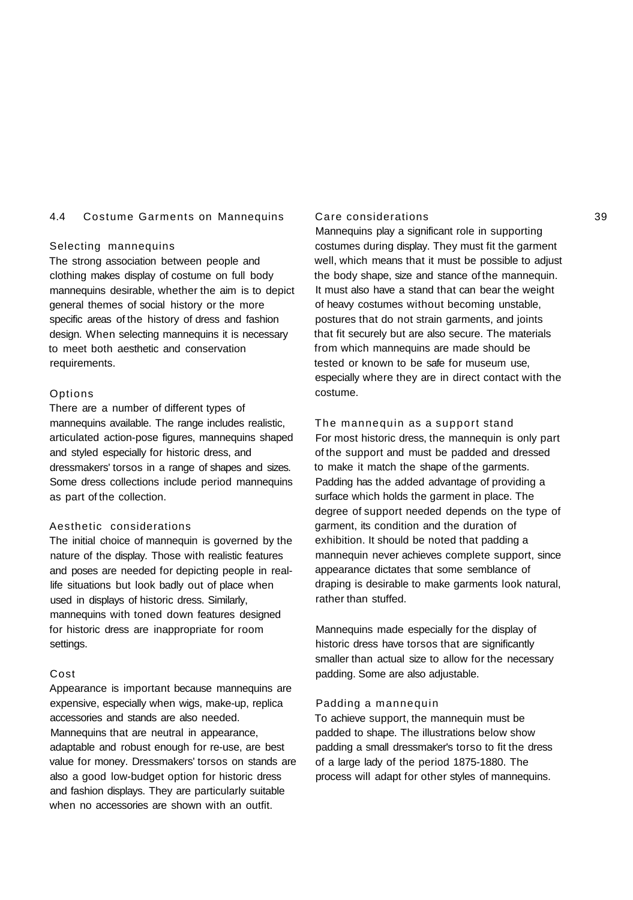## 4.4 Costume Garments on Mannequins

### Selecting mannequins

The strong association between people and clothing makes display of costume on full body mannequins desirable, whether the aim is to depict general themes of social history or the more specific areas of the history of dress and fashion design. When selecting mannequins it is necessary to meet both aesthetic and conservation requirements.

### Options

There are a number of different types of mannequins available. The range includes realistic, articulated action-pose figures, mannequins shaped and styled especially for historic dress, and dressmakers' torsos in a range of shapes and sizes. Some dress collections include period mannequins as part of the collection.

### Aesthetic considerations

The initial choice of mannequin is governed by the nature of the display. Those with realistic features and poses are needed for depicting people in real-life situations but look badly out of place when used in displays of historic dress. Similarly, mannequins with toned down features designed for historic dress are inappropriate for room settings.

### Cost

Appearance is important because mannequins are expensive, especially when wigs, make-up, replica accessories and stands are also needed. Mannequins that are neutral in appearance, adaptable and robust enough for re-use, are best value for money. Dressmakers' torsos on stands are also a good low-budget option for historic dress and fashion displays. They are particularly suitable when no accessories are shown with an outfit.

### Care considerations

Mannequins play a significant role in supporting costumes during display. They must fit the garment well, which means that it must be possible to adjust the body shape, size and stance of the mannequin. It must also have a stand that can bear the weight of heavy costumes without becoming unstable, postures that do not strain garments, and joints that fit securely but are also secure. The materials from which mannequins are made should be tested or known to be safe for museum use, especially where they are in direct contact with the costume.

### The mannequin as a support stand

For most historic dress, the mannequin is only part of the support and must be padded and dressed to make it match the shape of the garments. Padding has the added advantage of providing a surface which holds the garment in place. The degree of support needed depends on the type of garment, its condition and the duration of exhibition. It should be noted that padding a mannequin never achieves complete support, since appearance dictates that some semblance of draping is desirable to make garments look natural, rather than stuffed.

Mannequins made especially for the display of historic dress have torsos that are significantly smaller than actual size to allow for the necessary padding. Some are also adjustable.

### Padding a mannequin

To achieve support, the mannequin must be padded to shape. The illustrations below show padding a small dressmaker's torso to fit the dress of a large lady of the period 1875-1880. The process will adapt for other styles of mannequins.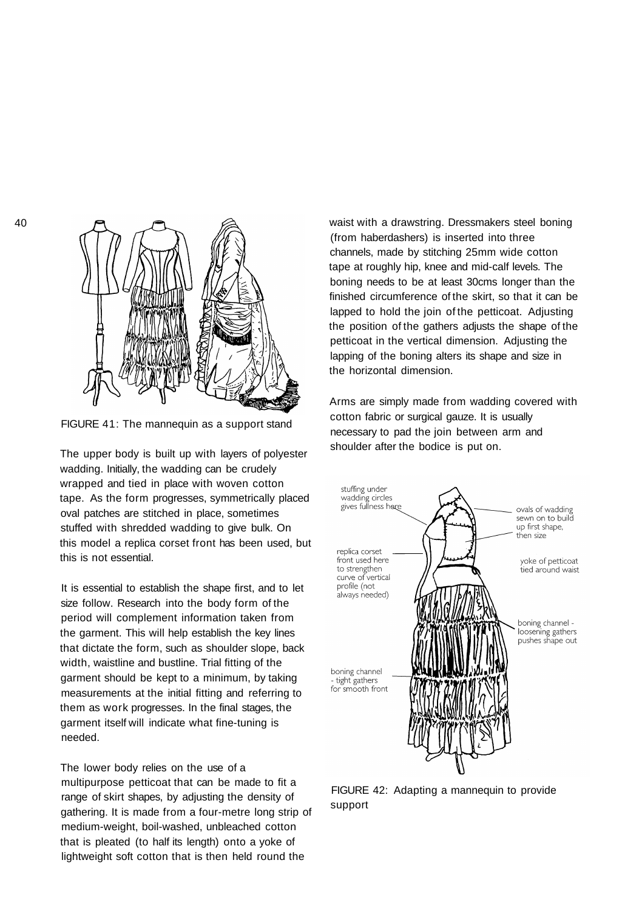FIGURE 41: The mannequin as a support stand

The upper body is built up with layers of polyester wadding. Initially, the wadding can be crudely wrapped and tied in place with woven cotton tape. As the form progresses, symmetrically placed oval patches are stitched in place, sometimes stuffed with shredded wadding to give bulk. On this model a replica corset front has been used, but this is not essential.

It is essential to establish the shape first, and to let size follow. Research into the body form of the period will complement information taken from the garment. This will help establish the key lines that dictate the form, such as shoulder slope, back width, waistline and bustline. Trial fitting of the garment should be kept to a minimum, by taking measurements at the initial fitting and referring to them as work progresses. In the final stages, the garment itself will indicate what fine-tuning is needed.

The lower body relies on the use of a multipurpose petticoat that can be made to fit a range of skirt shapes, by adjusting the density of gathering. It is made from a four-metre long strip of medium-weight, boil-washed, unbleached cotton that is pleated (to half its length) onto a yoke of lightweight soft cotton that is then held round the waist with a drawstring. Dressmakers steel boning (from haberdashers) is inserted into three channels, made by stitching 25mm wide cotton tape at roughly hip, knee and mid-calf levels. The boning needs to be at least 30cms longer than the finished circumference of the skirt, so that it can be lapped to hold the join of the petticoat. Adjusting the position of the gathers adjusts the shape of the petticoat in the vertical dimension. Adjusting the lapping of the boning alters its shape and size in the horizontal dimension.

Arms are simply made from wadding covered with cotton fabric or surgical gauze. It is usually necessary to pad the join between arm and shoulder after the bodice is put on.

stuffing under wadding circles gives fullness here

ovals of wadding sewn on to build up first shape, then size

replica corset front used here to strengthen curve of vertical profile (not always needed)

yoke of petticoat tied around waist

boning channel - loosening gathers pushes shape out

boning channel - tight gathers for smooth front

FIGURE 42: Adapting a mannequin to provide support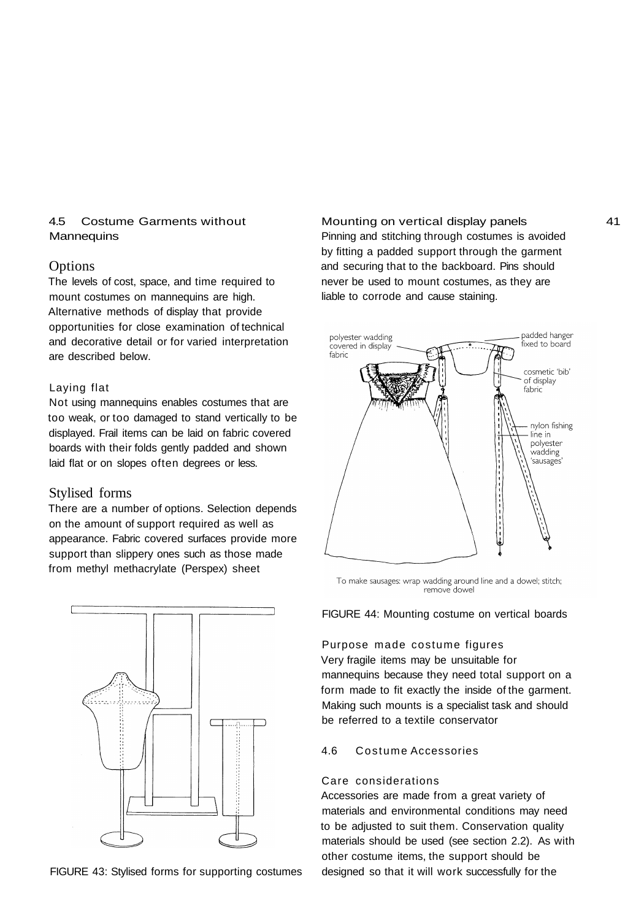## 4.5 Costume Garments without Mannequins

### Options

The levels of cost, space, and time required to mount costumes on mannequins are high. Alternative methods of display that provide opportunities for close examination of technical and decorative detail or for varied interpretation are described below.

#### Laying flat

Not using mannequins enables costumes that are too weak, or too damaged to stand vertically to be displayed. Frail items can be laid on fabric covered boards with their folds gently padded and shown laid flat or on slopes often degrees or less.

### Stylised forms

There are a number of options. Selection depends on the amount of support required as well as appearance. Fabric covered surfaces provide more support than slippery ones such as those made from methyl methacrylate (Perspex) sheet

FIGURE 43: Stylised forms for supporting costumes

#### Mounting on vertical display panels

Pinning and stitching through costumes is avoided by fitting a padded support through the garment and securing that to the backboard. Pins should never be used to mount costumes, as they are liable to corrode and cause staining.

polyester wadding covered in display fabric

padded hanger fixed to board

cosmetic 'bib' of display fabric

nylon fishing line in polyester wadding 'sausages'

To make sausages: wrap wadding around line and a dowel; stitch; remove dowel

FIGURE 44: Mounting costume on vertical boards

#### Purpose made costume figures

Very fragile items may be unsuitable for mannequins because they need total support on a form made to fit exactly the inside of the garment. Making such mounts is a specialist task and should be referred to a textile conservator

## 4.6 Costume Accessories

#### Care considerations

Accessories are made from a great variety of materials and environmental conditions may need to be adjusted to suit them. Conservation quality materials should be used (see section 2.2). As with other costume items, the support should be designed so that it will work successfully for the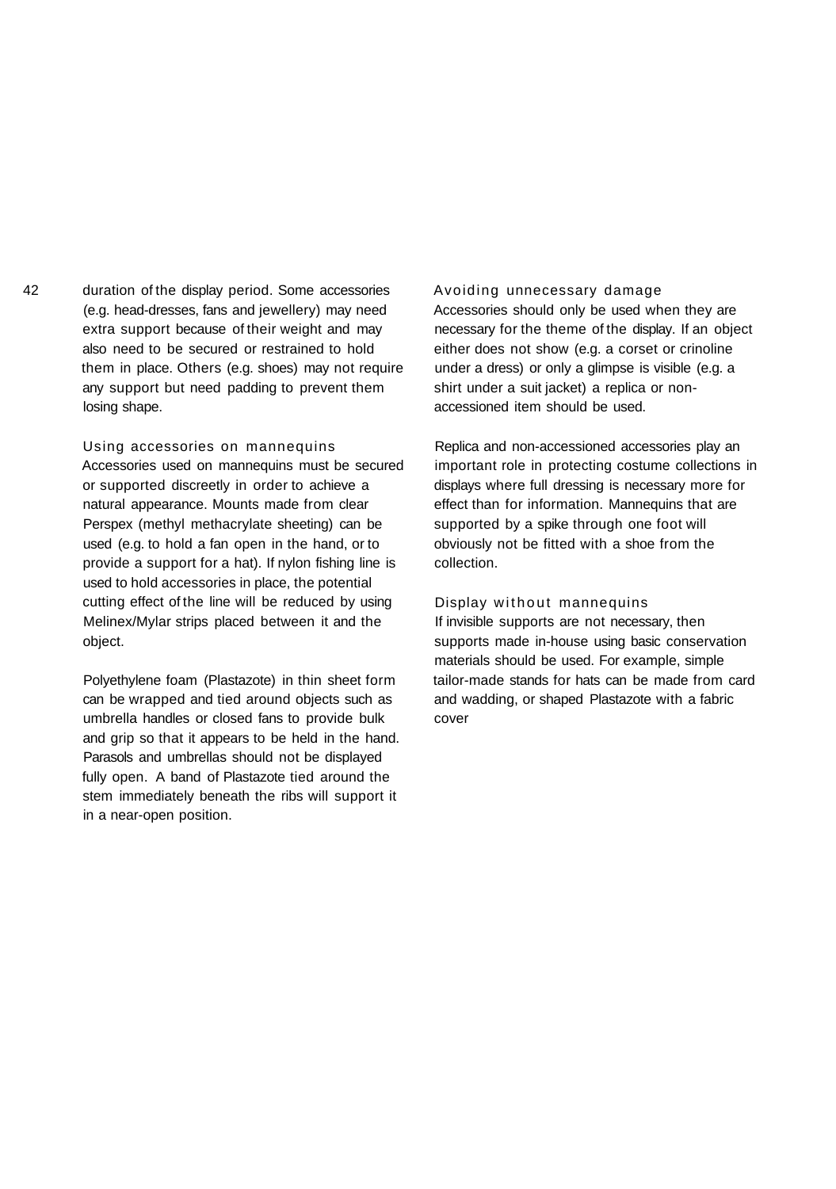duration of the display period. Some accessories (e.g. head-dresses, fans and jewellery) may need extra support because of their weight and may also need to be secured or restrained to hold them in place. Others (e.g. shoes) may not require any support but need padding to prevent them losing shape.

### Using accessories on mannequins

Accessories used on mannequins must be secured or supported discreetly in order to achieve a natural appearance. Mounts made from clear Perspex (methyl methacrylate sheeting) can be used (e.g. to hold a fan open in the hand, or to provide a support for a hat). If nylon fishing line is used to hold accessories in place, the potential cutting effect of the line will be reduced by using Melinex/Mylar strips placed between it and the object.

Polyethylene foam (Plastazote) in thin sheet form can be wrapped and tied around objects such as umbrella handles or closed fans to provide bulk and grip so that it appears to be held in the hand. Parasols and umbrellas should not be displayed fully open. A band of Plastazote tied around the stem immediately beneath the ribs will support it in a near-open position.

### Avoiding unnecessary damage

Accessories should only be used when they are necessary for the theme of the display. If an object either does not show (e.g. a corset or crinoline under a dress) or only a glimpse is visible (e.g. a shirt under a suit jacket) a replica or non-accessioned item should be used.

Replica and non-accessioned accessories play an important role in protecting costume collections in displays where full dressing is necessary more for effect than for information. Mannequins that are supported by a spike through one foot will obviously not be fitted with a shoe from the collection.

### Display without mannequins

If invisible supports are not necessary, then supports made in-house using basic conservation materials should be used. For example, simple tailor-made stands for hats can be made from card and wadding, or shaped Plastazote with a fabric cover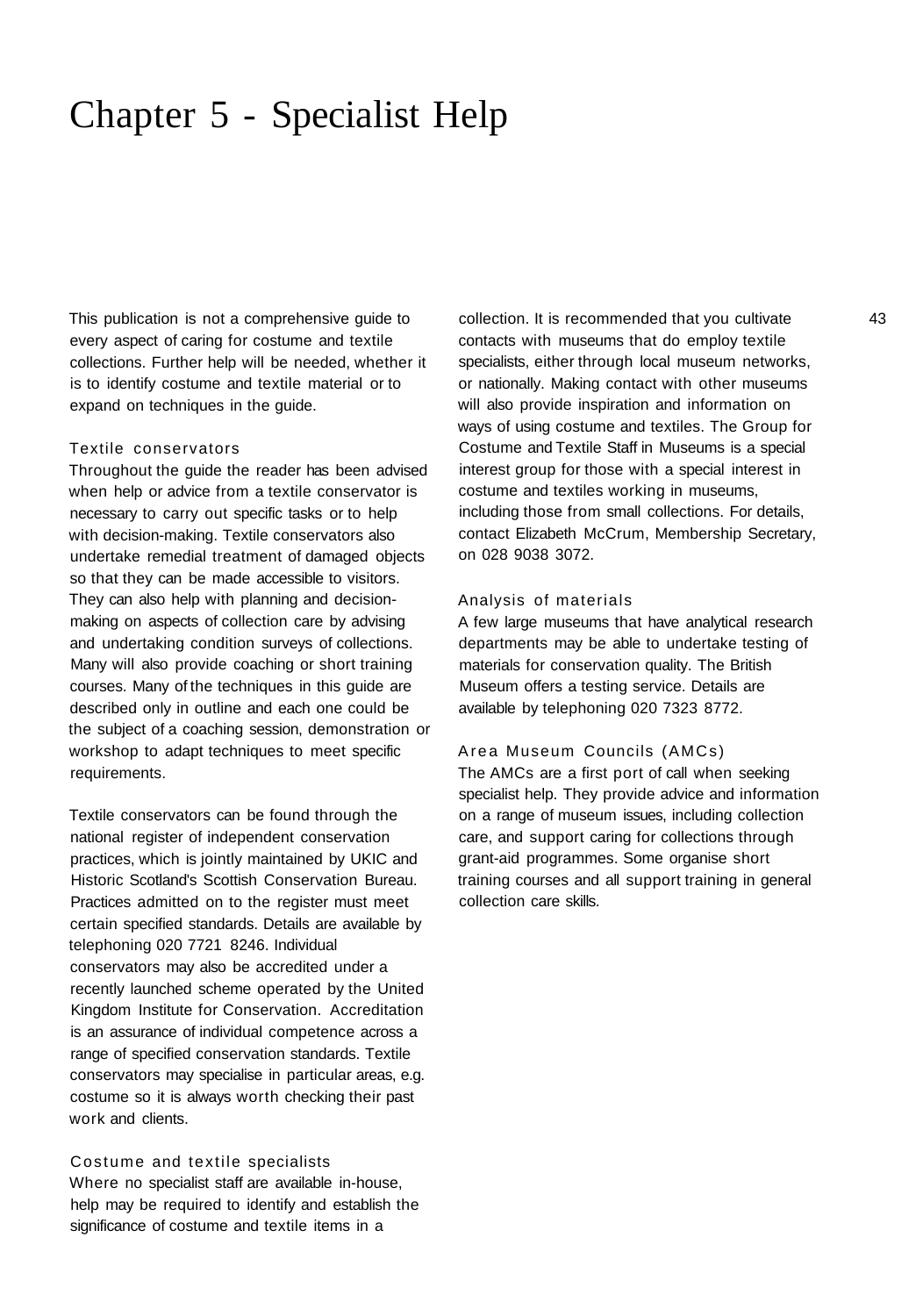# Chapter 5 - Specialist Help

This publication is not a comprehensive guide to every aspect of caring for costume and textile collections. Further help will be needed, whether it is to identify costume and textile material or to expand on techniques in the guide.

### Textile conservators

Throughout the guide the reader has been advised when help or advice from a textile conservator is necessary to carry out specific tasks or to help with decision-making. Textile conservators also undertake remedial treatment of damaged objects so that they can be made accessible to visitors. They can also help with planning and decision-making on aspects of collection care by advising and undertaking condition surveys of collections. Many will also provide coaching or short training courses. Many of the techniques in this guide are described only in outline and each one could be the subject of a coaching session, demonstration or workshop to adapt techniques to meet specific requirements.

Textile conservators can be found through the national register of independent conservation practices, which is jointly maintained by UKIC and Historic Scotland's Scottish Conservation Bureau. Practices admitted on to the register must meet certain specified standards. Details are available by telephoning 020 7721 8246. Individual conservators may also be accredited under a recently launched scheme operated by the United Kingdom Institute for Conservation. Accreditation is an assurance of individual competence across a range of specified conservation standards. Textile conservators may specialise in particular areas, e.g. costume so it is always worth checking their past work and clients.

### Costume and textile specialists

Where no specialist staff are available in-house, help may be required to identify and establish the significance of costume and textile items in a collection. It is recommended that you cultivate contacts with museums that do employ textile specialists, either through local museum networks, or nationally. Making contact with other museums will also provide inspiration and information on ways of using costume and textiles. The Group for Costume and Textile Staff in Museums is a special interest group for those with a special interest in costume and textiles working in museums, including those from small collections. For details, contact Elizabeth McCrum, Membership Secretary, on 028 9038 3072.

### Analysis of materials

A few large museums that have analytical research departments may be able to undertake testing of materials for conservation quality. The British Museum offers a testing service. Details are available by telephoning 020 7323 8772.

### Area Museum Councils (AMCs)

The AMCs are a first port of call when seeking specialist help. They provide advice and information on a range of museum issues, including collection care, and support caring for collections through grant-aid programmes. Some organise short training courses and all support training in general collection care skills.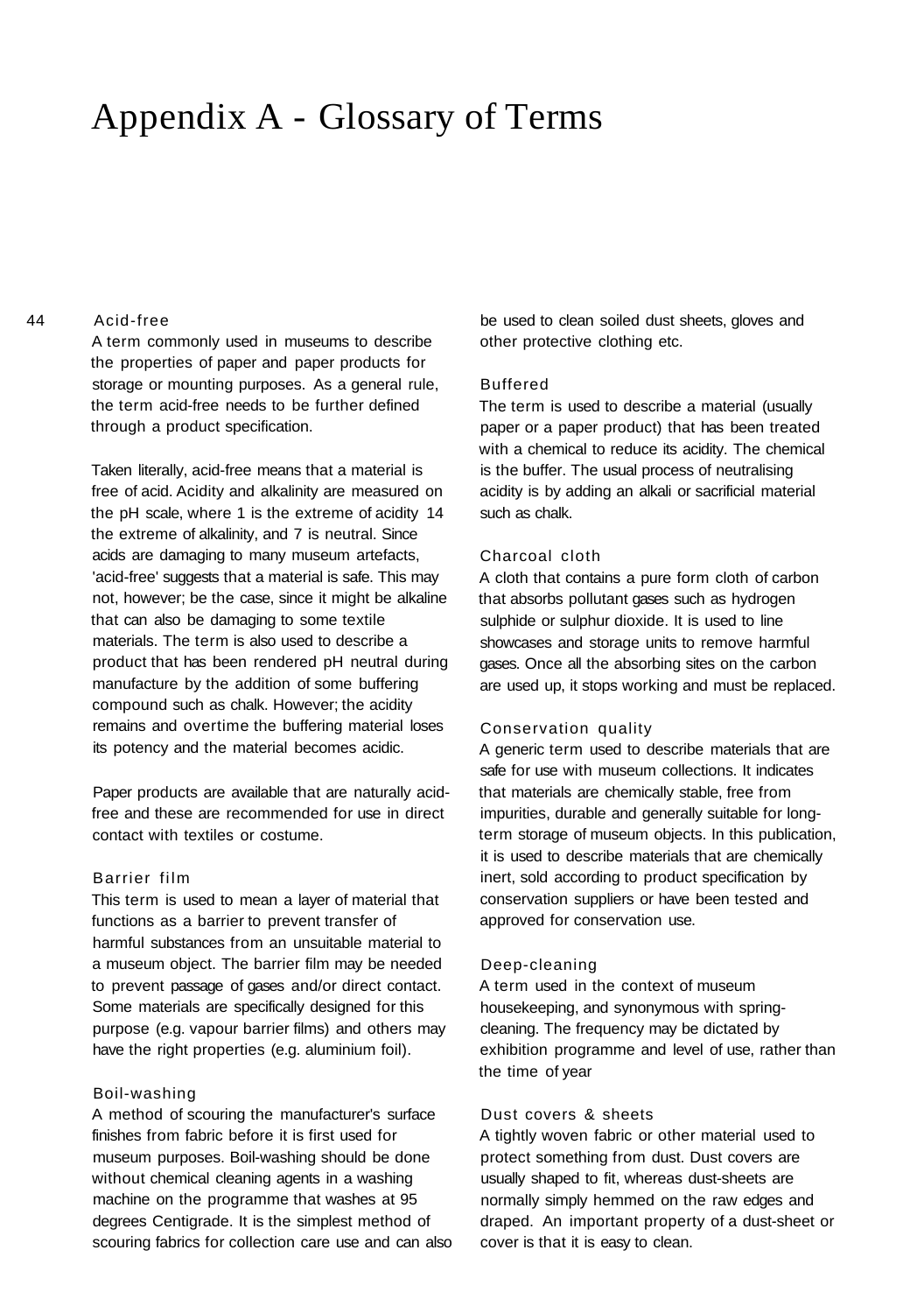# Appendix A - Glossary of Terms

### Acid-free

A term commonly used in museums to describe the properties of paper and paper products for storage or mounting purposes. As a general rule, the term acid-free needs to be further defined through a product specification.

Taken literally, acid-free means that a material is free of acid. Acidity and alkalinity are measured on the pH scale, where 1 is the extreme of acidity 14 the extreme of alkalinity, and 7 is neutral. Since acids are damaging to many museum artefacts, 'acid-free' suggests that a material is safe. This may not, however; be the case, since it might be alkaline that can also be damaging to some textile materials. The term is also used to describe a product that has been rendered pH neutral during manufacture by the addition of some buffering compound such as chalk. However; the acidity remains and overtime the buffering material loses its potency and the material becomes acidic.

Paper products are available that are naturally acid-free and these are recommended for use in direct contact with textiles or costume.

### Barrier film

This term is used to mean a layer of material that functions as a barrier to prevent transfer of harmful substances from an unsuitable material to a museum object. The barrier film may be needed to prevent passage of gases and/or direct contact. Some materials are specifically designed for this purpose (e.g. vapour barrier films) and others may have the right properties (e.g. aluminium foil).

### Boil-washing

A method of scouring the manufacturer's surface finishes from fabric before it is first used for museum purposes. Boil-washing should be done without chemical cleaning agents in a washing machine on the programme that washes at 95 degrees Centigrade. It is the simplest method of scouring fabrics for collection care use and can also be used to clean soiled dust sheets, gloves and other protective clothing etc.

### Buffered

The term is used to describe a material (usually paper or a paper product) that has been treated with a chemical to reduce its acidity. The chemical is the buffer. The usual process of neutralising acidity is by adding an alkali or sacrificial material such as chalk.

### Charcoal cloth

A cloth that contains a pure form cloth of carbon that absorbs pollutant gases such as hydrogen sulphide or sulphur dioxide. It is used to line showcases and storage units to remove harmful gases. Once all the absorbing sites on the carbon are used up, it stops working and must be replaced.

### Conservation quality

A generic term used to describe materials that are safe for use with museum collections. It indicates that materials are chemically stable, free from impurities, durable and generally suitable for long-term storage of museum objects. In this publication, it is used to describe materials that are chemically inert, sold according to product specification by conservation suppliers or have been tested and approved for conservation use.

### Deep-cleaning

A term used in the context of museum housekeeping, and synonymous with spring-cleaning. The frequency may be dictated by exhibition programme and level of use, rather than the time of year

### Dust covers & sheets

A tightly woven fabric or other material used to protect something from dust. Dust covers are usually shaped to fit, whereas dust-sheets are normally simply hemmed on the raw edges and draped. An important property of a dust-sheet or cover is that it is easy to clean.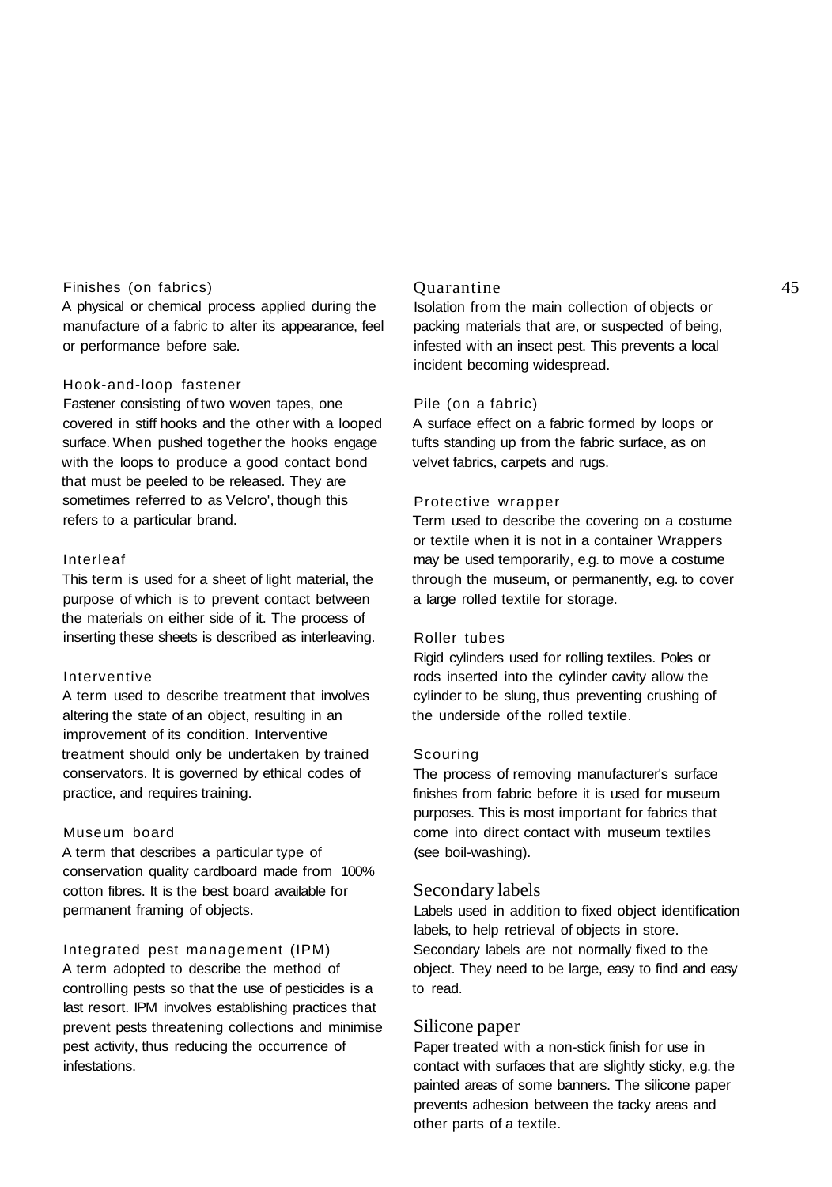### Finishes (on fabrics)

A physical or chemical process applied during the manufacture of a fabric to alter its appearance, feel or performance before sale.

### Hook-and-loop fastener

Fastener consisting of two woven tapes, one covered in stiff hooks and the other with a looped surface. When pushed together the hooks engage with the loops to produce a good contact bond that must be peeled to be released. They are sometimes referred to as Velcro', though this refers to a particular brand.

### Interleaf

This term is used for a sheet of light material, the purpose of which is to prevent contact between the materials on either side of it. The process of inserting these sheets is described as interleaving.

### Interventive

A term used to describe treatment that involves altering the state of an object, resulting in an improvement of its condition. Interventive treatment should only be undertaken by trained conservators. It is governed by ethical codes of practice, and requires training.

### Museum board

A term that describes a particular type of conservation quality cardboard made from 100% cotton fibres. It is the best board available for permanent framing of objects.

### Integrated pest management (IPM)

A term adopted to describe the method of controlling pests so that the use of pesticides is a last resort. IPM involves establishing practices that prevent pests threatening collections and minimise pest activity, thus reducing the occurrence of infestations.

### Quarantine

Isolation from the main collection of objects or packing materials that are, or suspected of being, infested with an insect pest. This prevents a local incident becoming widespread.

### Pile (on a fabric)

A surface effect on a fabric formed by loops or tufts standing up from the fabric surface, as on velvet fabrics, carpets and rugs.

### Protective wrapper

Term used to describe the covering on a costume or textile when it is not in a container Wrappers may be used temporarily, e.g. to move a costume through the museum, or permanently, e.g. to cover a large rolled textile for storage.

### Roller tubes

Rigid cylinders used for rolling textiles. Poles or rods inserted into the cylinder cavity allow the cylinder to be slung, thus preventing crushing of the underside of the rolled textile.

### Scouring

The process of removing manufacturer's surface finishes from fabric before it is used for museum purposes. This is most important for fabrics that come into direct contact with museum textiles (see boil-washing).

### Secondary labels

Labels used in addition to fixed object identification labels, to help retrieval of objects in store. Secondary labels are not normally fixed to the object. They need to be large, easy to find and easy to read.

### Silicone paper

Paper treated with a non-stick finish for use in contact with surfaces that are slightly sticky, e.g. the painted areas of some banners. The silicone paper prevents adhesion between the tacky areas and other parts of a textile.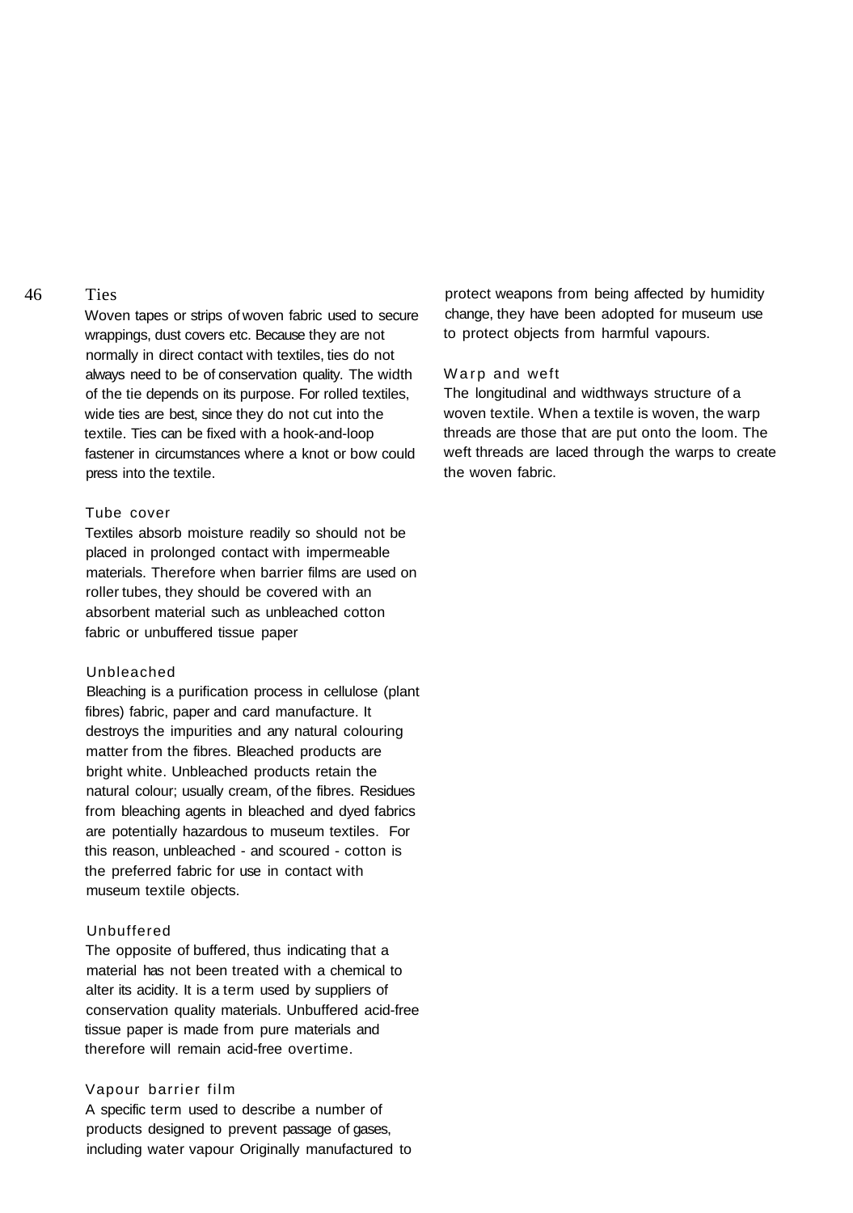### Ties

Woven tapes or strips of woven fabric used to secure wrappings, dust covers etc. Because they are not normally in direct contact with textiles, ties do not always need to be of conservation quality. The width of the tie depends on its purpose. For rolled textiles, wide ties are best, since they do not cut into the textile. Ties can be fixed with a hook-and-loop fastener in circumstances where a knot or bow could press into the textile.

### Tube cover

Textiles absorb moisture readily so should not be placed in prolonged contact with impermeable materials. Therefore when barrier films are used on roller tubes, they should be covered with an absorbent material such as unbleached cotton fabric or unbuffered tissue paper

### Unbleached

Bleaching is a purification process in cellulose (plant fibres) fabric, paper and card manufacture. It destroys the impurities and any natural colouring matter from the fibres. Bleached products are bright white. Unbleached products retain the natural colour; usually cream, of the fibres. Residues from bleaching agents in bleached and dyed fabrics are potentially hazardous to museum textiles. For this reason, unbleached - and scoured - cotton is the preferred fabric for use in contact with museum textile objects.

### Unbuffered

The opposite of buffered, thus indicating that a material has not been treated with a chemical to alter its acidity. It is a term used by suppliers of conservation quality materials. Unbuffered acid-free tissue paper is made from pure materials and therefore will remain acid-free overtime.

### Vapour barrier film

A specific term used to describe a number of products designed to prevent passage of gases, including water vapour Originally manufactured to protect weapons from being affected by humidity change, they have been adopted for museum use to protect objects from harmful vapours.

### Warp and weft

The longitudinal and widthways structure of a woven textile. When a textile is woven, the warp threads are those that are put onto the loom. The weft threads are laced through the warps to create the woven fabric.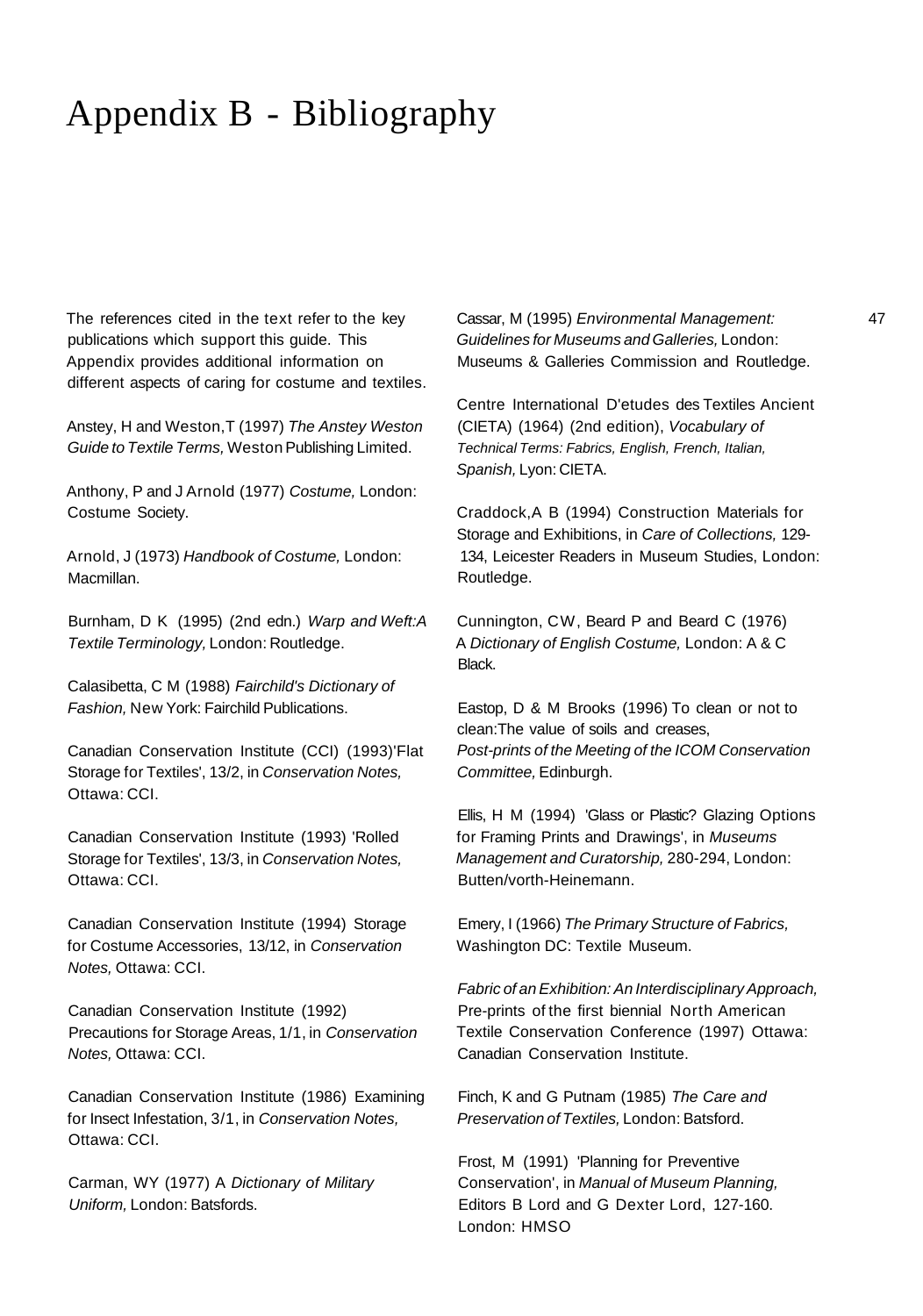# Appendix B - Bibliography

The references cited in the text refer to the key publications which support this guide. This Appendix provides additional information on different aspects of caring for costume and textiles.

Anstey, H and Weston,T (1997) *The Anstey Weston Guide to Textile Terms,* Weston Publishing Limited.

Anthony, P and J Arnold (1977) *Costume,* London: Costume Society.

Arnold, J (1973) *Handbook of Costume,* London: Macmillan.

Burnham, D K (1995) (2nd edn.) *Warp and Weft:A Textile Terminology,* London: Routledge.

Calasibetta, C M (1988) *Fairchild's Dictionary of Fashion,* New York: Fairchild Publications.

Canadian Conservation Institute (CCI) (1993)'Flat Storage for Textiles', 13/2, in *Conservation Notes,* Ottawa: CCI.

Canadian Conservation Institute (1993) 'Rolled Storage for Textiles', 13/3, in *Conservation Notes,* Ottawa: CCI.

Canadian Conservation Institute (1994) Storage for Costume Accessories, 13/12, in *Conservation Notes,* Ottawa: CCI.

Canadian Conservation Institute (1992) Precautions for Storage Areas, 1/1, in *Conservation Notes,* Ottawa: CCI.

Canadian Conservation Institute (1986) Examining for Insect Infestation, 3/1, in *Conservation Notes,* Ottawa: CCI.

Carman, WY (1977) A *Dictionary of Military Uniform,* London: Batsfords.

Cassar, M (1995) *Environmental Management: Guidelines for Museums and Galleries,* London: Museums & Galleries Commission and Routledge.

Centre International D'etudes des Textiles Ancient (CIETA) (1964) (2nd edition), *Vocabulary of Technical Terms: Fabrics, English, French, Italian, Spanish,* Lyon: CIETA.

Craddock,A B (1994) Construction Materials for Storage and Exhibitions, in *Care of Collections,* 129-134, Leicester Readers in Museum Studies, London: Routledge.

Cunnington, CW, Beard P and Beard C (1976) A *Dictionary of English Costume,* London: A & C Black.

Eastop, D & M Brooks (1996) To clean or not to clean:The value of soils and creases, *Post-prints of the Meeting of the ICOM Conservation Committee,* Edinburgh.

Ellis, H M (1994) 'Glass or Plastic? Glazing Options for Framing Prints and Drawings', in *Museums Management and Curatorship,* 280-294, London: Butten/vorth-Heinemann.

Emery, I (1966) *The Primary Structure of Fabrics,* Washington DC: Textile Museum.

*Fabric of an Exhibition: An Interdisciplinary Approach,* Pre-prints of the first biennial North American Textile Conservation Conference (1997) Ottawa: Canadian Conservation Institute.

Finch, K and G Putnam (1985) *The Care and Preservation of Textiles,* London: Batsford.

Frost, M (1991) 'Planning for Preventive Conservation', in *Manual of Museum Planning,* Editors B Lord and G Dexter Lord, 127-160. London: HMSO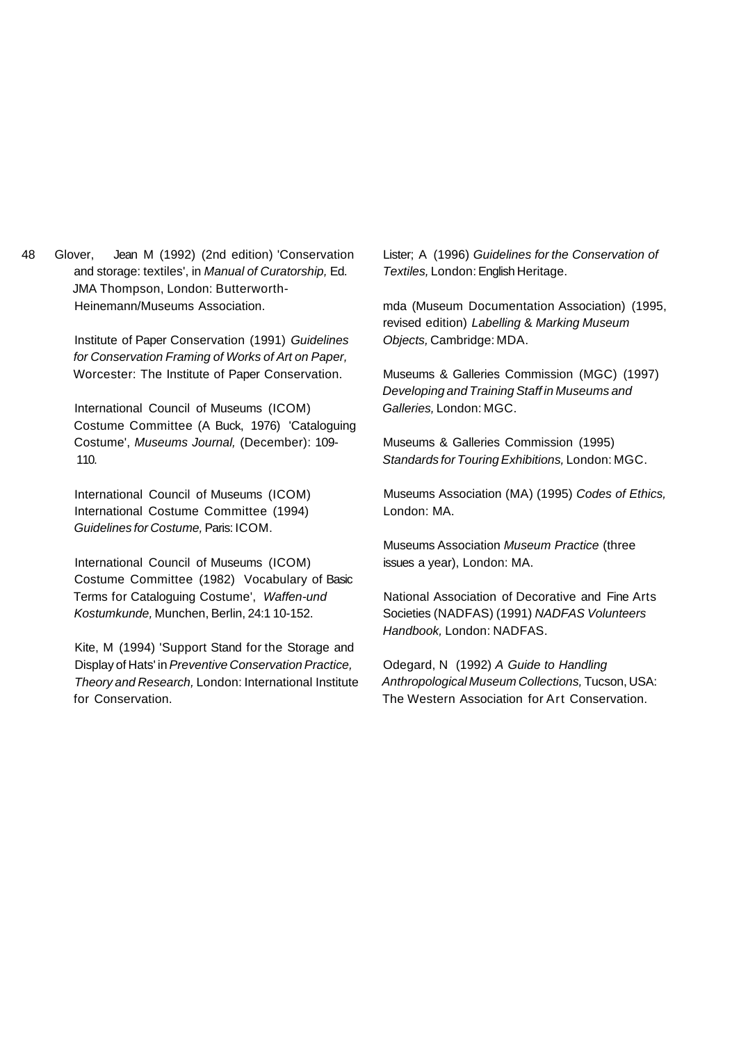Glover, Jean M (1992) (2nd edition) 'Conservation and storage: textiles', in *Manual of Curatorship,* Ed. JMA Thompson, London: Butterworth-Heinemann/Museums Association.

Institute of Paper Conservation (1991) *Guidelines for Conservation Framing of Works of Art on Paper,* Worcester: The Institute of Paper Conservation.

International Council of Museums (ICOM) Costume Committee (A Buck, 1976) 'Cataloguing Costume', *Museums Journal,* (December): 109-110.

International Council of Museums (ICOM) International Costume Committee (1994) *Guidelines for Costume,* Paris: ICOM.

International Council of Museums (ICOM) Costume Committee (1982) Vocabulary of Basic Terms for Cataloguing Costume', *Waffen-und Kostumkunde,* Munchen, Berlin, 24:1 10-152.

Kite, M (1994) 'Support Stand for the Storage and Display of Hats' in *Preventive Conservation Practice, Theory and Research,* London: International Institute for Conservation.

Lister; A (1996) *Guidelines for the Conservation of Textiles,* London: English Heritage.

mda (Museum Documentation Association) (1995, revised edition) *Labelling & Marking Museum Objects,* Cambridge: MDA.

Museums & Galleries Commission (MGC) (1997) *Developing and Training Staff in Museums and Galleries,* London: MGC.

Museums & Galleries Commission (1995) *Standards for Touring Exhibitions,* London: MGC.

Museums Association (MA) (1995) *Codes of Ethics,* London: MA.

Museums Association *Museum Practice* (three issues a year), London: MA.

National Association of Decorative and Fine Arts Societies (NADFAS) (1991) *NADFAS Volunteers Handbook,* London: NADFAS.

Odegard, N (1992) *A Guide to Handling Anthropological Museum Collections,* Tucson, USA: The Western Association for Art Conservation.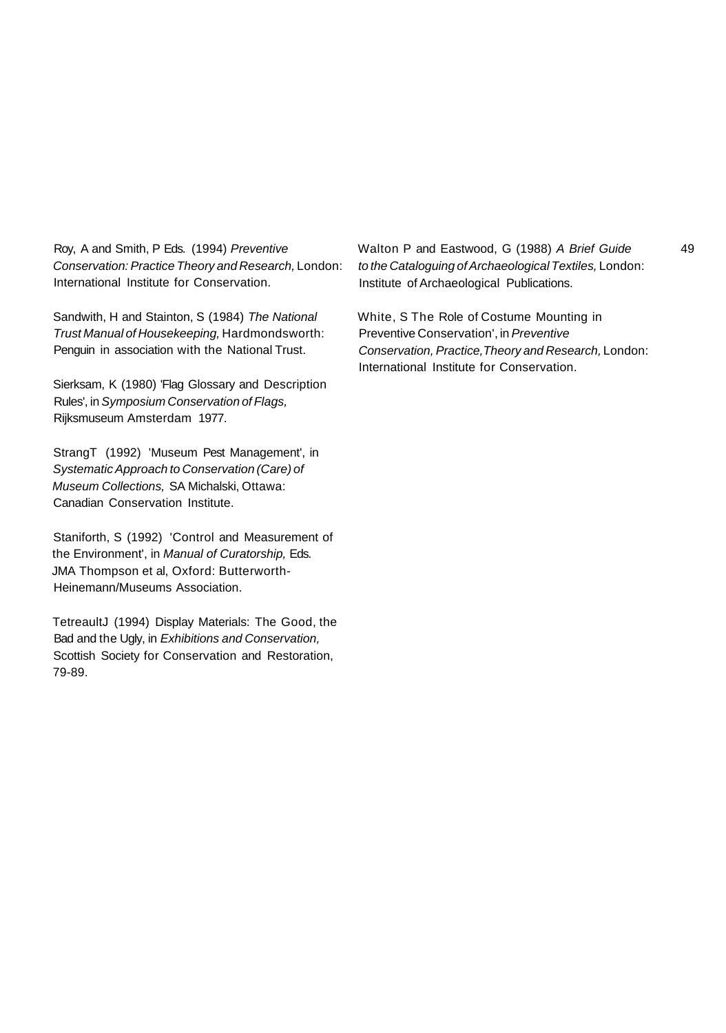Roy, A and Smith, P Eds. (1994) *Preventive Conservation: Practice Theory and Research,* London: International Institute for Conservation.

Sandwith, H and Stainton, S (1984) *The National Trust Manual of Housekeeping,* Hardmondsworth: Penguin in association with the National Trust.

Sierksam, K (1980) 'Flag Glossary and Description Rules', in *Symposium Conservation of Flags,* Rijksmuseum Amsterdam 1977.

StrangT (1992) 'Museum Pest Management', in *Systematic Approach to Conservation (Care) of Museum Collections,* SA Michalski, Ottawa: Canadian Conservation Institute.

Staniforth, S (1992) 'Control and Measurement of the Environment', in *Manual of Curatorship,* Eds. JMA Thompson et al, Oxford: Butterworth-Heinemann/Museums Association.

TetreaultJ (1994) Display Materials: The Good, the Bad and the Ugly, in *Exhibitions and Conservation,* Scottish Society for Conservation and Restoration, 79-89.

Walton P and Eastwood, G (1988) *A Brief Guide to the Cataloguing of Archaeological Textiles,* London: Institute of Archaeological Publications.

White, S The Role of Costume Mounting in Preventive Conservation', in *Preventive Conservation, Practice,Theory and Research,* London: International Institute for Conservation.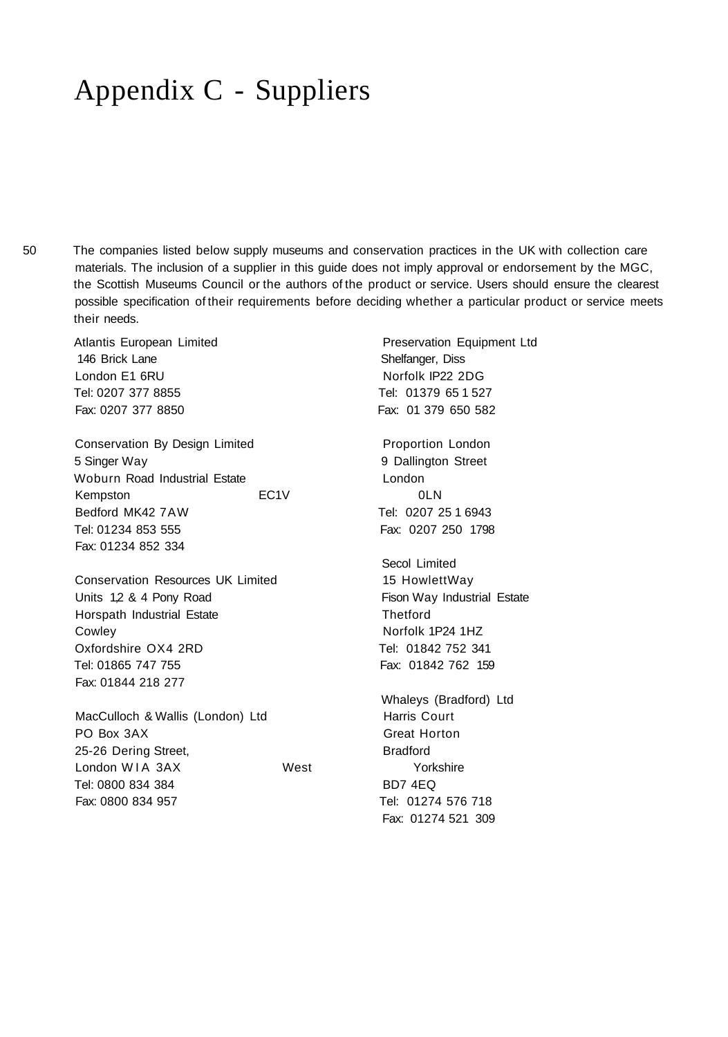# Appendix C - Suppliers

The companies listed below supply museums and conservation practices in the UK with collection care materials. The inclusion of a supplier in this guide does not imply approval or endorsement by the MGC, the Scottish Museums Council or the authors of the product or service. Users should ensure the clearest possible specification of their requirements before deciding whether a particular product or service meets their needs.

Atlantis European Limited
146 Brick Lane
London E1 6RU
Tel: 0207 377 8855
Fax: 0207 377 8850

Conservation By Design Limited
5 Singer Way
Woburn Road Industrial Estate
Kempston
Bedford MK42 7AW
Tel: 01234 853 555
Fax: 01234 852 334

Conservation Resources UK Limited
Units 1,2 & 4 Pony Road
Horspath Industrial Estate
Cowley
Oxfordshire OX4 2RD
Tel: 01865 747 755
Fax: 01844 218 277

MacCulloch & Wallis (London) Ltd
PO Box 3AX
25-26 Dering Street,
London W1A 3AX
Tel: 0800 834 384
Fax: 0800 834 957

Preservation Equipment Ltd
Shelfanger, Diss
Norfolk IP22 2DG
Tel: 01379 65 1 527
Fax: 01 379 650 582

Proportion London
9 Dallington Street
London
EC1V 0LN
Tel: 0207 25 1 6943
Fax: 0207 250 1798

Secol Limited
15 HowlettWay
Fison Way Industrial Estate
Thetford
Norfolk 1P24 1HZ
Tel: 01842 752 341
Fax: 01842 762 159

Whaleys (Bradford) Ltd
Harris Court
Great Horton
Bradford
West Yorkshire
BD7 4EQ
Tel: 01274 576 718
Fax: 01274 521 309